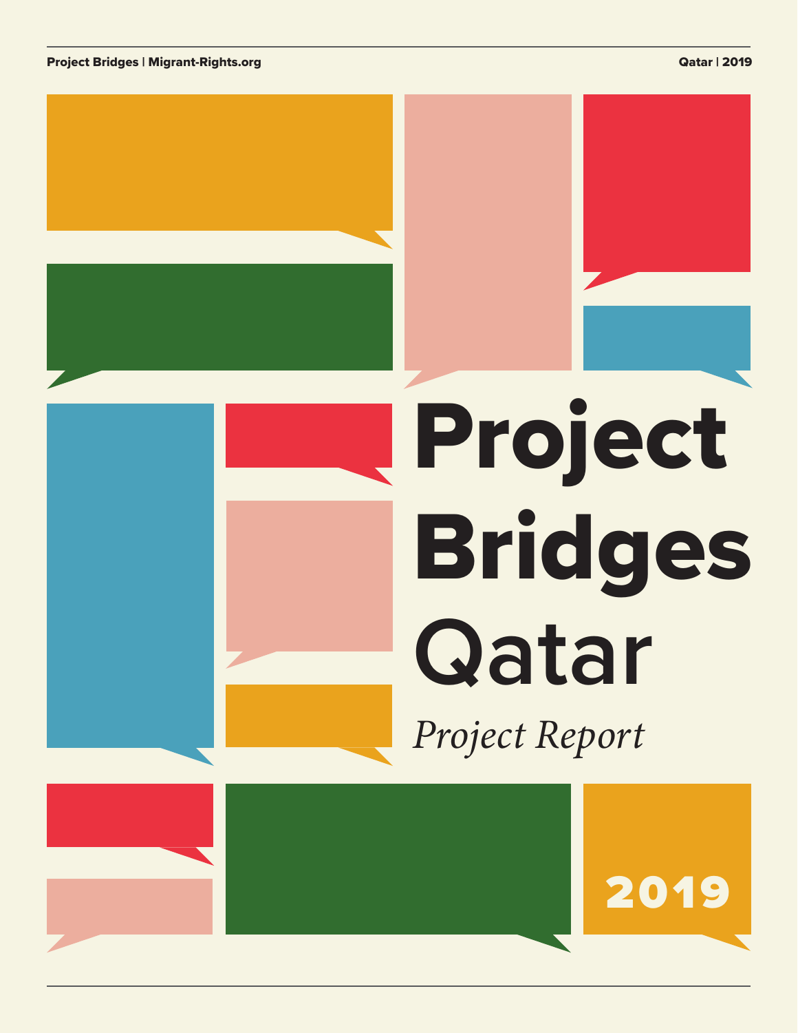# Project Bridges Qatar

*Project Report*

2019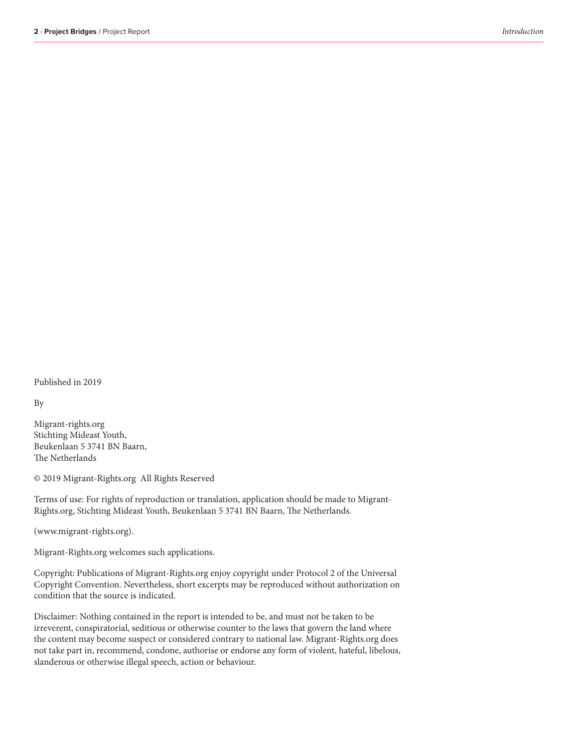Published in 2019

By

Migrant-rights.org
Stichting Mideast Youth,
Beukenlaan 5 3741 BN Baarn,
The Netherlands

© 2019 Migrant-Rights.org All Rights Reserved

Terms of use: For rights of reproduction or translation, application should be made to Migrant-Rights.org, Stichting Mideast Youth, Beukenlaan 5 3741 BN Baarn, The Netherlands.

(www.migrant-rights.org).

Migrant-Rights.org welcomes such applications.

Copyright: Publications of Migrant-Rights.org enjoy copyright under Protocol 2 of the Universal Copyright Convention. Nevertheless, short excerpts may be reproduced without authorization on condition that the source is indicated.

Disclaimer: Nothing contained in the report is intended to be, and must not be taken to be irreverent, conspiratorial, seditious or otherwise counter to the laws that govern the land where the content may become suspect or considered contrary to national law. Migrant-Rights.org does not take part in, recommend, condone, authorise or endorse any form of violent, hateful, libelous, slanderous or otherwise illegal speech, action or behaviour.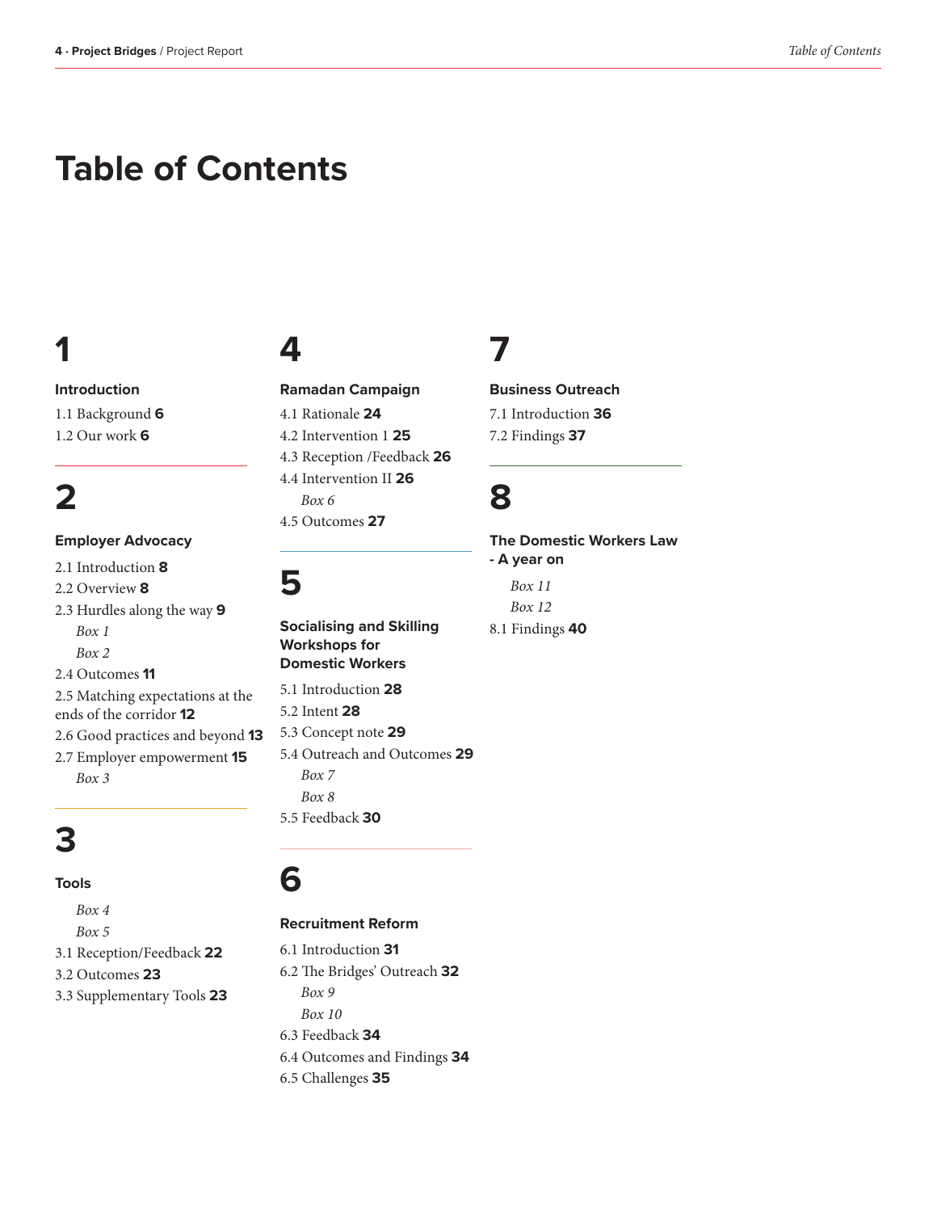# Table of Contents

## 1

**Introduction**

1.1 Background **6**
1.2 Our work **6**

## 2

**Employer Advocacy**

2.1 Introduction **8**
2.2 Overview **8**
2.3 Hurdles along the way **9**
*Box 1*
*Box 2*
2.4 Outcomes **11**
2.5 Matching expectations at the ends of the corridor **12**
2.6 Good practices and beyond **13**
2.7 Employer empowerment **15**
*Box 3*

## 3

**Tools**

*Box 4*
*Box 5*
3.1 Reception/Feedback **22**
3.2 Outcomes **23**
3.3 Supplementary Tools **23**

## 4

**Ramadan Campaign**

4.1 Rationale **24**
4.2 Intervention 1 **25**
4.3 Reception /Feedback **26**
4.4 Intervention II **26**
*Box 6*
4.5 Outcomes **27**

## 5

**Socialising and Skilling Workshops for Domestic Workers**

5.1 Introduction **28**
5.2 Intent **28**
5.3 Concept note **29**
5.4 Outreach and Outcomes **29**
*Box 7*
*Box 8*
5.5 Feedback **30**

## 6

**Recruitment Reform**

6.1 Introduction **31**
6.2 The Bridges' Outreach **32**
*Box 9*
*Box 10*
6.3 Feedback **34**
6.4 Outcomes and Findings **34**
6.5 Challenges **35**

## 7

**Business Outreach**

7.1 Introduction **36**
7.2 Findings **37**

## 8

**The Domestic Workers Law - A year on**

*Box 11*
*Box 12*
8.1 Findings **40**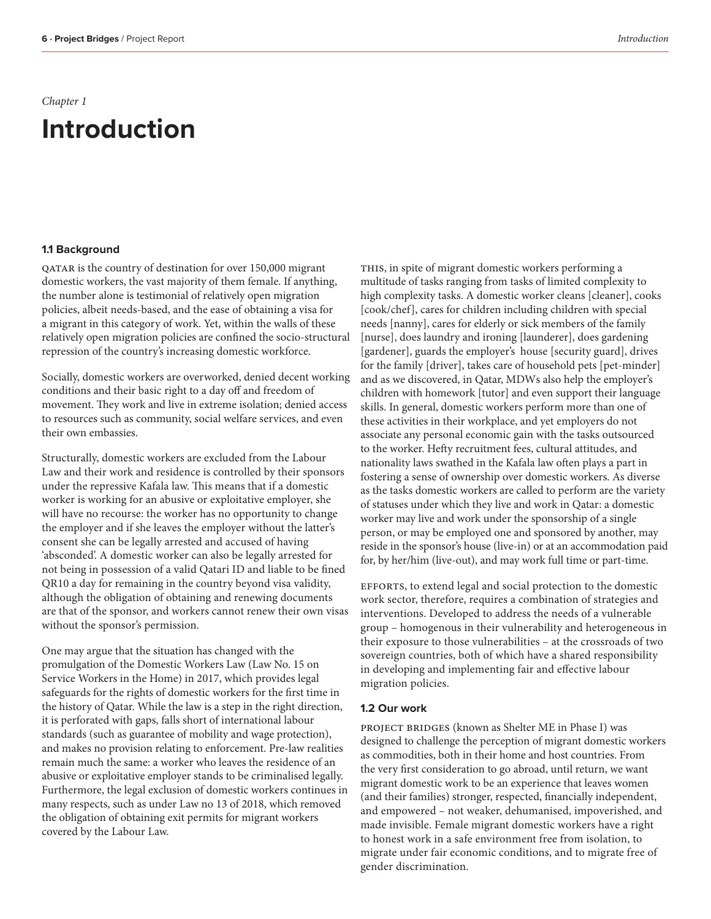*Chapter 1*

# Introduction

### 1.1 Background

QATAR is the country of destination for over 150,000 migrant domestic workers, the vast majority of them female. If anything, the number alone is testimonial of relatively open migration policies, albeit needs-based, and the ease of obtaining a visa for a migrant in this category of work. Yet, within the walls of these relatively open migration policies are confined the socio-structural repression of the country's increasing domestic workforce.

Socially, domestic workers are overworked, denied decent working conditions and their basic right to a day off and freedom of movement. They work and live in extreme isolation; denied access to resources such as community, social welfare services, and even their own embassies.

Structurally, domestic workers are excluded from the Labour Law and their work and residence is controlled by their sponsors under the repressive Kafala law. This means that if a domestic worker is working for an abusive or exploitative employer, she will have no recourse: the worker has no opportunity to change the employer and if she leaves the employer without the latter's consent she can be legally arrested and accused of having 'absconded'. A domestic worker can also be legally arrested for not being in possession of a valid Qatari ID and liable to be fined QR10 a day for remaining in the country beyond visa validity, although the obligation of obtaining and renewing documents are that of the sponsor, and workers cannot renew their own visas without the sponsor's permission.

One may argue that the situation has changed with the promulgation of the Domestic Workers Law (Law No. 15 on Service Workers in the Home) in 2017, which provides legal safeguards for the rights of domestic workers for the first time in the history of Qatar. While the law is a step in the right direction, it is perforated with gaps, falls short of international labour standards (such as guarantee of mobility and wage protection), and makes no provision relating to enforcement. Pre-law realities remain much the same: a worker who leaves the residence of an abusive or exploitative employer stands to be criminalised legally. Furthermore, the legal exclusion of domestic workers continues in many respects, such as under Law no 13 of 2018, which removed the obligation of obtaining exit permits for migrant workers covered by the Labour Law.

THIS, in spite of migrant domestic workers performing a multitude of tasks ranging from tasks of limited complexity to high complexity tasks. A domestic worker cleans [cleaner], cooks [cook/chef], cares for children including children with special needs [nanny], cares for elderly or sick members of the family [nurse], does laundry and ironing [launderer], does gardening [gardener], guards the employer's house [security guard], drives for the family [driver], takes care of household pets [pet-minder] and as we discovered, in Qatar, MDWs also help the employer's children with homework [tutor] and even support their language skills. In general, domestic workers perform more than one of these activities in their workplace, and yet employers do not associate any personal economic gain with the tasks outsourced to the worker. Hefty recruitment fees, cultural attitudes, and nationality laws swathed in the Kafala law often plays a part in fostering a sense of ownership over domestic workers. As diverse as the tasks domestic workers are called to perform are the variety of statuses under which they live and work in Qatar: a domestic worker may live and work under the sponsorship of a single person, or may be employed one and sponsored by another, may reside in the sponsor's house (live-in) or at an accommodation paid for, by her/him (live-out), and may work full time or part-time.

EFFORTS, to extend legal and social protection to the domestic work sector, therefore, requires a combination of strategies and interventions. Developed to address the needs of a vulnerable group – homogenous in their vulnerability and heterogeneous in their exposure to those vulnerabilities – at the crossroads of two sovereign countries, both of which have a shared responsibility in developing and implementing fair and effective labour migration policies.

### 1.2 Our work

PROJECT BRIDGES (known as Shelter ME in Phase I) was designed to challenge the perception of migrant domestic workers as commodities, both in their home and host countries. From the very first consideration to go abroad, until return, we want migrant domestic work to be an experience that leaves women (and their families) stronger, respected, financially independent, and empowered – not weaker, dehumanised, impoverished, and made invisible. Female migrant domestic workers have a right to honest work in a safe environment free from isolation, to migrate under fair economic conditions, and to migrate free of gender discrimination.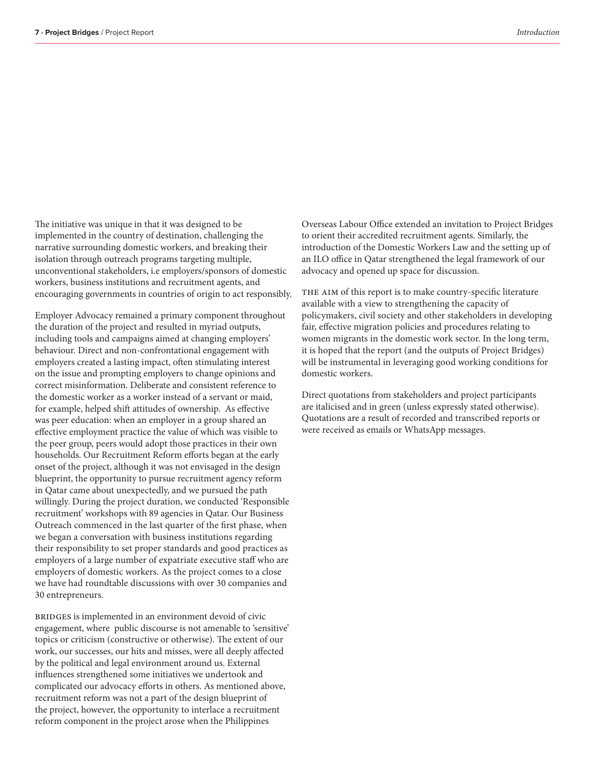The initiative was unique in that it was designed to be implemented in the country of destination, challenging the narrative surrounding domestic workers, and breaking their isolation through outreach programs targeting multiple, unconventional stakeholders, i.e employers/sponsors of domestic workers, business institutions and recruitment agents, and encouraging governments in countries of origin to act responsibly.

Employer Advocacy remained a primary component throughout the duration of the project and resulted in myriad outputs, including tools and campaigns aimed at changing employers' behaviour. Direct and non-confrontational engagement with employers created a lasting impact, often stimulating interest on the issue and prompting employers to change opinions and correct misinformation. Deliberate and consistent reference to the domestic worker as a worker instead of a servant or maid, for example, helped shift attitudes of ownership. As effective was peer education: when an employer in a group shared an effective employment practice the value of which was visible to the peer group, peers would adopt those practices in their own households. Our Recruitment Reform efforts began at the early onset of the project, although it was not envisaged in the design blueprint, the opportunity to pursue recruitment agency reform in Qatar came about unexpectedly, and we pursued the path willingly. During the project duration, we conducted 'Responsible recruitment' workshops with 89 agencies in Qatar. Our Business Outreach commenced in the last quarter of the first phase, when we began a conversation with business institutions regarding their responsibility to set proper standards and good practices as employers of a large number of expatriate executive staff who are employers of domestic workers. As the project comes to a close we have had roundtable discussions with over 30 companies and 30 entrepreneurs.

BRIDGES is implemented in an environment devoid of civic engagement, where public discourse is not amenable to 'sensitive' topics or criticism (constructive or otherwise). The extent of our work, our successes, our hits and misses, were all deeply affected by the political and legal environment around us. External influences strengthened some initiatives we undertook and complicated our advocacy efforts in others. As mentioned above, recruitment reform was not a part of the design blueprint of the project, however, the opportunity to interlace a recruitment reform component in the project arose when the Philippines Overseas Labour Office extended an invitation to Project Bridges to orient their accredited recruitment agents. Similarly, the introduction of the Domestic Workers Law and the setting up of an ILO office in Qatar strengthened the legal framework of our advocacy and opened up space for discussion.

THE AIM of this report is to make country-specific literature available with a view to strengthening the capacity of policymakers, civil society and other stakeholders in developing fair, effective migration policies and procedures relating to women migrants in the domestic work sector. In the long term, it is hoped that the report (and the outputs of Project Bridges) will be instrumental in leveraging good working conditions for domestic workers.

Direct quotations from stakeholders and project participants are italicised and in green (unless expressly stated otherwise). Quotations are a result of recorded and transcribed reports or were received as emails or WhatsApp messages.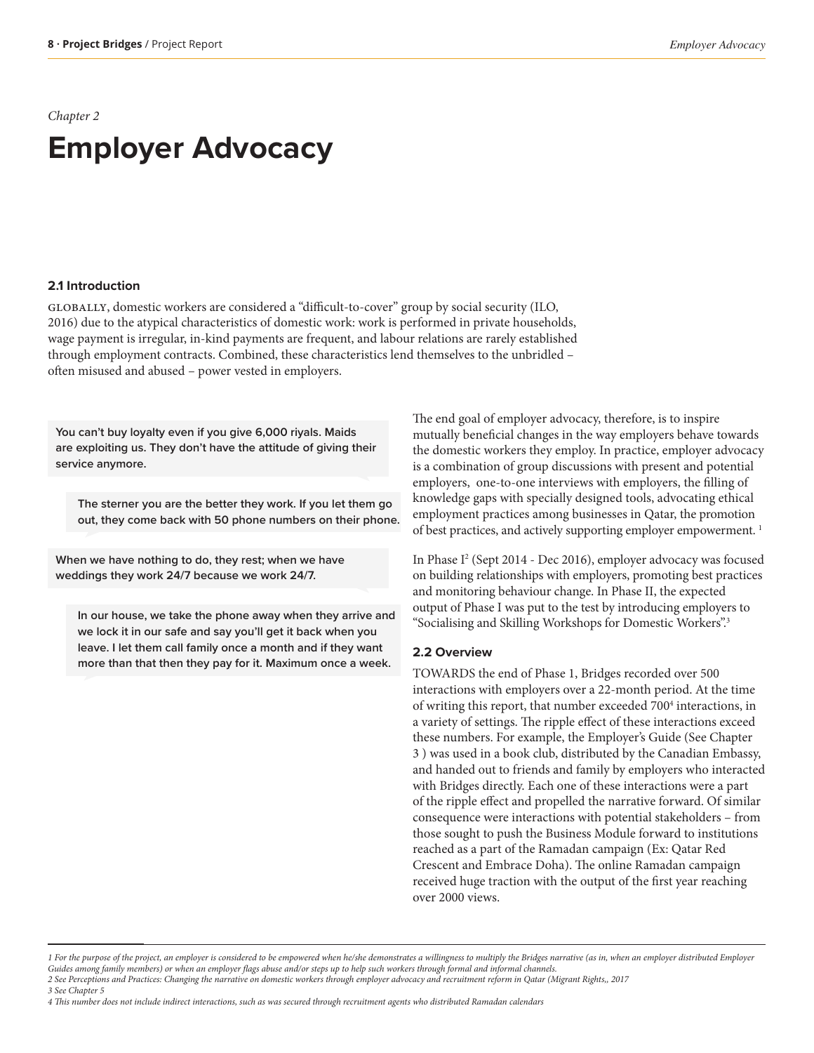*Chapter 2*

# Employer Advocacy

### 2.1 Introduction

GLOBALLY, domestic workers are considered a “difficult-to-cover” group by social security (ILO, 2016) due to the atypical characteristics of domestic work: work is performed in private households, wage payment is irregular, in-kind payments are frequent, and labour relations are rarely established through employment contracts. Combined, these characteristics lend themselves to the unbridled – often misused and abused – power vested in employers.

> **You can’t buy loyalty even if you give 6,000 riyals. Maids are exploiting us. They don’t have the attitude of giving their service anymore.**

> **The sterner you are the better they work. If you let them go out, they come back with 50 phone numbers on their phone.**

> **When we have nothing to do, they rest; when we have weddings they work 24/7 because we work 24/7.**

> **In our house, we take the phone away when they arrive and we lock it in our safe and say you’ll get it back when you leave. I let them call family once a month and if they want more than that then they pay for it. Maximum once a week.**

The end goal of employer advocacy, therefore, is to inspire mutually beneficial changes in the way employers behave towards the domestic workers they employ. In practice, employer advocacy is a combination of group discussions with present and potential employers, one-to-one interviews with employers, the filling of knowledge gaps with specially designed tools, advocating ethical employment practices among businesses in Qatar, the promotion of best practices, and actively supporting employer empowerment. [1]

In Phase I[2] (Sept 2014 - Dec 2016), employer advocacy was focused on building relationships with employers, promoting best practices and monitoring behaviour change. In Phase II, the expected output of Phase I was put to the test by introducing employers to “Socialising and Skilling Workshops for Domestic Workers”.[3]

### 2.2 Overview

TOWARDS the end of Phase 1, Bridges recorded over 500 interactions with employers over a 22-month period. At the time of writing this report, that number exceeded 700[4] interactions, in a variety of settings. The ripple effect of these interactions exceed these numbers. For example, the Employer’s Guide (See Chapter 3 ) was used in a book club, distributed by the Canadian Embassy, and handed out to friends and family by employers who interacted with Bridges directly. Each one of these interactions were a part of the ripple effect and propelled the narrative forward. Of similar consequence were interactions with potential stakeholders – from those sought to push the Business Module forward to institutions reached as a part of the Ramadan campaign (Ex: Qatar Red Crescent and Embrace Doha). The online Ramadan campaign received huge traction with the output of the first year reaching over 2000 views.

---

*1 For the purpose of the project, an employer is considered to be empowered when he/she demonstrates a willingness to multiply the Bridges narrative (as in, when an employer distributed Employer Guides among family members) or when an employer flags abuse and/or steps up to help such workers through formal and informal channels.*

*2 See Perceptions and Practices: Changing the narrative on domestic workers through employer advocacy and recruitment reform in Qatar (Migrant Rights,, 2017*

*3 See Chapter 5*

*4 This number does not include indirect interactions, such as was secured through recruitment agents who distributed Ramadan calendars*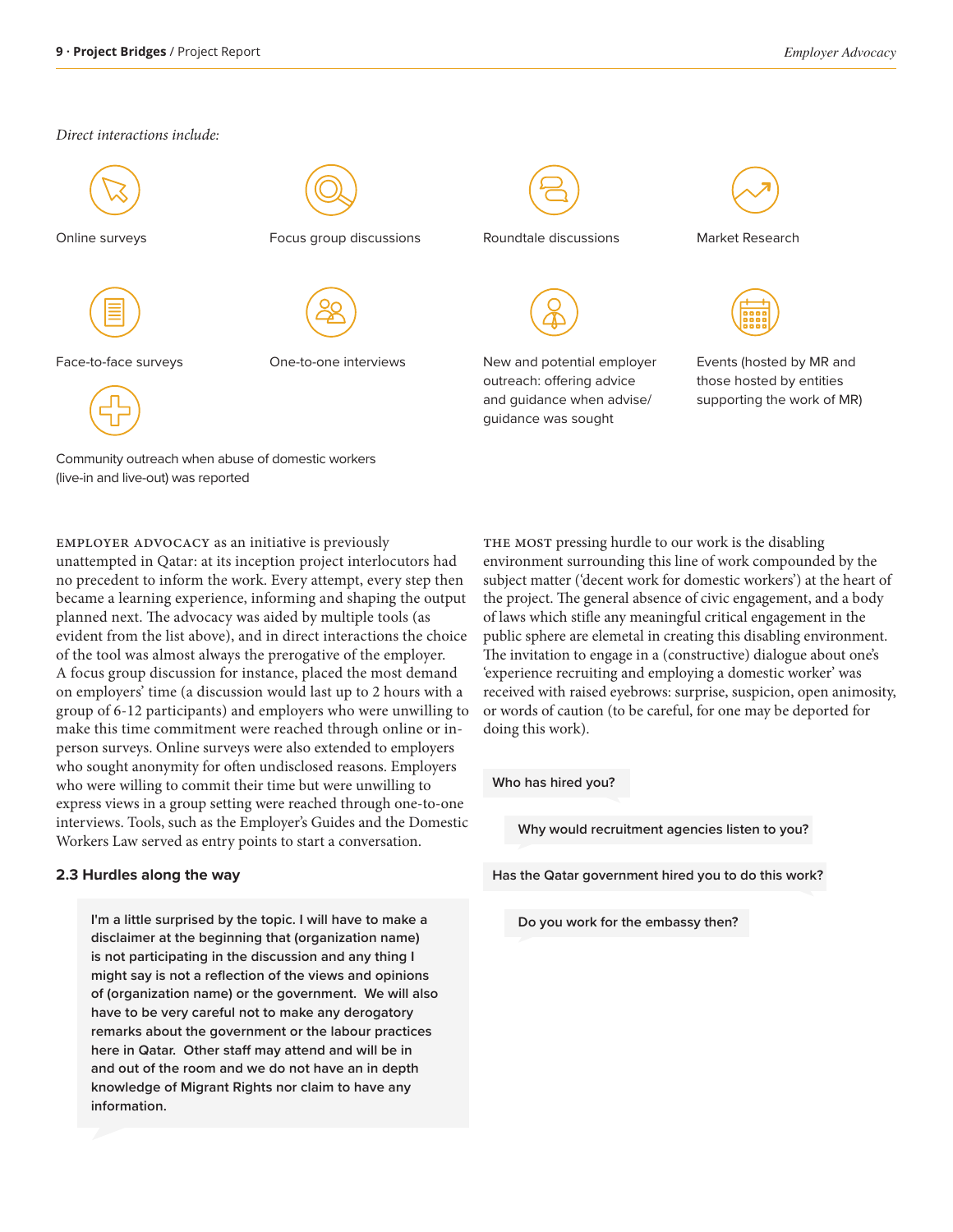*Direct interactions include:*

- Online surveys
- Focus group discussions
- Roundtale discussions
- Market Research
- Face-to-face surveys
- One-to-one interviews
- New and potential employer outreach: offering advice and guidance when advise/ guidance was sought
- Events (hosted by MR and those hosted by entities supporting the work of MR)
- Community outreach when abuse of domestic workers (live-in and live-out) was reported

EMPLOYER ADVOCACY as an initiative is previously unattempted in Qatar: at its inception project interlocutors had no precedent to inform the work. Every attempt, every step then became a learning experience, informing and shaping the output planned next. The advocacy was aided by multiple tools (as evident from the list above), and in direct interactions the choice of the tool was almost always the prerogative of the employer. A focus group discussion for instance, placed the most demand on employers' time (a discussion would last up to 2 hours with a group of 6-12 participants) and employers who were unwilling to make this time commitment were reached through online or in-person surveys. Online surveys were also extended to employers who sought anonymity for often undisclosed reasons. Employers who were willing to commit their time but were unwilling to express views in a group setting were reached through one-to-one interviews. Tools, such as the Employer's Guides and the Domestic Workers Law served as entry points to start a conversation.

### 2.3 Hurdles along the way

> **I'm a little surprised by the topic. I will have to make a disclaimer at the beginning that (organization name) is not participating in the discussion and any thing I might say is not a reflection of the views and opinions of (organization name) or the government. We will also have to be very careful not to make any derogatory remarks about the government or the labour practices here in Qatar. Other staff may attend and will be in and out of the room and we do not have an in depth knowledge of Migrant Rights nor claim to have any information.**

THE MOST pressing hurdle to our work is the disabling environment surrounding this line of work compounded by the subject matter ('decent work for domestic workers') at the heart of the project. The general absence of civic engagement, and a body of laws which stifle any meaningful critical engagement in the public sphere are elemetal in creating this disabling environment. The invitation to engage in a (constructive) dialogue about one's 'experience recruiting and employing a domestic worker' was received with raised eyebrows: surprise, suspicion, open animosity, or words of caution (to be careful, for one may be deported for doing this work).

> **Who has hired you?**

> **Why would recruitment agencies listen to you?**

> **Has the Qatar government hired you to do this work?**

> **Do you work for the embassy then?**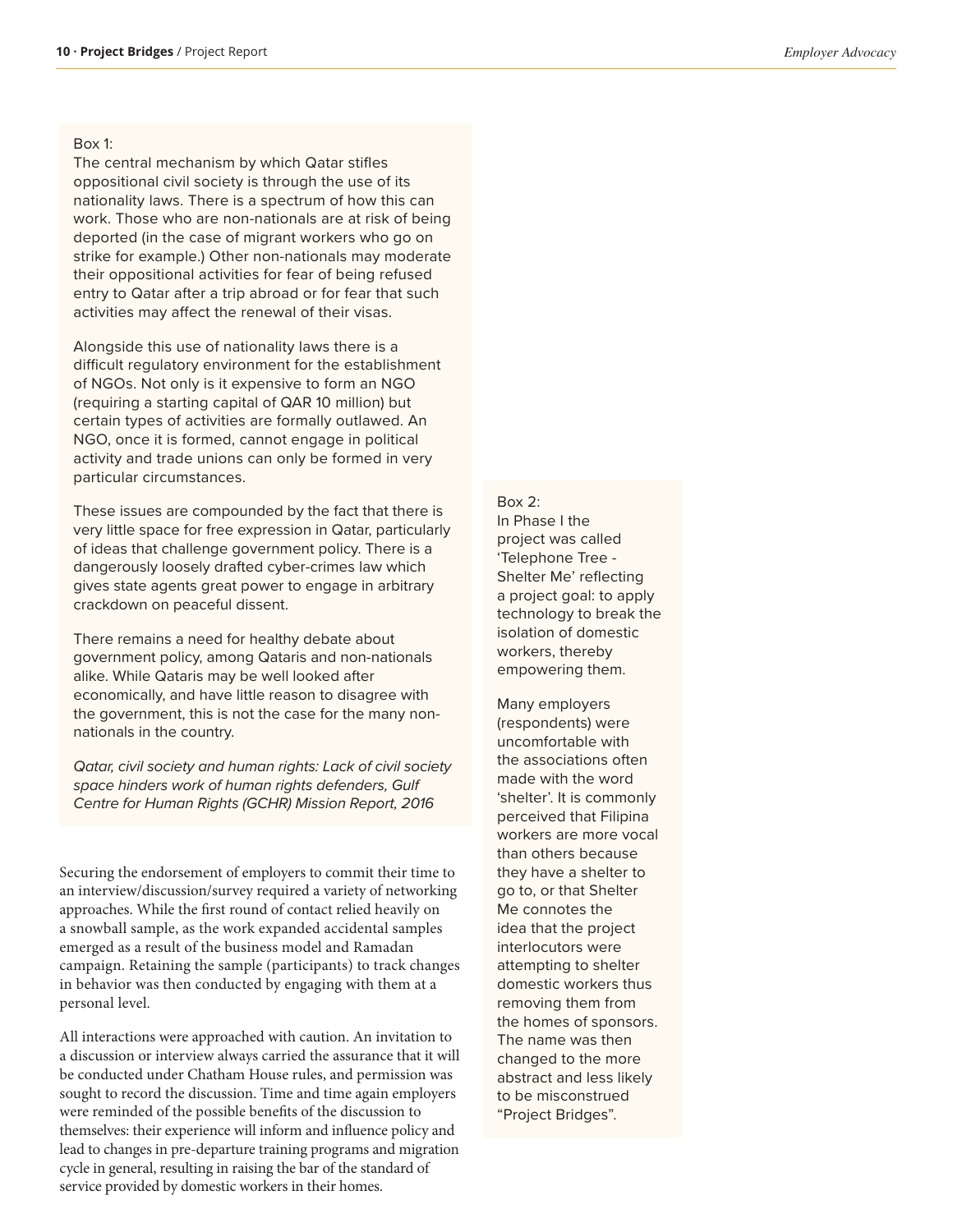Box 1:
The central mechanism by which Qatar stifles oppositional civil society is through the use of its nationality laws. There is a spectrum of how this can work. Those who are non-nationals are at risk of being deported (in the case of migrant workers who go on strike for example.) Other non-nationals may moderate their oppositional activities for fear of being refused entry to Qatar after a trip abroad or for fear that such activities may affect the renewal of their visas.

Alongside this use of nationality laws there is a difficult regulatory environment for the establishment of NGOs. Not only is it expensive to form an NGO (requiring a starting capital of QAR 10 million) but certain types of activities are formally outlawed. An NGO, once it is formed, cannot engage in political activity and trade unions can only be formed in very particular circumstances.

These issues are compounded by the fact that there is very little space for free expression in Qatar, particularly of ideas that challenge government policy. There is a dangerously loosely drafted cyber-crimes law which gives state agents great power to engage in arbitrary crackdown on peaceful dissent.

There remains a need for healthy debate about government policy, among Qataris and non-nationals alike. While Qataris may be well looked after economically, and have little reason to disagree with the government, this is not the case for the many non-nationals in the country.

*Qatar, civil society and human rights: Lack of civil society space hinders work of human rights defenders, Gulf Centre for Human Rights (GCHR) Mission Report, 2016*

Securing the endorsement of employers to commit their time to an interview/discussion/survey required a variety of networking approaches. While the first round of contact relied heavily on a snowball sample, as the work expanded accidental samples emerged as a result of the business model and Ramadan campaign. Retaining the sample (participants) to track changes in behavior was then conducted by engaging with them at a personal level.

All interactions were approached with caution. An invitation to a discussion or interview always carried the assurance that it will be conducted under Chatham House rules, and permission was sought to record the discussion. Time and time again employers were reminded of the possible benefits of the discussion to themselves: their experience will inform and influence policy and lead to changes in pre-departure training programs and migration cycle in general, resulting in raising the bar of the standard of service provided by domestic workers in their homes.

Box 2:
In Phase I the project was called 'Telephone Tree - Shelter Me' reflecting a project goal: to apply technology to break the isolation of domestic workers, thereby empowering them.

Many employers (respondents) were uncomfortable with the associations often made with the word 'shelter'. It is commonly perceived that Filipina workers are more vocal than others because they have a shelter to go to, or that Shelter Me connotes the idea that the project interlocutors were attempting to shelter domestic workers thus removing them from the homes of sponsors. The name was then changed to the more abstract and less likely to be misconstrued "Project Bridges".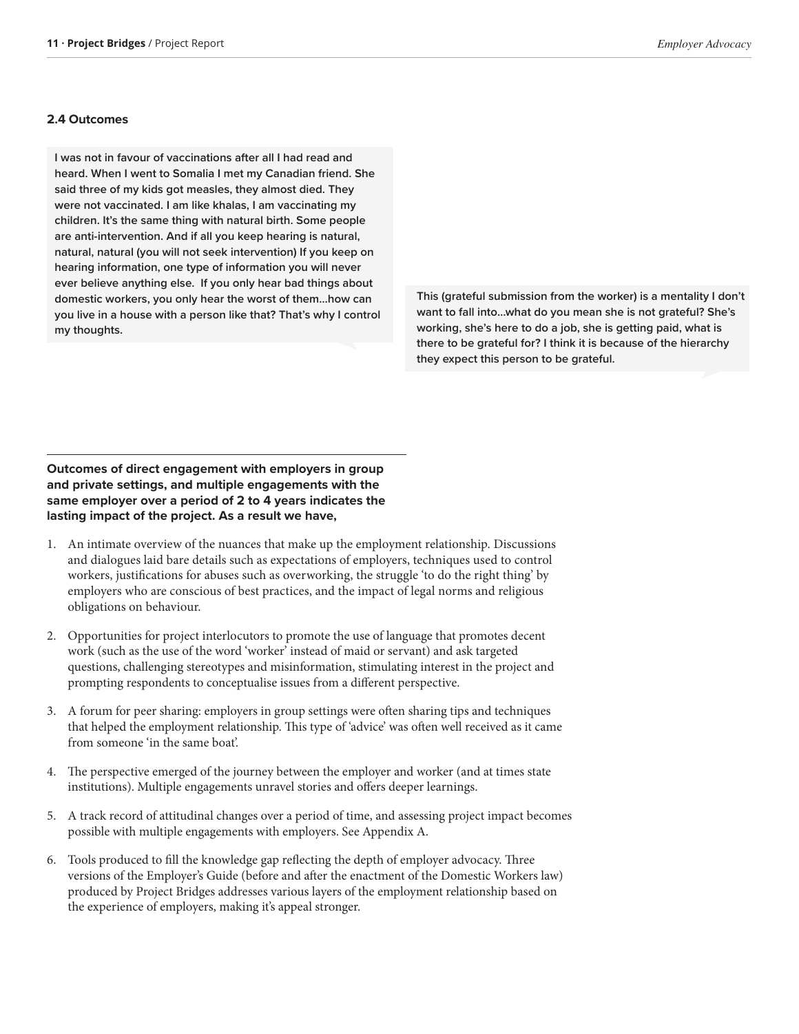### 2.4 Outcomes

> **I was not in favour of vaccinations after all I had read and heard. When I went to Somalia I met my Canadian friend. She said three of my kids got measles, they almost died. They were not vaccinated. I am like khalas, I am vaccinating my children. It's the same thing with natural birth. Some people are anti-intervention. And if all you keep hearing is natural, natural, natural (you will not seek intervention) If you keep on hearing information, one type of information you will never ever believe anything else. If you only hear bad things about domestic workers, you only hear the worst of them...how can you live in a house with a person like that? That's why I control my thoughts.**

> **This (grateful submission from the worker) is a mentality I don't want to fall into...what do you mean she is not grateful? She's working, she's here to do a job, she is getting paid, what is there to be grateful for? I think it is because of the hierarchy they expect this person to be grateful.**

**Outcomes of direct engagement with employers in group and private settings, and multiple engagements with the same employer over a period of 2 to 4 years indicates the lasting impact of the project. As a result we have,**

1. An intimate overview of the nuances that make up the employment relationship. Discussions and dialogues laid bare details such as expectations of employers, techniques used to control workers, justifications for abuses such as overworking, the struggle 'to do the right thing' by employers who are conscious of best practices, and the impact of legal norms and religious obligations on behaviour.

2. Opportunities for project interlocutors to promote the use of language that promotes decent work (such as the use of the word 'worker' instead of maid or servant) and ask targeted questions, challenging stereotypes and misinformation, stimulating interest in the project and prompting respondents to conceptualise issues from a different perspective.

3. A forum for peer sharing: employers in group settings were often sharing tips and techniques that helped the employment relationship. This type of 'advice' was often well received as it came from someone 'in the same boat'.

4. The perspective emerged of the journey between the employer and worker (and at times state institutions). Multiple engagements unravel stories and offers deeper learnings.

5. A track record of attitudinal changes over a period of time, and assessing project impact becomes possible with multiple engagements with employers. See Appendix A.

6. Tools produced to fill the knowledge gap reflecting the depth of employer advocacy. Three versions of the Employer's Guide (before and after the enactment of the Domestic Workers law) produced by Project Bridges addresses various layers of the employment relationship based on the experience of employers, making it's appeal stronger.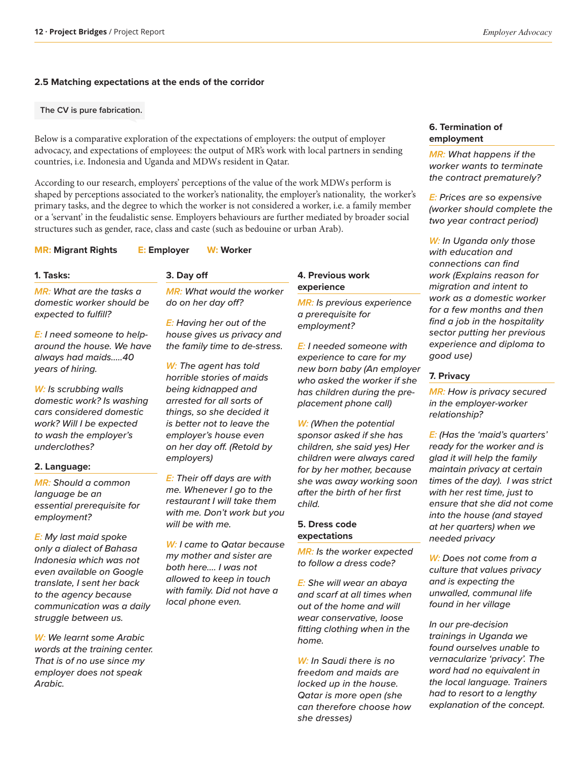## 2.5 Matching expectations at the ends of the corridor

The CV is pure fabrication.

Below is a comparative exploration of the expectations of employers: the output of employer advocacy, and expectations of employees: the output of MR's work with local partners in sending countries, i.e. Indonesia and Uganda and MDWs resident in Qatar.

According to our research, employers' perceptions of the value of the work MDWs perform is shaped by perceptions associated to the worker's nationality, the employer's nationality, the worker's primary tasks, and the degree to which the worker is not considered a worker, i.e. a family member or a 'servant' in the feudalistic sense. Employers behaviours are further mediated by broader social structures such as gender, race, class and caste (such as bedouine or urban Arab).

**MR:** Migrant Rights **E:** Employer **W:** Worker

### 1. Tasks:

*MR: What are the tasks a domestic worker should be expected to fulfill?*

*E: I need someone to help-around the house. We have always had maids.....40 years of hiring.*

*W: Is scrubbing walls domestic work? Is washing cars considered domestic work? Will I be expected to wash the employer's underclothes?*

### 2. Language:

*MR: Should a common language be an essential prerequisite for employment?*

*E: My last maid spoke only a dialect of Bahasa Indonesia which was not even available on Google translate, I sent her back to the agency because communication was a daily struggle between us.*

*W: We learnt some Arabic words at the training center. That is of no use since my employer does not speak Arabic.*

### 3. Day off

*MR: What would the worker do on her day off?*

*E: Having her out of the house gives us privacy and the family time to de-stress.*

*W: The agent has told horrible stories of maids being kidnapped and arrested for all sorts of things, so she decided it is better not to leave the employer's house even on her day off. (Retold by employers)*

*E: Their off days are with me. Whenever I go to the restaurant I will take them with me. Don't work but you will be with me.*

*W: I came to Qatar because my mother and sister are both here.... I was not allowed to keep in touch with family. Did not have a local phone even.*

### 4. Previous work experience

*MR: Is previous experience a prerequisite for employment?*

*E: I needed someone with experience to care for my new born baby (An employer who asked the worker if she has children during the pre-placement phone call)*

*W: (When the potential sponsor asked if she has children, she said yes) Her children were always cared for by her mother, because she was away working soon after the birth of her first child.*

### 5. Dress code expectations

*MR: Is the worker expected to follow a dress code?*

*E: She will wear an abaya and scarf at all times when out of the home and will wear conservative, loose fitting clothing when in the home.*

*W: In Saudi there is no freedom and maids are locked up in the house. Qatar is more open (she can therefore choose how she dresses)*

### 6. Termination of employment

*MR: What happens if the worker wants to terminate the contract prematurely?*

*E: Prices are so expensive (worker should complete the two year contract period)*

*W: In Uganda only those with education and connections can find work (Explains reason for migration and intent to work as a domestic worker for a few months and then find a job in the hospitality sector putting her previous experience and diploma to good use)*

### 7. Privacy

*MR: How is privacy secured in the employer-worker relationship?*

*E: (Has the 'maid's quarters' ready for the worker and is glad it will help the family maintain privacy at certain times of the day). I was strict with her rest time, just to ensure that she did not come into the house (and stayed at her quarters) when we needed privacy*

*W: Does not come from a culture that values privacy and is expecting the unwalled, communal life found in her village*

*In our pre-decision trainings in Uganda we found ourselves unable to vernacularize 'privacy'. The word had no equivalent in the local language. Trainers had to resort to a lengthy explanation of the concept.*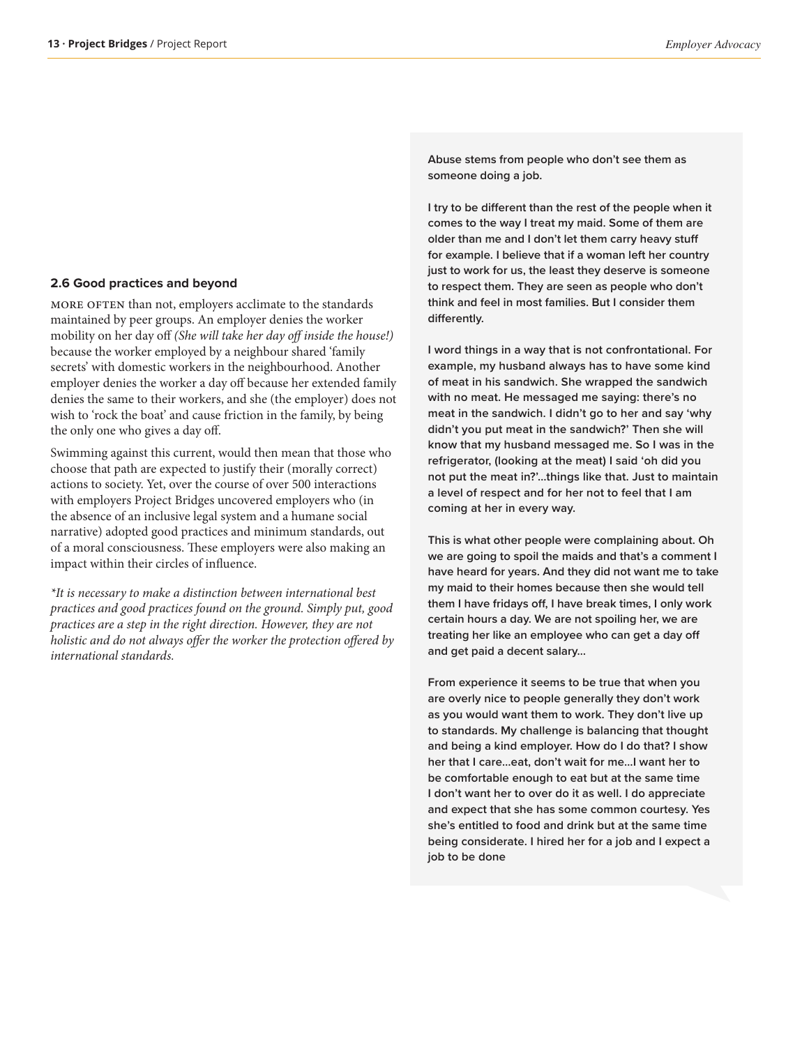### 2.6 Good practices and beyond

MORE OFTEN than not, employers acclimate to the standards maintained by peer groups. An employer denies the worker mobility on her day off *(She will take her day off inside the house!)* because the worker employed by a neighbour shared 'family secrets' with domestic workers in the neighbourhood. Another employer denies the worker a day off because her extended family denies the same to their workers, and she (the employer) does not wish to 'rock the boat' and cause friction in the family, by being the only one who gives a day off.

Swimming against this current, would then mean that those who choose that path are expected to justify their (morally correct) actions to society. Yet, over the course of over 500 interactions with employers Project Bridges uncovered employers who (in the absence of an inclusive legal system and a humane social narrative) adopted good practices and minimum standards, out of a moral consciousness. These employers were also making an impact within their circles of influence.

*\*It is necessary to make a distinction between international best practices and good practices found on the ground. Simply put, good practices are a step in the right direction. However, they are not holistic and do not always offer the worker the protection offered by international standards.*

**Abuse stems from people who don't see them as someone doing a job.**

**I try to be different than the rest of the people when it comes to the way I treat my maid. Some of them are older than me and I don't let them carry heavy stuff for example. I believe that if a woman left her country just to work for us, the least they deserve is someone to respect them. They are seen as people who don't think and feel in most families. But I consider them differently.**

**I word things in a way that is not confrontational. For example, my husband always has to have some kind of meat in his sandwich. She wrapped the sandwich with no meat. He messaged me saying: there's no meat in the sandwich. I didn't go to her and say 'why didn't you put meat in the sandwich?' Then she will know that my husband messaged me. So I was in the refrigerator, (looking at the meat) I said 'oh did you not put the meat in?'...things like that. Just to maintain a level of respect and for her not to feel that I am coming at her in every way.**

**This is what other people were complaining about. Oh we are going to spoil the maids and that's a comment I have heard for years. And they did not want me to take my maid to their homes because then she would tell them I have fridays off, I have break times, I only work certain hours a day. We are not spoiling her, we are treating her like an employee who can get a day off and get paid a decent salary...**

**From experience it seems to be true that when you are overly nice to people generally they don't work as you would want them to work. They don't live up to standards. My challenge is balancing that thought and being a kind employer. How do I do that? I show her that I care...eat, don't wait for me...I want her to be comfortable enough to eat but at the same time I don't want her to over do it as well. I do appreciate and expect that she has some common courtesy. Yes she's entitled to food and drink but at the same time being considerate. I hired her for a job and I expect a job to be done**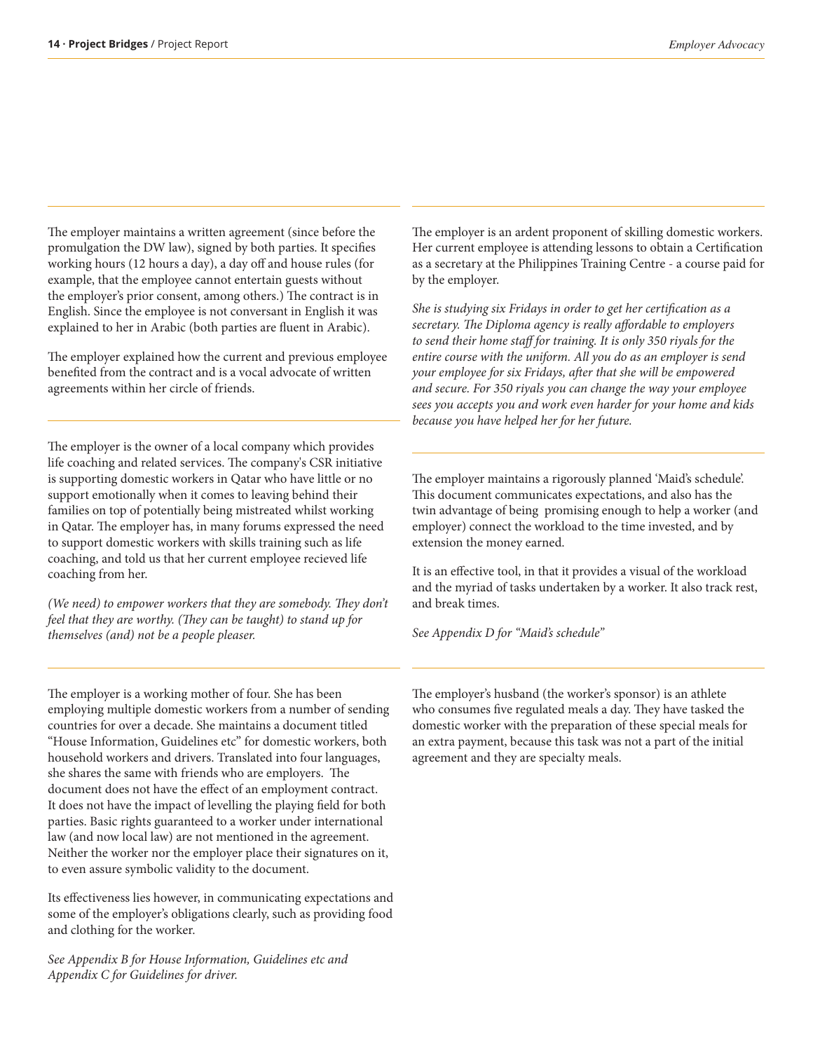The employer maintains a written agreement (since before the promulgation the DW law), signed by both parties. It specifies working hours (12 hours a day), a day off and house rules (for example, that the employee cannot entertain guests without the employer's prior consent, among others.) The contract is in English. Since the employee is not conversant in English it was explained to her in Arabic (both parties are fluent in Arabic).

The employer explained how the current and previous employee benefited from the contract and is a vocal advocate of written agreements within her circle of friends.

---

The employer is the owner of a local company which provides life coaching and related services. The company's CSR initiative is supporting domestic workers in Qatar who have little or no support emotionally when it comes to leaving behind their families on top of potentially being mistreated whilst working in Qatar. The employer has, in many forums expressed the need to support domestic workers with skills training such as life coaching, and told us that her current employee recieved life coaching from her.

*(We need) to empower workers that they are somebody. They don't feel that they are worthy. (They can be taught) to stand up for themselves (and) not be a people pleaser.*

---

The employer is a working mother of four. She has been employing multiple domestic workers from a number of sending countries for over a decade. She maintains a document titled "House Information, Guidelines etc" for domestic workers, both household workers and drivers. Translated into four languages, she shares the same with friends who are employers. The document does not have the effect of an employment contract. It does not have the impact of levelling the playing field for both parties. Basic rights guaranteed to a worker under international law (and now local law) are not mentioned in the agreement. Neither the worker nor the employer place their signatures on it, to even assure symbolic validity to the document.

Its effectiveness lies however, in communicating expectations and some of the employer's obligations clearly, such as providing food and clothing for the worker.

*See Appendix B for House Information, Guidelines etc and Appendix C for Guidelines for driver.*

---

The employer is an ardent proponent of skilling domestic workers. Her current employee is attending lessons to obtain a Certification as a secretary at the Philippines Training Centre - a course paid for by the employer.

*She is studying six Fridays in order to get her certification as a secretary. The Diploma agency is really affordable to employers to send their home staff for training. It is only 350 riyals for the entire course with the uniform. All you do as an employer is send your employee for six Fridays, after that she will be empowered and secure. For 350 riyals you can change the way your employee sees you accepts you and work even harder for your home and kids because you have helped her for her future.*

---

The employer maintains a rigorously planned 'Maid's schedule'. This document communicates expectations, and also has the twin advantage of being promising enough to help a worker (and employer) connect the workload to the time invested, and by extension the money earned.

It is an effective tool, in that it provides a visual of the workload and the myriad of tasks undertaken by a worker. It also track rest, and break times.

*See Appendix D for "Maid's schedule"*

---

The employer's husband (the worker's sponsor) is an athlete who consumes five regulated meals a day. They have tasked the domestic worker with the preparation of these special meals for an extra payment, because this task was not a part of the initial agreement and they are specialty meals.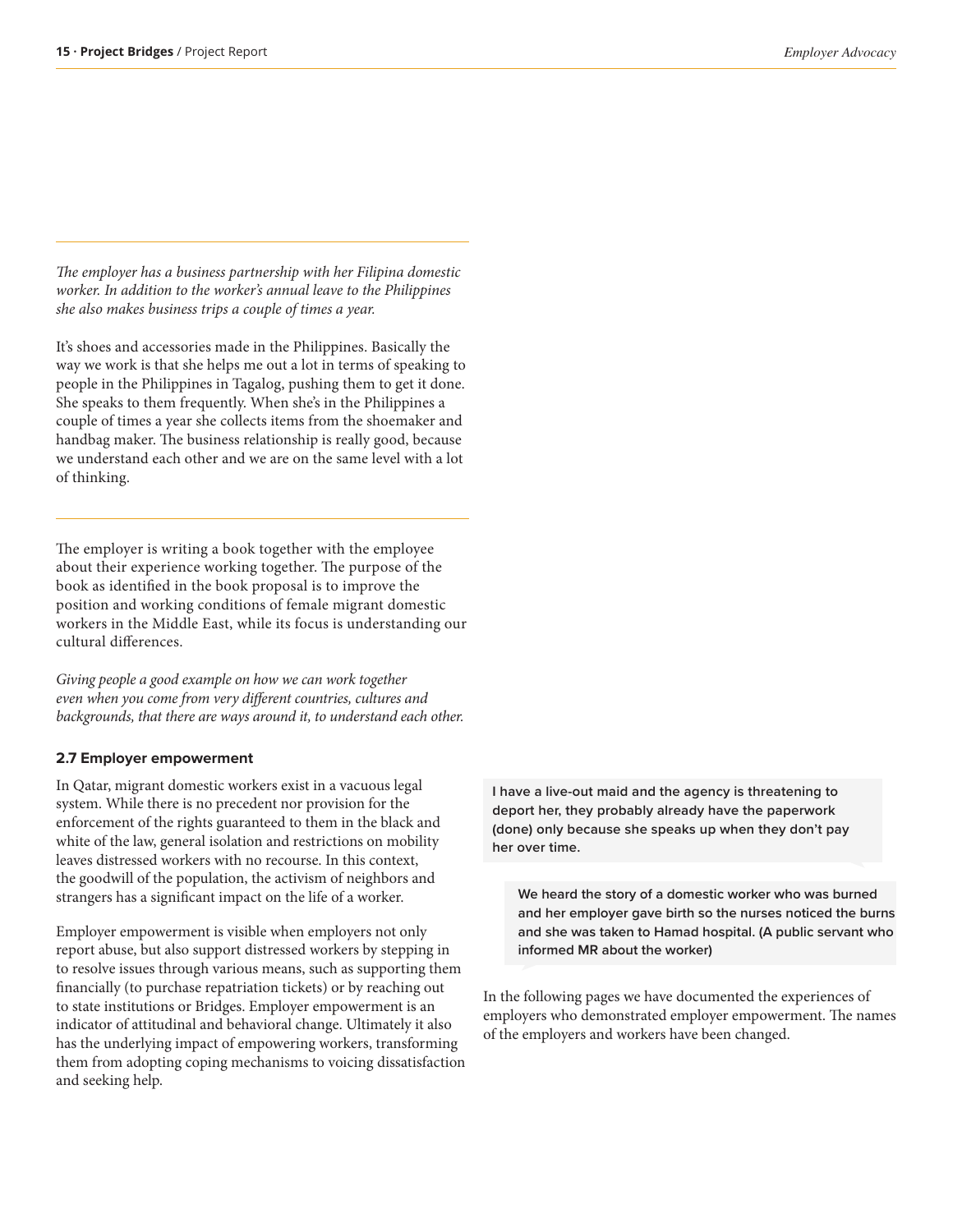*The employer has a business partnership with her Filipina domestic worker. In addition to the worker's annual leave to the Philippines she also makes business trips a couple of times a year.*

It's shoes and accessories made in the Philippines. Basically the way we work is that she helps me out a lot in terms of speaking to people in the Philippines in Tagalog, pushing them to get it done. She speaks to them frequently. When she's in the Philippines a couple of times a year she collects items from the shoemaker and handbag maker. The business relationship is really good, because we understand each other and we are on the same level with a lot of thinking.

---

The employer is writing a book together with the employee about their experience working together. The purpose of the book as identified in the book proposal is to improve the position and working conditions of female migrant domestic workers in the Middle East, while its focus is understanding our cultural differences.

*Giving people a good example on how we can work together even when you come from very different countries, cultures and backgrounds, that there are ways around it, to understand each other.*

### 2.7 Employer empowerment

In Qatar, migrant domestic workers exist in a vacuous legal system. While there is no precedent nor provision for the enforcement of the rights guaranteed to them in the black and white of the law, general isolation and restrictions on mobility leaves distressed workers with no recourse. In this context, the goodwill of the population, the activism of neighbors and strangers has a significant impact on the life of a worker.

Employer empowerment is visible when employers not only report abuse, but also support distressed workers by stepping in to resolve issues through various means, such as supporting them financially (to purchase repatriation tickets) or by reaching out to state institutions or Bridges. Employer empowerment is an indicator of attitudinal and behavioral change. Ultimately it also has the underlying impact of empowering workers, transforming them from adopting coping mechanisms to voicing dissatisfaction and seeking help.

**I have a live-out maid and the agency is threatening to deport her, they probably already have the paperwork (done) only because she speaks up when they don't pay her over time.**

**We heard the story of a domestic worker who was burned and her employer gave birth so the nurses noticed the burns and she was taken to Hamad hospital. (A public servant who informed MR about the worker)**

In the following pages we have documented the experiences of employers who demonstrated employer empowerment. The names of the employers and workers have been changed.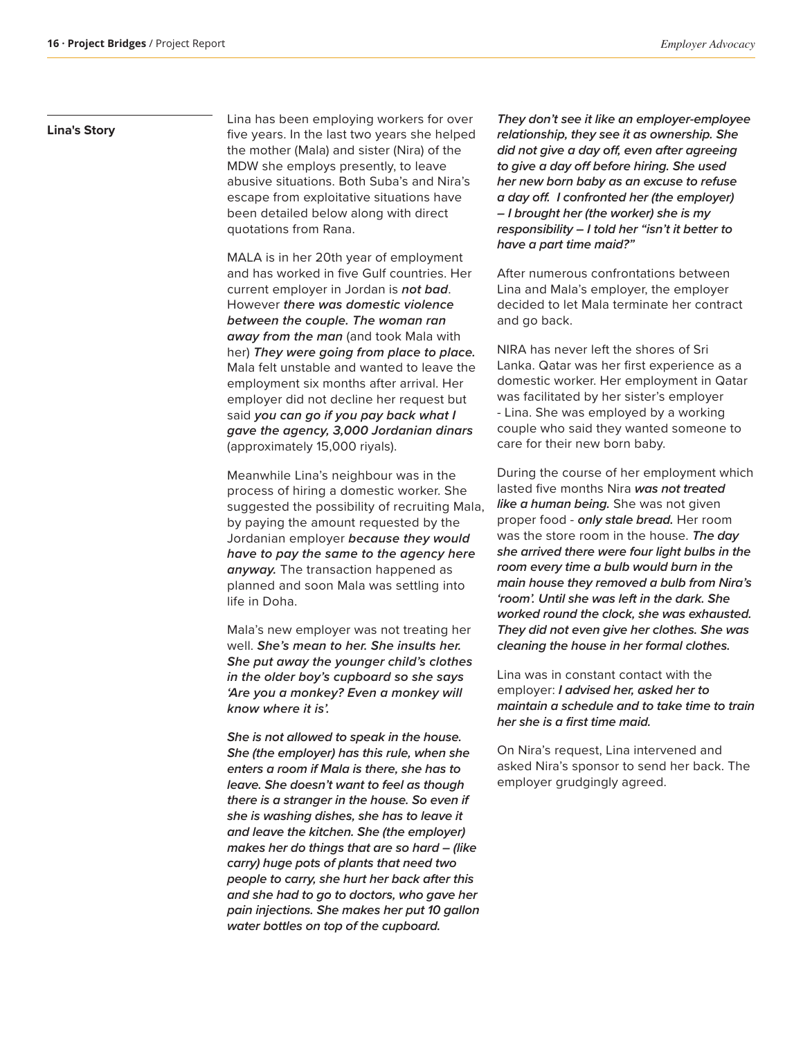## Lina's Story

Lina has been employing workers for over five years. In the last two years she helped the mother (Mala) and sister (Nira) of the MDW she employs presently, to leave abusive situations. Both Suba's and Nira's escape from exploitative situations have been detailed below along with direct quotations from Rana.

MALA is in her 20th year of employment and has worked in five Gulf countries. Her current employer in Jordan is ***not bad***. However ***there was domestic violence between the couple. The woman ran away from the man*** (and took Mala with her) ***They were going from place to place.*** Mala felt unstable and wanted to leave the employment six months after arrival. Her employer did not decline her request but said ***you can go if you pay back what I gave the agency, 3,000 Jordanian dinars*** (approximately 15,000 riyals).

Meanwhile Lina's neighbour was in the process of hiring a domestic worker. She suggested the possibility of recruiting Mala, by paying the amount requested by the Jordanian employer ***because they would have to pay the same to the agency here anyway.*** The transaction happened as planned and soon Mala was settling into life in Doha.

Mala's new employer was not treating her well. ***She's mean to her. She insults her. She put away the younger child's clothes in the older boy's cupboard so she says 'Are you a monkey? Even a monkey will know where it is'.***

***She is not allowed to speak in the house. She (the employer) has this rule, when she enters a room if Mala is there, she has to leave. She doesn't want to feel as though there is a stranger in the house. So even if she is washing dishes, she has to leave it and leave the kitchen. She (the employer) makes her do things that are so hard – (like carry) huge pots of plants that need two people to carry, she hurt her back after this and she had to go to doctors, who gave her pain injections. She makes her put 10 gallon water bottles on top of the cupboard.***

***They don't see it like an employer-employee relationship, they see it as ownership. She did not give a day off, even after agreeing to give a day off before hiring. She used her new born baby as an excuse to refuse a day off. I confronted her (the employer) – I brought her (the worker) she is my responsibility – I told her "isn't it better to have a part time maid?"***

After numerous confrontations between Lina and Mala's employer, the employer decided to let Mala terminate her contract and go back.

NIRA has never left the shores of Sri Lanka. Qatar was her first experience as a domestic worker. Her employment in Qatar was facilitated by her sister's employer - Lina. She was employed by a working couple who said they wanted someone to care for their new born baby.

During the course of her employment which lasted five months Nira ***was not treated like a human being.*** She was not given proper food - ***only stale bread.*** Her room was the store room in the house. ***The day she arrived there were four light bulbs in the room every time a bulb would burn in the main house they removed a bulb from Nira's 'room'. Until she was left in the dark. She worked round the clock, she was exhausted. They did not even give her clothes. She was cleaning the house in her formal clothes.***

Lina was in constant contact with the employer: ***I advised her, asked her to maintain a schedule and to take time to train her she is a first time maid.***

On Nira's request, Lina intervened and asked Nira's sponsor to send her back. The employer grudgingly agreed.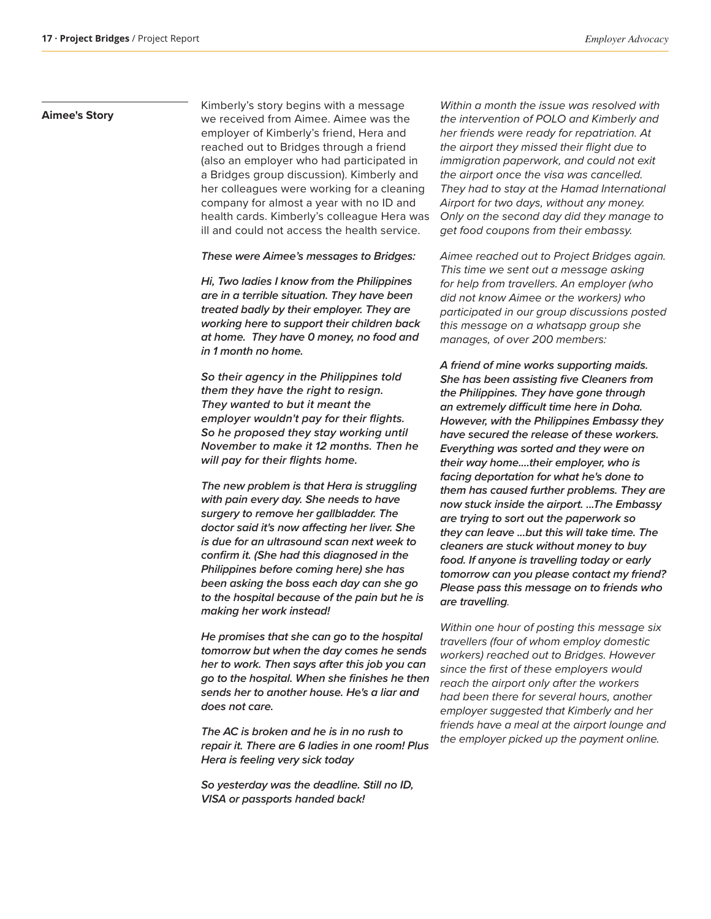## Aimee's Story

Kimberly's story begins with a message we received from Aimee. Aimee was the employer of Kimberly's friend, Hera and reached out to Bridges through a friend (also an employer who had participated in a Bridges group discussion). Kimberly and her colleagues were working for a cleaning company for almost a year with no ID and health cards. Kimberly's colleague Hera was ill and could not access the health service.

***These were Aimee's messages to Bridges:***

***Hi, Two ladies I know from the Philippines are in a terrible situation. They have been treated badly by their employer. They are working here to support their children back at home. They have 0 money, no food and in 1 month no home.***

***So their agency in the Philippines told them they have the right to resign. They wanted to but it meant the employer wouldn't pay for their flights. So he proposed they stay working until November to make it 12 months. Then he will pay for their flights home.***

***The new problem is that Hera is struggling with pain every day. She needs to have surgery to remove her gallbladder. The doctor said it's now affecting her liver. She is due for an ultrasound scan next week to confirm it. (She had this diagnosed in the Philippines before coming here) she has been asking the boss each day can she go to the hospital because of the pain but he is making her work instead!***

***He promises that she can go to the hospital tomorrow but when the day comes he sends her to work. Then says after this job you can go to the hospital. When she finishes he then sends her to another house. He's a liar and does not care.***

***The AC is broken and he is in no rush to repair it. There are 6 ladies in one room! Plus Hera is feeling very sick today***

***So yesterday was the deadline. Still no ID, VISA or passports handed back!***

*Within a month the issue was resolved with the intervention of POLO and Kimberly and her friends were ready for repatriation. At the airport they missed their flight due to immigration paperwork, and could not exit the airport once the visa was cancelled. They had to stay at the Hamad International Airport for two days, without any money. Only on the second day did they manage to get food coupons from their embassy.*

*Aimee reached out to Project Bridges again. This time we sent out a message asking for help from travellers. An employer (who did not know Aimee or the workers) who participated in our group discussions posted this message on a whatsapp group she manages, of over 200 members:*

***A friend of mine works supporting maids. She has been assisting five Cleaners from the Philippines. They have gone through an extremely difficult time here in Doha. However, with the Philippines Embassy they have secured the release of these workers. Everything was sorted and they were on their way home....their employer, who is facing deportation for what he's done to them has caused further problems. They are now stuck inside the airport. ...The Embassy are trying to sort out the paperwork so they can leave ...but this will take time. The cleaners are stuck without money to buy food. If anyone is travelling today or early tomorrow can you please contact my friend? Please pass this message on to friends who are travelling***.

*Within one hour of posting this message six travellers (four of whom employ domestic workers) reached out to Bridges. However since the first of these employers would reach the airport only after the workers had been there for several hours, another employer suggested that Kimberly and her friends have a meal at the airport lounge and the employer picked up the payment online.*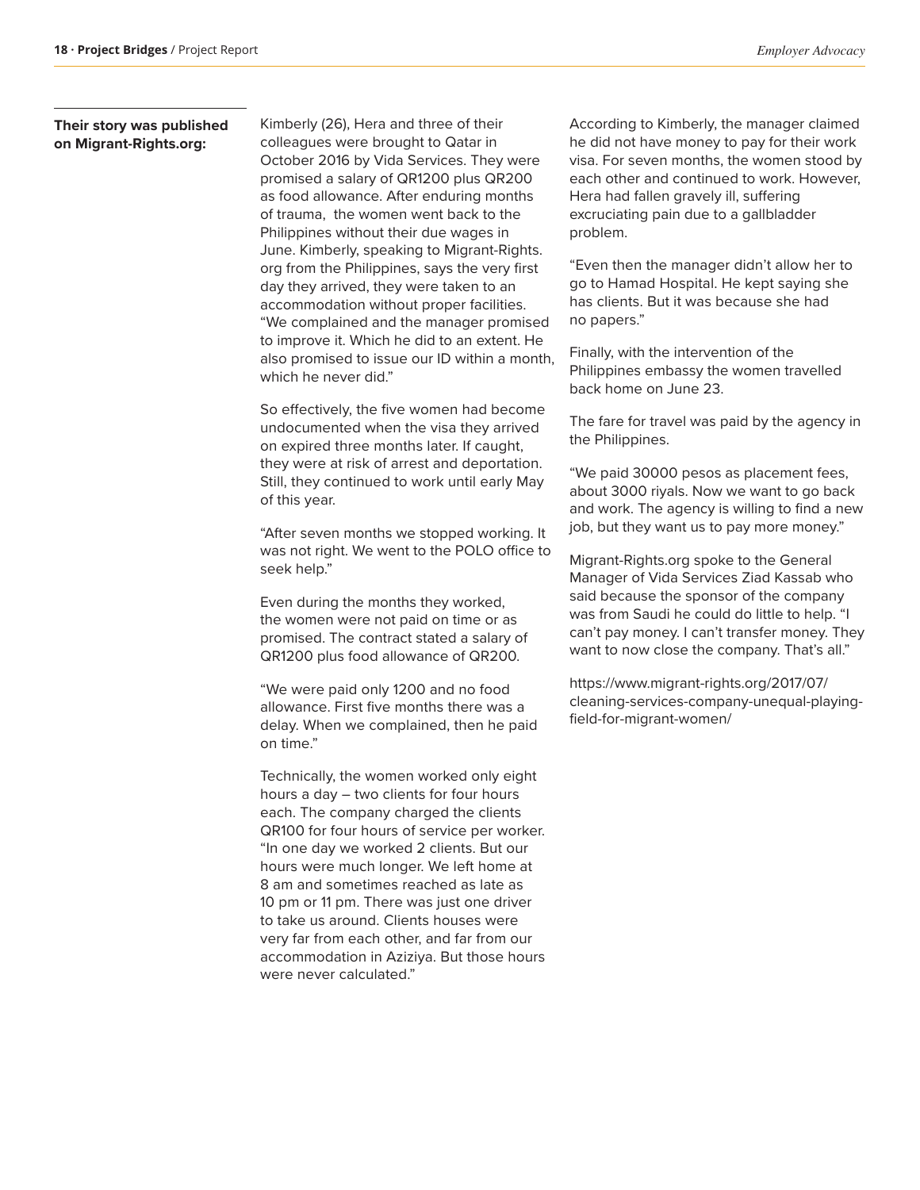**Their story was published on Migrant-Rights.org:**

Kimberly (26), Hera and three of their colleagues were brought to Qatar in October 2016 by Vida Services. They were promised a salary of QR1200 plus QR200 as food allowance. After enduring months of trauma, the women went back to the Philippines without their due wages in June. Kimberly, speaking to Migrant-Rights.org from the Philippines, says the very first day they arrived, they were taken to an accommodation without proper facilities. "We complained and the manager promised to improve it. Which he did to an extent. He also promised to issue our ID within a month, which he never did."

So effectively, the five women had become undocumented when the visa they arrived on expired three months later. If caught, they were at risk of arrest and deportation. Still, they continued to work until early May of this year.

"After seven months we stopped working. It was not right. We went to the POLO office to seek help."

Even during the months they worked, the women were not paid on time or as promised. The contract stated a salary of QR1200 plus food allowance of QR200.

"We were paid only 1200 and no food allowance. First five months there was a delay. When we complained, then he paid on time."

Technically, the women worked only eight hours a day – two clients for four hours each. The company charged the clients QR100 for four hours of service per worker. "In one day we worked 2 clients. But our hours were much longer. We left home at 8 am and sometimes reached as late as 10 pm or 11 pm. There was just one driver to take us around. Clients houses were very far from each other, and far from our accommodation in Aziziya. But those hours were never calculated."

According to Kimberly, the manager claimed he did not have money to pay for their work visa. For seven months, the women stood by each other and continued to work. However, Hera had fallen gravely ill, suffering excruciating pain due to a gallbladder problem.

"Even then the manager didn't allow her to go to Hamad Hospital. He kept saying she has clients. But it was because she had no papers."

Finally, with the intervention of the Philippines embassy the women travelled back home on June 23.

The fare for travel was paid by the agency in the Philippines.

"We paid 30000 pesos as placement fees, about 3000 riyals. Now we want to go back and work. The agency is willing to find a new job, but they want us to pay more money."

Migrant-Rights.org spoke to the General Manager of Vida Services Ziad Kassab who said because the sponsor of the company was from Saudi he could do little to help. "I can't pay money. I can't transfer money. They want to now close the company. That's all."

https://www.migrant-rights.org/2017/07/cleaning-services-company-unequal-playing-field-for-migrant-women/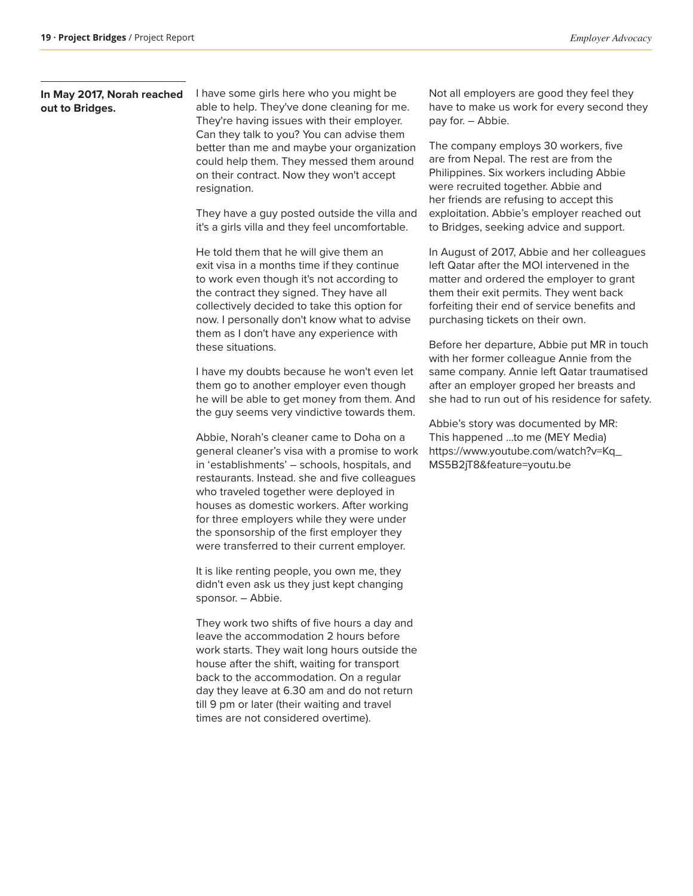**In May 2017, Norah reached out to Bridges.**

I have some girls here who you might be able to help. They've done cleaning for me. They're having issues with their employer. Can they talk to you? You can advise them better than me and maybe your organization could help them. They messed them around on their contract. Now they won't accept resignation.

They have a guy posted outside the villa and it's a girls villa and they feel uncomfortable.

He told them that he will give them an exit visa in a months time if they continue to work even though it's not according to the contract they signed. They have all collectively decided to take this option for now. I personally don't know what to advise them as I don't have any experience with these situations.

I have my doubts because he won't even let them go to another employer even though he will be able to get money from them. And the guy seems very vindictive towards them.

Abbie, Norah's cleaner came to Doha on a general cleaner's visa with a promise to work in 'establishments' – schools, hospitals, and restaurants. Instead. she and five colleagues who traveled together were deployed in houses as domestic workers. After working for three employers while they were under the sponsorship of the first employer they were transferred to their current employer.

It is like renting people, you own me, they didn't even ask us they just kept changing sponsor. – Abbie.

They work two shifts of five hours a day and leave the accommodation 2 hours before work starts. They wait long hours outside the house after the shift, waiting for transport back to the accommodation. On a regular day they leave at 6.30 am and do not return till 9 pm or later (their waiting and travel times are not considered overtime).

Not all employers are good they feel they have to make us work for every second they pay for. – Abbie.

The company employs 30 workers, five are from Nepal. The rest are from the Philippines. Six workers including Abbie were recruited together. Abbie and her friends are refusing to accept this exploitation. Abbie's employer reached out to Bridges, seeking advice and support.

In August of 2017, Abbie and her colleagues left Qatar after the MOI intervened in the matter and ordered the employer to grant them their exit permits. They went back forfeiting their end of service benefits and purchasing tickets on their own.

Before her departure, Abbie put MR in touch with her former colleague Annie from the same company. Annie left Qatar traumatised after an employer groped her breasts and she had to run out of his residence for safety.

Abbie's story was documented by MR: This happened ...to me (MEY Media) https://www.youtube.com/watch?v=Kq_MS5B2jT8&feature=youtu.be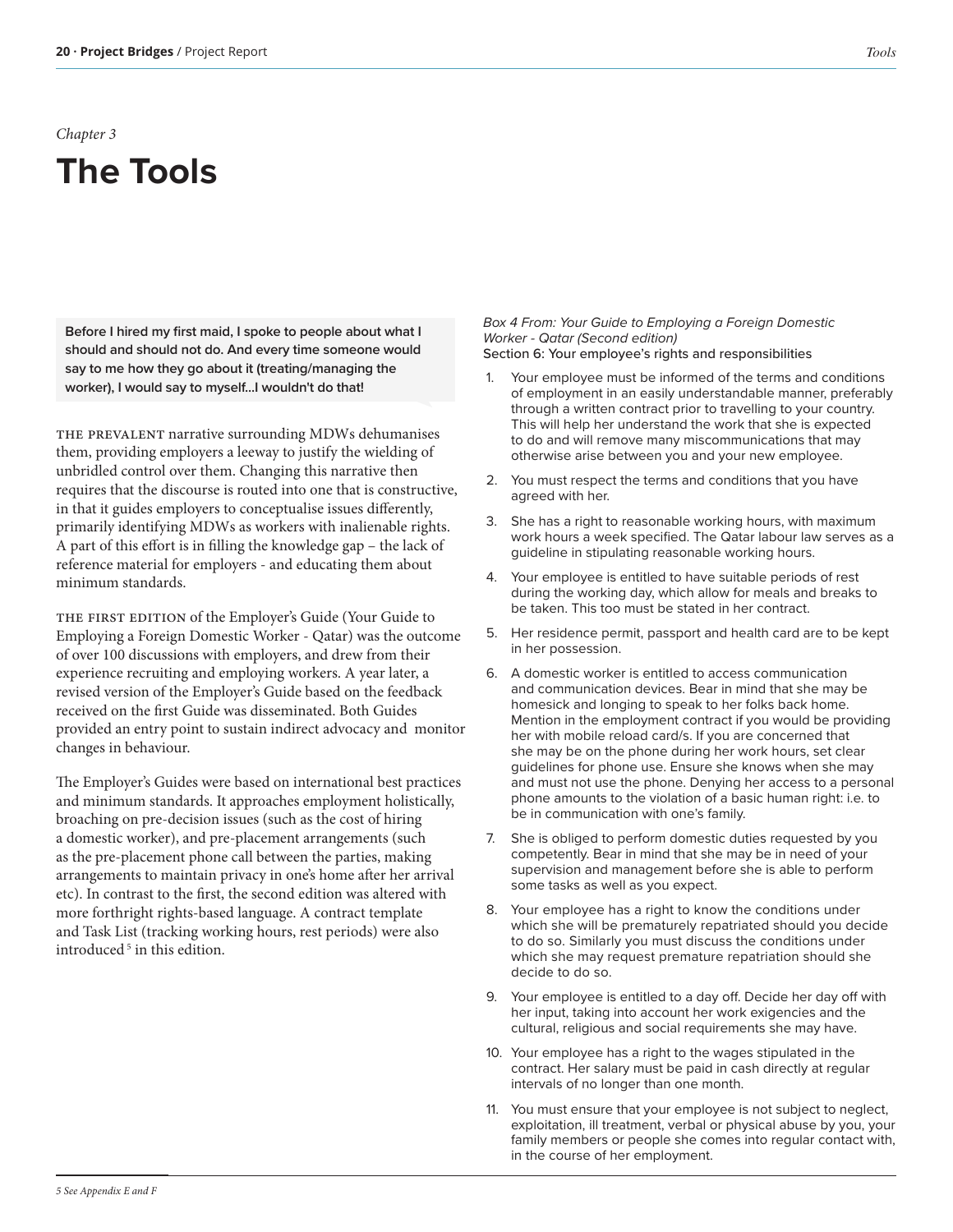*Chapter 3*

# The Tools

> **Before I hired my first maid, I spoke to people about what I should and should not do. And every time someone would say to me how they go about it (treating/managing the worker), I would say to myself...I wouldn't do that!**

THE PREVALENT narrative surrounding MDWs dehumanises them, providing employers a leeway to justify the wielding of unbridled control over them. Changing this narrative then requires that the discourse is routed into one that is constructive, in that it guides employers to conceptualise issues differently, primarily identifying MDWs as workers with inalienable rights. A part of this effort is in filling the knowledge gap – the lack of reference material for employers - and educating them about minimum standards.

THE FIRST EDITION of the Employer's Guide (Your Guide to Employing a Foreign Domestic Worker - Qatar) was the outcome of over 100 discussions with employers, and drew from their experience recruiting and employing workers. A year later, a revised version of the Employer's Guide based on the feedback received on the first Guide was disseminated. Both Guides provided an entry point to sustain indirect advocacy and monitor changes in behaviour.

The Employer's Guides were based on international best practices and minimum standards. It approaches employment holistically, broaching on pre-decision issues (such as the cost of hiring a domestic worker), and pre-placement arrangements (such as the pre-placement phone call between the parties, making arrangements to maintain privacy in one's home after her arrival etc). In contrast to the first, the second edition was altered with more forthright rights-based language. A contract template and Task List (tracking working hours, rest periods) were also introduced[5] in this edition.

*Box 4 From: Your Guide to Employing a Foreign Domestic Worker - Qatar (Second edition)*
Section 6: Your employee's rights and responsibilities

1. Your employee must be informed of the terms and conditions of employment in an easily understandable manner, preferably through a written contract prior to travelling to your country. This will help her understand the work that she is expected to do and will remove many miscommunications that may otherwise arise between you and your new employee.
2. You must respect the terms and conditions that you have agreed with her.
3. She has a right to reasonable working hours, with maximum work hours a week specified. The Qatar labour law serves as a guideline in stipulating reasonable working hours.
4. Your employee is entitled to have suitable periods of rest during the working day, which allow for meals and breaks to be taken. This too must be stated in her contract.
5. Her residence permit, passport and health card are to be kept in her possession.
6. A domestic worker is entitled to access communication and communication devices. Bear in mind that she may be homesick and longing to speak to her folks back home. Mention in the employment contract if you would be providing her with mobile reload card/s. If you are concerned that she may be on the phone during her work hours, set clear guidelines for phone use. Ensure she knows when she may and must not use the phone. Denying her access to a personal phone amounts to the violation of a basic human right: i.e. to be in communication with one's family.
7. She is obliged to perform domestic duties requested by you competently. Bear in mind that she may be in need of your supervision and management before she is able to perform some tasks as well as you expect.
8. Your employee has a right to know the conditions under which she will be prematurely repatriated should you decide to do so. Similarly you must discuss the conditions under which she may request premature repatriation should she decide to do so.
9. Your employee is entitled to a day off. Decide her day off with her input, taking into account her work exigencies and the cultural, religious and social requirements she may have.
10. Your employee has a right to the wages stipulated in the contract. Her salary must be paid in cash directly at regular intervals of no longer than one month.
11. You must ensure that your employee is not subject to neglect, exploitation, ill treatment, verbal or physical abuse by you, your family members or people she comes into regular contact with, in the course of her employment.

---

5 See Appendix E and F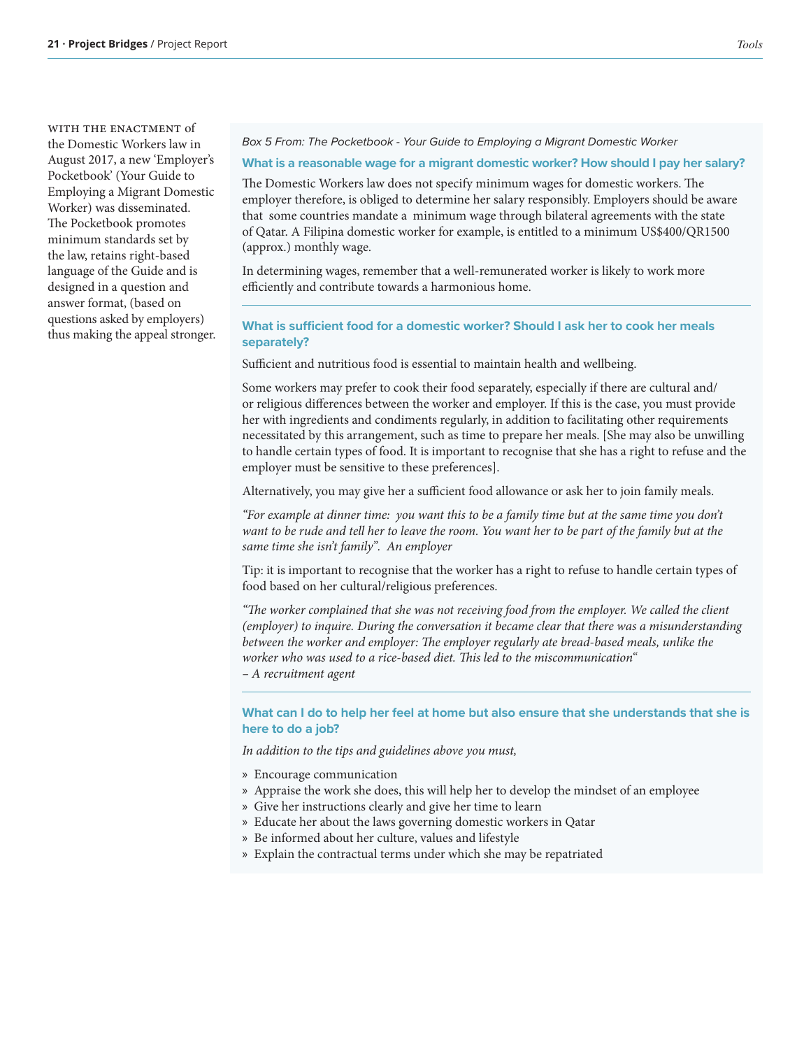With the enactment of the Domestic Workers law in August 2017, a new 'Employer's Pocketbook' (Your Guide to Employing a Migrant Domestic Worker) was disseminated. The Pocketbook promotes minimum standards set by the law, retains right-based language of the Guide and is designed in a question and answer format, (based on questions asked by employers) thus making the appeal stronger.

*Box 5 From: The Pocketbook - Your Guide to Employing a Migrant Domestic Worker*

### What is a reasonable wage for a migrant domestic worker? How should I pay her salary?

The Domestic Workers law does not specify minimum wages for domestic workers. The employer therefore, is obliged to determine her salary responsibly. Employers should be aware that some countries mandate a minimum wage through bilateral agreements with the state of Qatar. A Filipina domestic worker for example, is entitled to a minimum US$400/QR1500 (approx.) monthly wage.

In determining wages, remember that a well-remunerated worker is likely to work more efficiently and contribute towards a harmonious home.

---

### What is sufficient food for a domestic worker? Should I ask her to cook her meals separately?

Sufficient and nutritious food is essential to maintain health and wellbeing.

Some workers may prefer to cook their food separately, especially if there are cultural and/or religious differences between the worker and employer. If this is the case, you must provide her with ingredients and condiments regularly, in addition to facilitating other requirements necessitated by this arrangement, such as time to prepare her meals. [She may also be unwilling to handle certain types of food. It is important to recognise that she has a right to refuse and the employer must be sensitive to these preferences].

Alternatively, you may give her a sufficient food allowance or ask her to join family meals.

*"For example at dinner time: you want this to be a family time but at the same time you don't want to be rude and tell her to leave the room. You want her to be part of the family but at the same time she isn't family". An employer*

Tip: it is important to recognise that the worker has a right to refuse to handle certain types of food based on her cultural/religious preferences.

*"The worker complained that she was not receiving food from the employer. We called the client (employer) to inquire. During the conversation it became clear that there was a misunderstanding between the worker and employer: The employer regularly ate bread-based meals, unlike the worker who was used to a rice-based diet. This led to the miscommunication"*
*– A recruitment agent*

---

### What can I do to help her feel at home but also ensure that she understands that she is here to do a job?

*In addition to the tips and guidelines above you must,*

- Encourage communication
- Appraise the work she does, this will help her to develop the mindset of an employee
- Give her instructions clearly and give her time to learn
- Educate her about the laws governing domestic workers in Qatar
- Be informed about her culture, values and lifestyle
- Explain the contractual terms under which she may be repatriated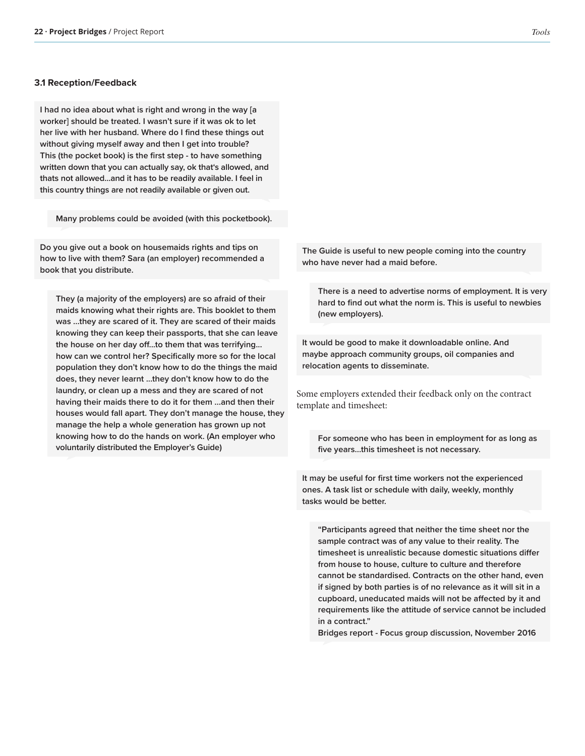### 3.1 Reception/Feedback

I had no idea about what is right and wrong in the way [a worker] should be treated. I wasn't sure if it was ok to let her live with her husband. Where do I find these things out without giving myself away and then I get into trouble? This (the pocket book) is the first step - to have something written down that you can actually say, ok that's allowed, and thats not allowed...and it has to be readily available. I feel in this country things are not readily available or given out.

Many problems could be avoided (with this pocketbook).

Do you give out a book on housemaids rights and tips on how to live with them? Sara (an employer) recommended a book that you distribute.

They (a majority of the employers) are so afraid of their maids knowing what their rights are. This booklet to them was ...they are scared of it. They are scared of their maids knowing they can keep their passports, that she can leave the house on her day off...to them that was terrifying... how can we control her? Specifically more so for the local population they don't know how to do the things the maid does, they never learnt ...they don't know how to do the laundry, or clean up a mess and they are scared of not having their maids there to do it for them ...and then their houses would fall apart. They don't manage the house, they manage the help a whole generation has grown up not knowing how to do the hands on work. (An employer who voluntarily distributed the Employer's Guide)

The Guide is useful to new people coming into the country who have never had a maid before.

There is a need to advertise norms of employment. It is very hard to find out what the norm is. This is useful to newbies (new employers).

It would be good to make it downloadable online. And maybe approach community groups, oil companies and relocation agents to disseminate.

Some employers extended their feedback only on the contract template and timesheet:

For someone who has been in employment for as long as five years...this timesheet is not necessary.

It may be useful for first time workers not the experienced ones. A task list or schedule with daily, weekly, monthly tasks would be better.

"Participants agreed that neither the time sheet nor the sample contract was of any value to their reality. The timesheet is unrealistic because domestic situations differ from house to house, culture to culture and therefore cannot be standardised. Contracts on the other hand, even if signed by both parties is of no relevance as it will sit in a cupboard, uneducated maids will not be affected by it and requirements like the attitude of service cannot be included in a contract."
Bridges report - Focus group discussion, November 2016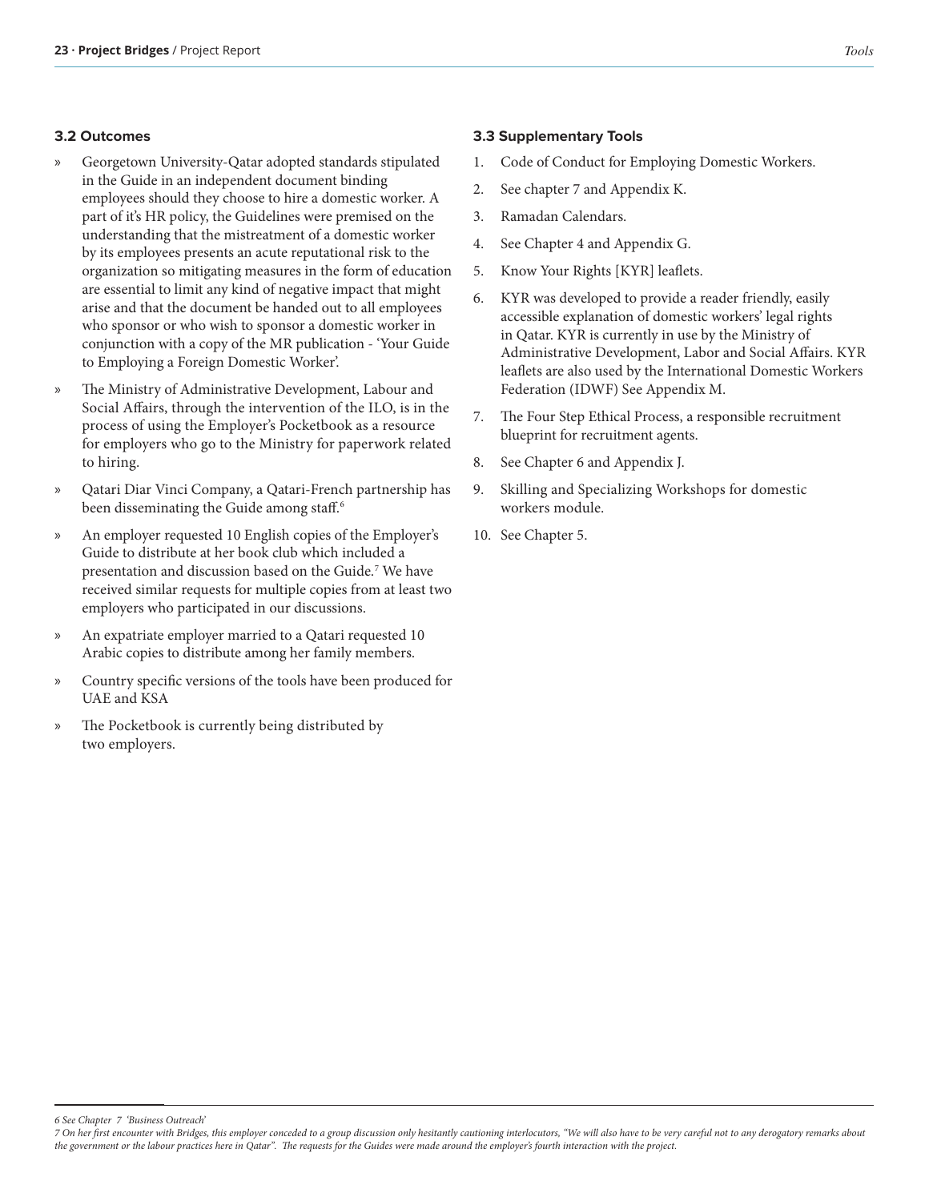### 3.2 Outcomes

- Georgetown University-Qatar adopted standards stipulated in the Guide in an independent document binding employees should they choose to hire a domestic worker. A part of it's HR policy, the Guidelines were premised on the understanding that the mistreatment of a domestic worker by its employees presents an acute reputational risk to the organization so mitigating measures in the form of education are essential to limit any kind of negative impact that might arise and that the document be handed out to all employees who sponsor or who wish to sponsor a domestic worker in conjunction with a copy of the MR publication - 'Your Guide to Employing a Foreign Domestic Worker'.
- The Ministry of Administrative Development, Labour and Social Affairs, through the intervention of the ILO, is in the process of using the Employer's Pocketbook as a resource for employers who go to the Ministry for paperwork related to hiring.
- Qatari Diar Vinci Company, a Qatari-French partnership has been disseminating the Guide among staff.[6]
- An employer requested 10 English copies of the Employer's Guide to distribute at her book club which included a presentation and discussion based on the Guide.[7] We have received similar requests for multiple copies from at least two employers who participated in our discussions.
- An expatriate employer married to a Qatari requested 10 Arabic copies to distribute among her family members.
- Country specific versions of the tools have been produced for UAE and KSA
- The Pocketbook is currently being distributed by two employers.

### 3.3 Supplementary Tools

1. Code of Conduct for Employing Domestic Workers.
2. See chapter 7 and Appendix K.
3. Ramadan Calendars.
4. See Chapter 4 and Appendix G.
5. Know Your Rights [KYR] leaflets.
6. KYR was developed to provide a reader friendly, easily accessible explanation of domestic workers' legal rights in Qatar. KYR is currently in use by the Ministry of Administrative Development, Labor and Social Affairs. KYR leaflets are also used by the International Domestic Workers Federation (IDWF) See Appendix M.
7. The Four Step Ethical Process, a responsible recruitment blueprint for recruitment agents.
8. See Chapter 6 and Appendix J.
9. Skilling and Specializing Workshops for domestic workers module.
10. See Chapter 5.

---

*6 See Chapter 7 'Business Outreach'*

*7 On her first encounter with Bridges, this employer conceded to a group discussion only hesitantly cautioning interlocutors, "We will also have to be very careful not to any derogatory remarks about the government or the labour practices here in Qatar". The requests for the Guides were made around the employer's fourth interaction with the project.*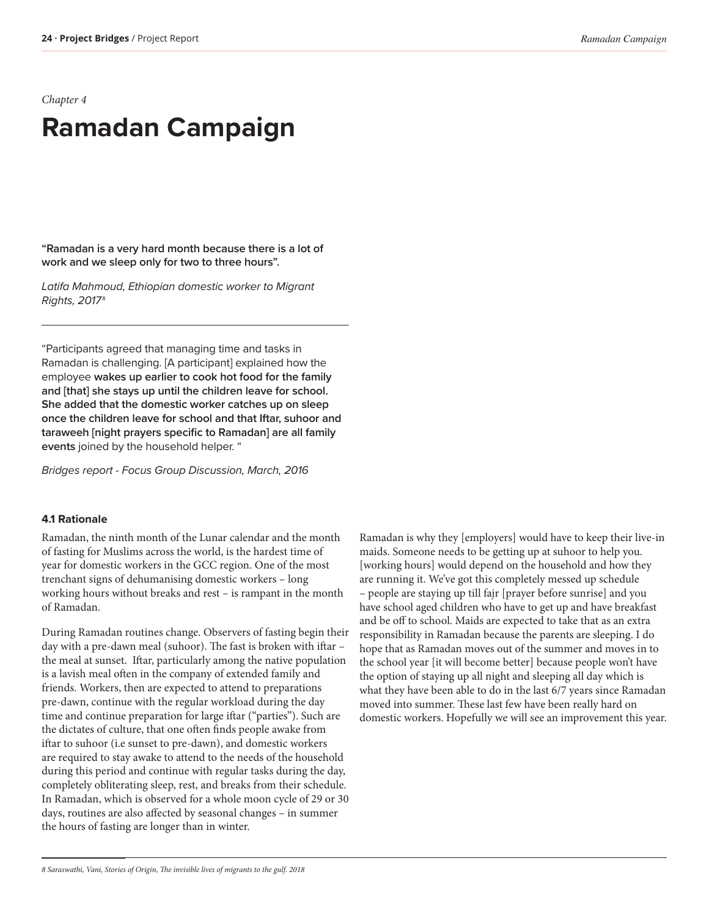*Chapter 4*

# Ramadan Campaign

**"Ramadan is a very hard month because there is a lot of work and we sleep only for two to three hours".**

*Latifa Mahmoud, Ethiopian domestic worker to Migrant Rights, 2017*[8]

---

"Participants agreed that managing time and tasks in Ramadan is challenging. [A participant] explained how the employee **wakes up earlier to cook hot food for the family and [that] she stays up until the children leave for school. She added that the domestic worker catches up on sleep once the children leave for school and that Iftar, suhoor and taraweeh [night prayers specific to Ramadan] are all family events** joined by the household helper. "

*Bridges report - Focus Group Discussion, March, 2016*

### 4.1 Rationale

Ramadan, the ninth month of the Lunar calendar and the month of fasting for Muslims across the world, is the hardest time of year for domestic workers in the GCC region. One of the most trenchant signs of dehumanising domestic workers – long working hours without breaks and rest – is rampant in the month of Ramadan.

During Ramadan routines change. Observers of fasting begin their day with a pre-dawn meal (suhoor). The fast is broken with iftar – the meal at sunset. Iftar, particularly among the native population is a lavish meal often in the company of extended family and friends. Workers, then are expected to attend to preparations pre-dawn, continue with the regular workload during the day time and continue preparation for large iftar ("parties"). Such are the dictates of culture, that one often finds people awake from iftar to suhoor (i.e sunset to pre-dawn), and domestic workers are required to stay awake to attend to the needs of the household during this period and continue with regular tasks during the day, completely obliterating sleep, rest, and breaks from their schedule. In Ramadan, which is observed for a whole moon cycle of 29 or 30 days, routines are also affected by seasonal changes – in summer the hours of fasting are longer than in winter.

Ramadan is why they [employers] would have to keep their live-in maids. Someone needs to be getting up at suhoor to help you. [working hours] would depend on the household and how they are running it. We've got this completely messed up schedule – people are staying up till fajr [prayer before sunrise] and you have school aged children who have to get up and have breakfast and be off to school. Maids are expected to take that as an extra responsibility in Ramadan because the parents are sleeping. I do hope that as Ramadan moves out of the summer and moves in to the school year [it will become better] because people won't have the option of staying up all night and sleeping all day which is what they have been able to do in the last 6/7 years since Ramadan moved into summer. These last few have been really hard on domestic workers. Hopefully we will see an improvement this year.

---

*8 Saraswathi, Vani, Stories of Origin, The invisible lives of migrants to the gulf. 2018*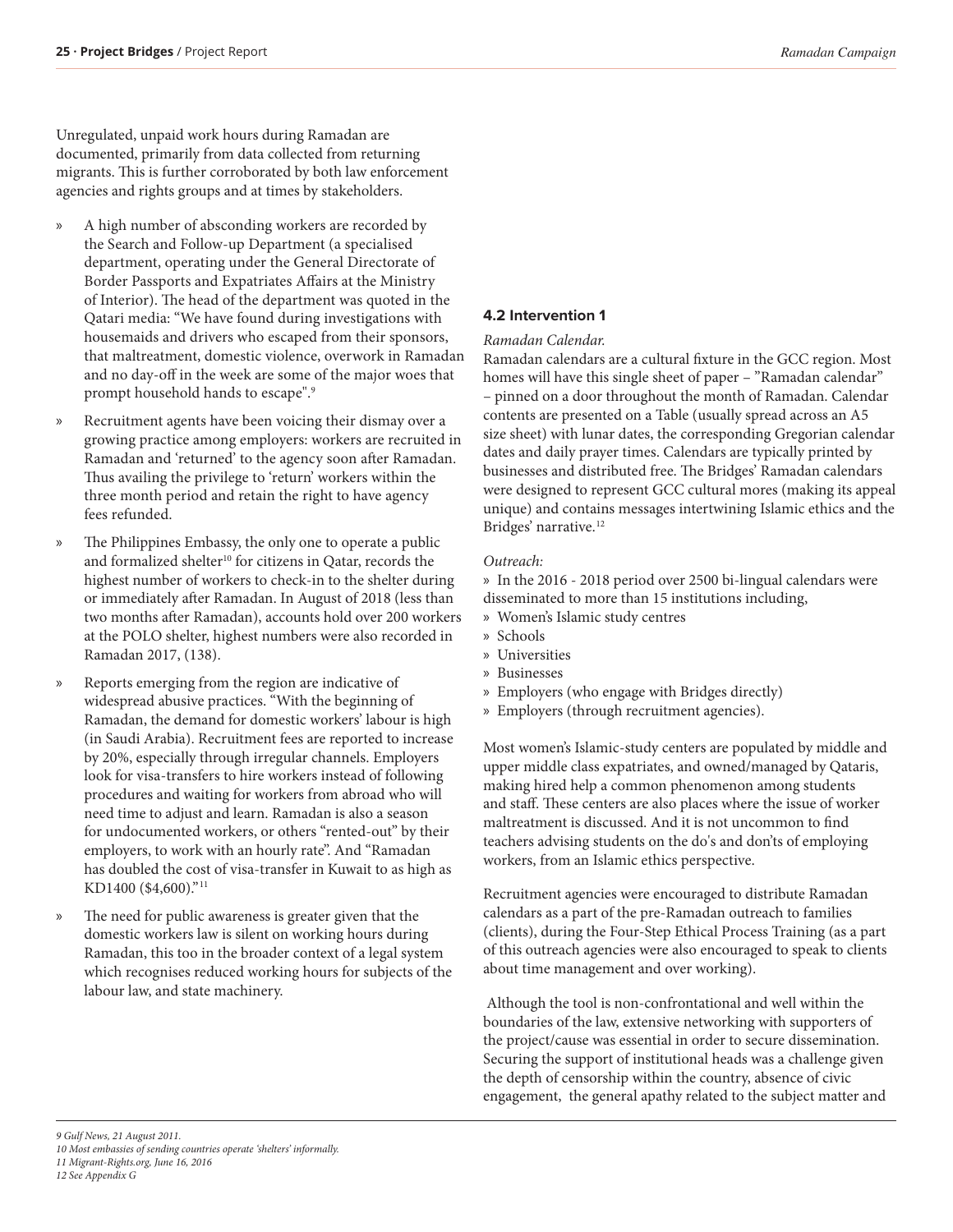Unregulated, unpaid work hours during Ramadan are documented, primarily from data collected from returning migrants. This is further corroborated by both law enforcement agencies and rights groups and at times by stakeholders.

» A high number of absconding workers are recorded by the Search and Follow-up Department (a specialised department, operating under the General Directorate of Border Passports and Expatriates Affairs at the Ministry of Interior). The head of the department was quoted in the Qatari media: "We have found during investigations with housemaids and drivers who escaped from their sponsors, that maltreatment, domestic violence, overwork in Ramadan and no day-off in the week are some of the major woes that prompt household hands to escape".[9]

» Recruitment agents have been voicing their dismay over a growing practice among employers: workers are recruited in Ramadan and 'returned' to the agency soon after Ramadan. Thus availing the privilege to 'return' workers within the three month period and retain the right to have agency fees refunded.

» The Philippines Embassy, the only one to operate a public and formalized shelter[10] for citizens in Qatar, records the highest number of workers to check-in to the shelter during or immediately after Ramadan. In August of 2018 (less than two months after Ramadan), accounts hold over 200 workers at the POLO shelter, highest numbers were also recorded in Ramadan 2017, (138).

» Reports emerging from the region are indicative of widespread abusive practices. "With the beginning of Ramadan, the demand for domestic workers' labour is high (in Saudi Arabia). Recruitment fees are reported to increase by 20%, especially through irregular channels. Employers look for visa-transfers to hire workers instead of following procedures and waiting for workers from abroad who will need time to adjust and learn. Ramadan is also a season for undocumented workers, or others "rented-out" by their employers, to work with an hourly rate". And "Ramadan has doubled the cost of visa-transfer in Kuwait to as high as KD1400 ($4,600)."[11]

» The need for public awareness is greater given that the domestic workers law is silent on working hours during Ramadan, this too in the broader context of a legal system which recognises reduced working hours for subjects of the labour law, and state machinery.

### 4.2 Intervention 1

*Ramadan Calendar.*

Ramadan calendars are a cultural fixture in the GCC region. Most homes will have this single sheet of paper – "Ramadan calendar" – pinned on a door throughout the month of Ramadan. Calendar contents are presented on a Table (usually spread across an A5 size sheet) with lunar dates, the corresponding Gregorian calendar dates and daily prayer times. Calendars are typically printed by businesses and distributed free. The Bridges' Ramadan calendars were designed to represent GCC cultural mores (making its appeal unique) and contains messages intertwining Islamic ethics and the Bridges' narrative.[12]

*Outreach:*

» In the 2016 - 2018 period over 2500 bi-lingual calendars were disseminated to more than 15 institutions including,

» Women's Islamic study centres
» Schools
» Universities
» Businesses
» Employers (who engage with Bridges directly)
» Employers (through recruitment agencies).

Most women's Islamic-study centers are populated by middle and upper middle class expatriates, and owned/managed by Qataris, making hired help a common phenomenon among students and staff. These centers are also places where the issue of worker maltreatment is discussed. And it is not uncommon to find teachers advising students on the do's and don'ts of employing workers, from an Islamic ethics perspective.

Recruitment agencies were encouraged to distribute Ramadan calendars as a part of the pre-Ramadan outreach to families (clients), during the Four-Step Ethical Process Training (as a part of this outreach agencies were also encouraged to speak to clients about time management and over working).

Although the tool is non-confrontational and well within the boundaries of the law, extensive networking with supporters of the project/cause was essential in order to secure dissemination. Securing the support of institutional heads was a challenge given the depth of censorship within the country, absence of civic engagement, the general apathy related to the subject matter and

*9 Gulf News, 21 August 2011.*
*10 Most embassies of sending countries operate 'shelters' informally.*
*11 Migrant-Rights.org, June 16, 2016*
*12 See Appendix G*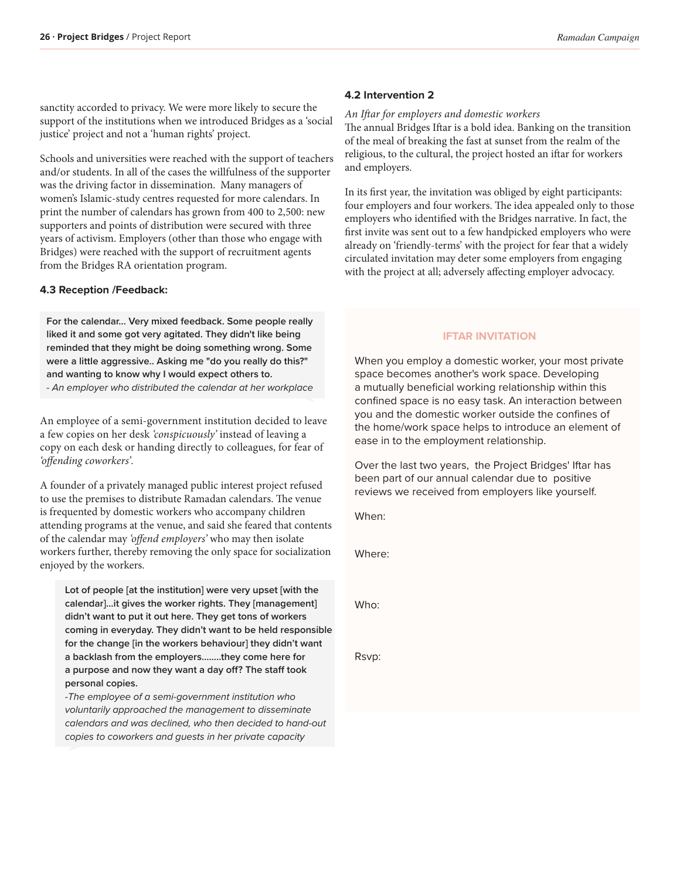sanctity accorded to privacy. We were more likely to secure the support of the institutions when we introduced Bridges as a 'social justice' project and not a 'human rights' project.

Schools and universities were reached with the support of teachers and/or students. In all of the cases the willfulness of the supporter was the driving factor in dissemination. Many managers of women's Islamic-study centres requested for more calendars. In print the number of calendars has grown from 400 to 2,500: new supporters and points of distribution were secured with three years of activism. Employers (other than those who engage with Bridges) were reached with the support of recruitment agents from the Bridges RA orientation program.

#### 4.3 Reception /Feedback:

> **For the calendar... Very mixed feedback. Some people really liked it and some got very agitated. They didn't like being reminded that they might be doing something wrong. Some were a little aggressive.. Asking me "do you really do this?" and wanting to know why I would expect others to.**
> *- An employer who distributed the calendar at her workplace*

An employee of a semi-government institution decided to leave a few copies on her desk *'conspicuously'* instead of leaving a copy on each desk or handing directly to colleagues, for fear of *'offending coworkers'*.

A founder of a privately managed public interest project refused to use the premises to distribute Ramadan calendars. The venue is frequented by domestic workers who accompany children attending programs at the venue, and said she feared that contents of the calendar may *'offend employers'* who may then isolate workers further, thereby removing the only space for socialization enjoyed by the workers.

> **Lot of people [at the institution] were very upset [with the calendar]...it gives the worker rights. They [management] didn't want to put it out here. They get tons of workers coming in everyday. They didn't want to be held responsible for the change [in the workers behaviour] they didn't want a backlash from the employers........they come here for a purpose and now they want a day off? The staff took personal copies.**
> *-The employee of a semi-government institution who voluntarily approached the management to disseminate calendars and was declined, who then decided to hand-out copies to coworkers and guests in her private capacity*

#### 4.2 Intervention 2

*An Iftar for employers and domestic workers*

The annual Bridges Iftar is a bold idea. Banking on the transition of the meal of breaking the fast at sunset from the realm of the religious, to the cultural, the project hosted an iftar for workers and employers.

In its first year, the invitation was obliged by eight participants: four employers and four workers. The idea appealed only to those employers who identified with the Bridges narrative. In fact, the first invite was sent out to a few handpicked employers who were already on 'friendly-terms' with the project for fear that a widely circulated invitation may deter some employers from engaging with the project at all; adversely affecting employer advocacy.

**IFTAR INVITATION**

When you employ a domestic worker, your most private space becomes another's work space. Developing a mutually beneficial working relationship within this confined space is no easy task. An interaction between you and the domestic worker outside the confines of the home/work space helps to introduce an element of ease in to the employment relationship.

Over the last two years, the Project Bridges' Iftar has been part of our annual calendar due to positive reviews we received from employers like yourself.

When:

Where:

Who:

Rsvp: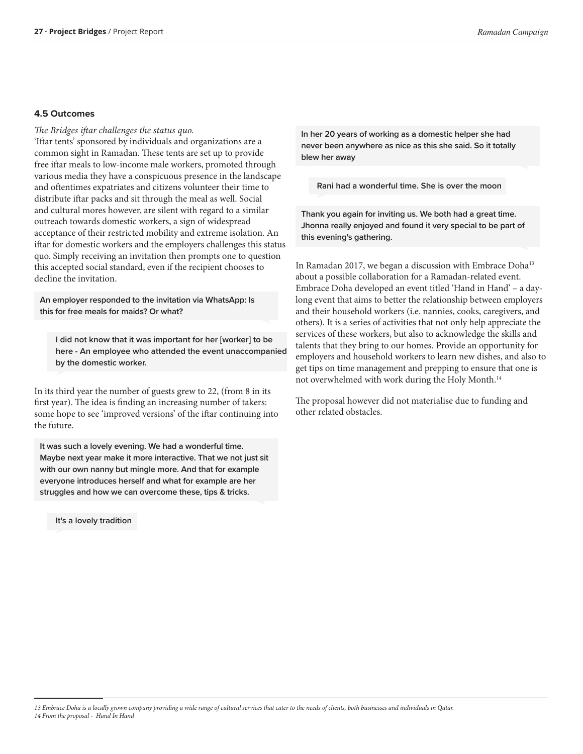### 4.5 Outcomes

*The Bridges iftar challenges the status quo.*

'Iftar tents' sponsored by individuals and organizations are a common sight in Ramadan. These tents are set up to provide free iftar meals to low-income male workers, promoted through various media they have a conspicuous presence in the landscape and oftentimes expatriates and citizens volunteer their time to distribute iftar packs and sit through the meal as well. Social and cultural mores however, are silent with regard to a similar outreach towards domestic workers, a sign of widespread acceptance of their restricted mobility and extreme isolation. An iftar for domestic workers and the employers challenges this status quo. Simply receiving an invitation then prompts one to question this accepted social standard, even if the recipient chooses to decline the invitation.

> **An employer responded to the invitation via WhatsApp: Is this for free meals for maids? Or what?**

> **I did not know that it was important for her [worker] to be here - An employee who attended the event unaccompanied by the domestic worker.**

In its third year the number of guests grew to 22, (from 8 in its first year). The idea is finding an increasing number of takers: some hope to see 'improved versions' of the iftar continuing into the future.

> **It was such a lovely evening. We had a wonderful time. Maybe next year make it more interactive. That we not just sit with our own nanny but mingle more. And that for example everyone introduces herself and what for example are her struggles and how we can overcome these, tips & tricks.**

> **It's a lovely tradition**

> **In her 20 years of working as a domestic helper she had never been anywhere as nice as this she said. So it totally blew her away**

> **Rani had a wonderful time. She is over the moon**

> **Thank you again for inviting us. We both had a great time. Jhonna really enjoyed and found it very special to be part of this evening's gathering.**

In Ramadan 2017, we began a discussion with Embrace Doha[13] about a possible collaboration for a Ramadan-related event. Embrace Doha developed an event titled 'Hand in Hand' – a day-long event that aims to better the relationship between employers and their household workers (i.e. nannies, cooks, caregivers, and others). It is a series of activities that not only help appreciate the services of these workers, but also to acknowledge the skills and talents that they bring to our homes. Provide an opportunity for employers and household workers to learn new dishes, and also to get tips on time management and prepping to ensure that one is not overwhelmed with work during the Holy Month.[14]

The proposal however did not materialise due to funding and other related obstacles.

---

*13 Embrace Doha is a locally grown company providing a wide range of cultural services that cater to the needs of clients, both businesses and individuals in Qatar.*
*14 From the proposal - Hand In Hand*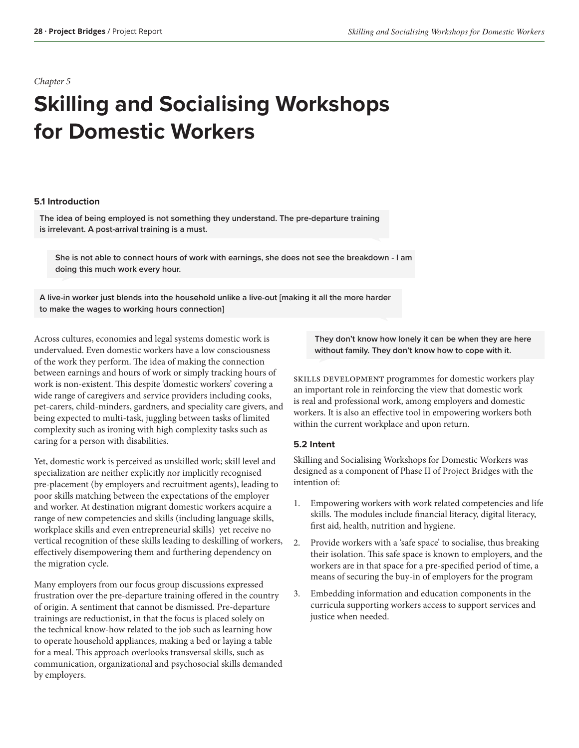*Chapter 5*

# Skilling and Socialising Workshops for Domestic Workers

## 5.1 Introduction

> **The idea of being employed is not something they understand. The pre-departure training is irrelevant. A post-arrival training is a must.**

> **She is not able to connect hours of work with earnings, she does not see the breakdown - I am doing this much work every hour.**

> **A live-in worker just blends into the household unlike a live-out [making it all the more harder to make the wages to working hours connection]**

Across cultures, economies and legal systems domestic work is undervalued. Even domestic workers have a low consciousness of the work they perform. The idea of making the connection between earnings and hours of work or simply tracking hours of work is non-existent. This despite 'domestic workers' covering a wide range of caregivers and service providers including cooks, pet-carers, child-minders, gardners, and speciality care givers, and being expected to multi-task, juggling between tasks of limited complexity such as ironing with high complexity tasks such as caring for a person with disabilities.

Yet, domestic work is perceived as unskilled work; skill level and specialization are neither explicitly nor implicitly recognised pre-placement (by employers and recruitment agents), leading to poor skills matching between the expectations of the employer and worker. At destination migrant domestic workers acquire a range of new competencies and skills (including language skills, workplace skills and even entrepreneurial skills) yet receive no vertical recognition of these skills leading to deskilling of workers, effectively disempowering them and furthering dependency on the migration cycle.

Many employers from our focus group discussions expressed frustration over the pre-departure training offered in the country of origin. A sentiment that cannot be dismissed. Pre-departure trainings are reductionist, in that the focus is placed solely on the technical know-how related to the job such as learning how to operate household appliances, making a bed or laying a table for a meal. This approach overlooks transversal skills, such as communication, organizational and psychosocial skills demanded by employers.

> **They don't know how lonely it can be when they are here without family. They don't know how to cope with it.**

Skills development programmes for domestic workers play an important role in reinforcing the view that domestic work is real and professional work, among employers and domestic workers. It is also an effective tool in empowering workers both within the current workplace and upon return.

## 5.2 Intent

Skilling and Socialising Workshops for Domestic Workers was designed as a component of Phase II of Project Bridges with the intention of:

1. Empowering workers with work related competencies and life skills. The modules include financial literacy, digital literacy, first aid, health, nutrition and hygiene.
2. Provide workers with a 'safe space' to socialise, thus breaking their isolation. This safe space is known to employers, and the workers are in that space for a pre-specified period of time, a means of securing the buy-in of employers for the program
3. Embedding information and education components in the curricula supporting workers access to support services and justice when needed.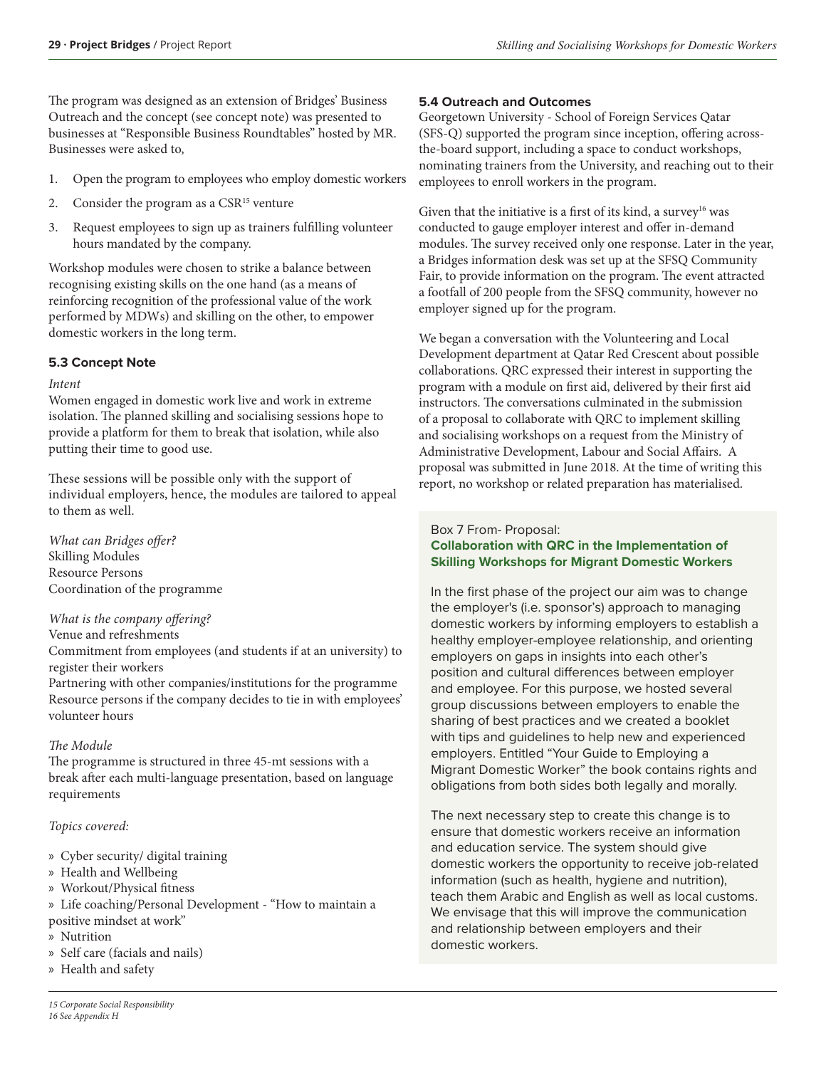The program was designed as an extension of Bridges' Business Outreach and the concept (see concept note) was presented to businesses at "Responsible Business Roundtables" hosted by MR. Businesses were asked to,

1. Open the program to employees who employ domestic workers
2. Consider the program as a CSR[15] venture
3. Request employees to sign up as trainers fulfilling volunteer hours mandated by the company.

Workshop modules were chosen to strike a balance between recognising existing skills on the one hand (as a means of reinforcing recognition of the professional value of the work performed by MDWs) and skilling on the other, to empower domestic workers in the long term.

### 5.3 Concept Note

*Intent*

Women engaged in domestic work live and work in extreme isolation. The planned skilling and socialising sessions hope to provide a platform for them to break that isolation, while also putting their time to good use.

These sessions will be possible only with the support of individual employers, hence, the modules are tailored to appeal to them as well.

*What can Bridges offer?*
Skilling Modules
Resource Persons
Coordination of the programme

*What is the company offering?*
Venue and refreshments
Commitment from employees (and students if at an university) to register their workers
Partnering with other companies/institutions for the programme
Resource persons if the company decides to tie in with employees' volunteer hours

*The Module*

The programme is structured in three 45-mt sessions with a break after each multi-language presentation, based on language requirements

*Topics covered:*

» Cyber security/ digital training
» Health and Wellbeing
» Workout/Physical fitness
» Life coaching/Personal Development - "How to maintain a positive mindset at work"
» Nutrition
» Self care (facials and nails)
» Health and safety

### 5.4 Outreach and Outcomes

Georgetown University - School of Foreign Services Qatar (SFS-Q) supported the program since inception, offering across-the-board support, including a space to conduct workshops, nominating trainers from the University, and reaching out to their employees to enroll workers in the program.

Given that the initiative is a first of its kind, a survey[16] was conducted to gauge employer interest and offer in-demand modules. The survey received only one response. Later in the year, a Bridges information desk was set up at the SFSQ Community Fair, to provide information on the program. The event attracted a footfall of 200 people from the SFSQ community, however no employer signed up for the program.

We began a conversation with the Volunteering and Local Development department at Qatar Red Crescent about possible collaborations. QRC expressed their interest in supporting the program with a module on first aid, delivered by their first aid instructors. The conversations culminated in the submission of a proposal to collaborate with QRC to implement skilling and socialising workshops on a request from the Ministry of Administrative Development, Labour and Social Affairs. A proposal was submitted in June 2018. At the time of writing this report, no workshop or related preparation has materialised.

Box 7 From- Proposal:
**Collaboration with QRC in the Implementation of Skilling Workshops for Migrant Domestic Workers**

In the first phase of the project our aim was to change the employer's (i.e. sponsor's) approach to managing domestic workers by informing employers to establish a healthy employer-employee relationship, and orienting employers on gaps in insights into each other's position and cultural differences between employer and employee. For this purpose, we hosted several group discussions between employers to enable the sharing of best practices and we created a booklet with tips and guidelines to help new and experienced employers. Entitled "Your Guide to Employing a Migrant Domestic Worker" the book contains rights and obligations from both sides both legally and morally.

The next necessary step to create this change is to ensure that domestic workers receive an information and education service. The system should give domestic workers the opportunity to receive job-related information (such as health, hygiene and nutrition), teach them Arabic and English as well as local customs. We envisage that this will improve the communication and relationship between employers and their domestic workers.

15 Corporate Social Responsibility
16 See Appendix H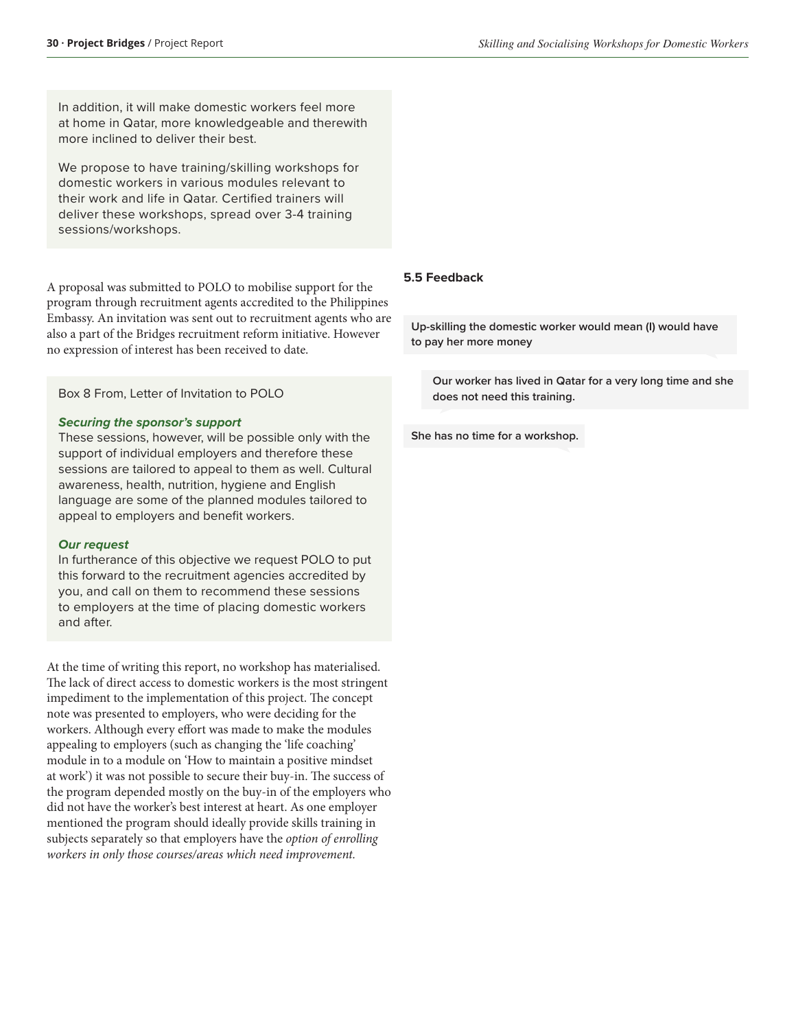> In addition, it will make domestic workers feel more at home in Qatar, more knowledgeable and therewith more inclined to deliver their best.
>
> We propose to have training/skilling workshops for domestic workers in various modules relevant to their work and life in Qatar. Certified trainers will deliver these workshops, spread over 3-4 training sessions/workshops.

A proposal was submitted to POLO to mobilise support for the program through recruitment agents accredited to the Philippines Embassy. An invitation was sent out to recruitment agents who are also a part of the Bridges recruitment reform initiative. However no expression of interest has been received to date.

> Box 8 From, Letter of Invitation to POLO
>
> ***Securing the sponsor's support***
> These sessions, however, will be possible only with the support of individual employers and therefore these sessions are tailored to appeal to them as well. Cultural awareness, health, nutrition, hygiene and English language are some of the planned modules tailored to appeal to employers and benefit workers.
>
> ***Our request***
> In furtherance of this objective we request POLO to put this forward to the recruitment agencies accredited by you, and call on them to recommend these sessions to employers at the time of placing domestic workers and after.

At the time of writing this report, no workshop has materialised. The lack of direct access to domestic workers is the most stringent impediment to the implementation of this project. The concept note was presented to employers, who were deciding for the workers. Although every effort was made to make the modules appealing to employers (such as changing the 'life coaching' module in to a module on 'How to maintain a positive mindset at work') it was not possible to secure their buy-in. The success of the program depended mostly on the buy-in of the employers who did not have the worker's best interest at heart. As one employer mentioned the program should ideally provide skills training in subjects separately so that employers have the *option of enrolling workers in only those courses/areas which need improvement.*

### 5.5 Feedback

**Up-skilling the domestic worker would mean (I) would have to pay her more money**

**Our worker has lived in Qatar for a very long time and she does not need this training.**

**She has no time for a workshop.**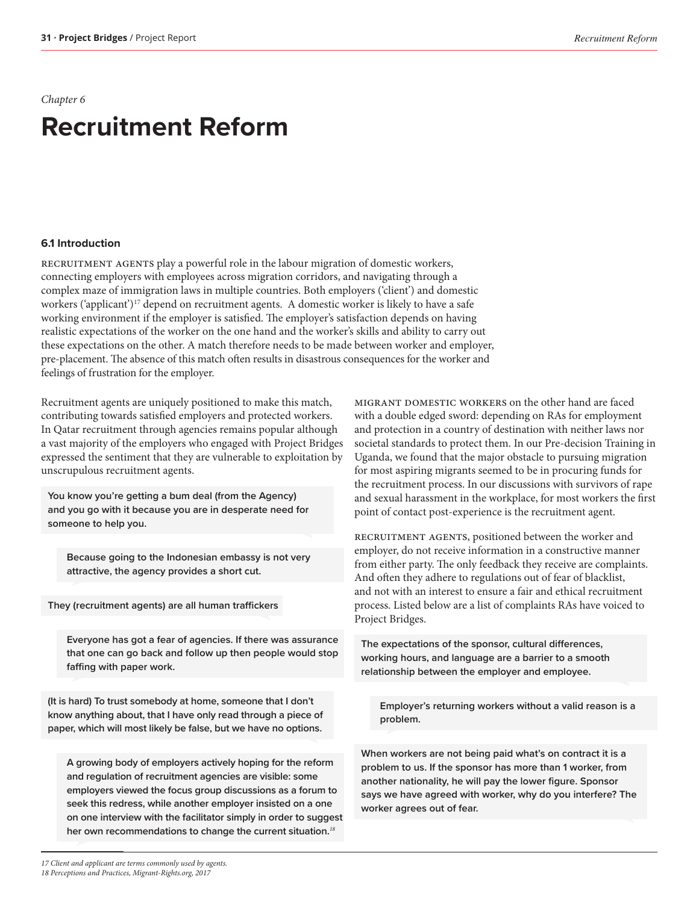*Chapter 6*

# Recruitment Reform

### 6.1 Introduction

RECRUITMENT AGENTS play a powerful role in the labour migration of domestic workers, connecting employers with employees across migration corridors, and navigating through a complex maze of immigration laws in multiple countries. Both employers ('client') and domestic workers ('applicant')[17] depend on recruitment agents. A domestic worker is likely to have a safe working environment if the employer is satisfied. The employer's satisfaction depends on having realistic expectations of the worker on the one hand and the worker's skills and ability to carry out these expectations on the other. A match therefore needs to be made between worker and employer, pre-placement. The absence of this match often results in disastrous consequences for the worker and feelings of frustration for the employer.

Recruitment agents are uniquely positioned to make this match, contributing towards satisfied employers and protected workers. In Qatar recruitment through agencies remains popular although a vast majority of the employers who engaged with Project Bridges expressed the sentiment that they are vulnerable to exploitation by unscrupulous recruitment agents.

> **You know you're getting a bum deal (from the Agency) and you go with it because you are in desperate need for someone to help you.**

> **Because going to the Indonesian embassy is not very attractive, the agency provides a short cut.**

> **They (recruitment agents) are all human traffickers**

> **Everyone has got a fear of agencies. If there was assurance that one can go back and follow up then people would stop faffing with paper work.**

> **(It is hard) To trust somebody at home, someone that I don't know anything about, that I have only read through a piece of paper, which will most likely be false, but we have no options.**

> **A growing body of employers actively hoping for the reform and regulation of recruitment agencies are visible: some employers viewed the focus group discussions as a forum to seek this redress, while another employer insisted on a one on one interview with the facilitator simply in order to suggest her own recommendations to change the current situation.**[18]

MIGRANT DOMESTIC WORKERS on the other hand are faced with a double edged sword: depending on RAs for employment and protection in a country of destination with neither laws nor societal standards to protect them. In our Pre-decision Training in Uganda, we found that the major obstacle to pursuing migration for most aspiring migrants seemed to be in procuring funds for the recruitment process. In our discussions with survivors of rape and sexual harassment in the workplace, for most workers the first point of contact post-experience is the recruitment agent.

RECRUITMENT AGENTS, positioned between the worker and employer, do not receive information in a constructive manner from either party. The only feedback they receive are complaints. And often they adhere to regulations out of fear of blacklist, and not with an interest to ensure a fair and ethical recruitment process. Listed below are a list of complaints RAs have voiced to Project Bridges.

> **The expectations of the sponsor, cultural differences, working hours, and language are a barrier to a smooth relationship between the employer and employee.**

> **Employer's returning workers without a valid reason is a problem.**

> **When workers are not being paid what's on contract it is a problem to us. If the sponsor has more than 1 worker, from another nationality, he will pay the lower figure. Sponsor says we have agreed with worker, why do you interfere? The worker agrees out of fear.**

---

*17 Client and applicant are terms commonly used by agents.*
*18 Perceptions and Practices, Migrant-Rights.org, 2017*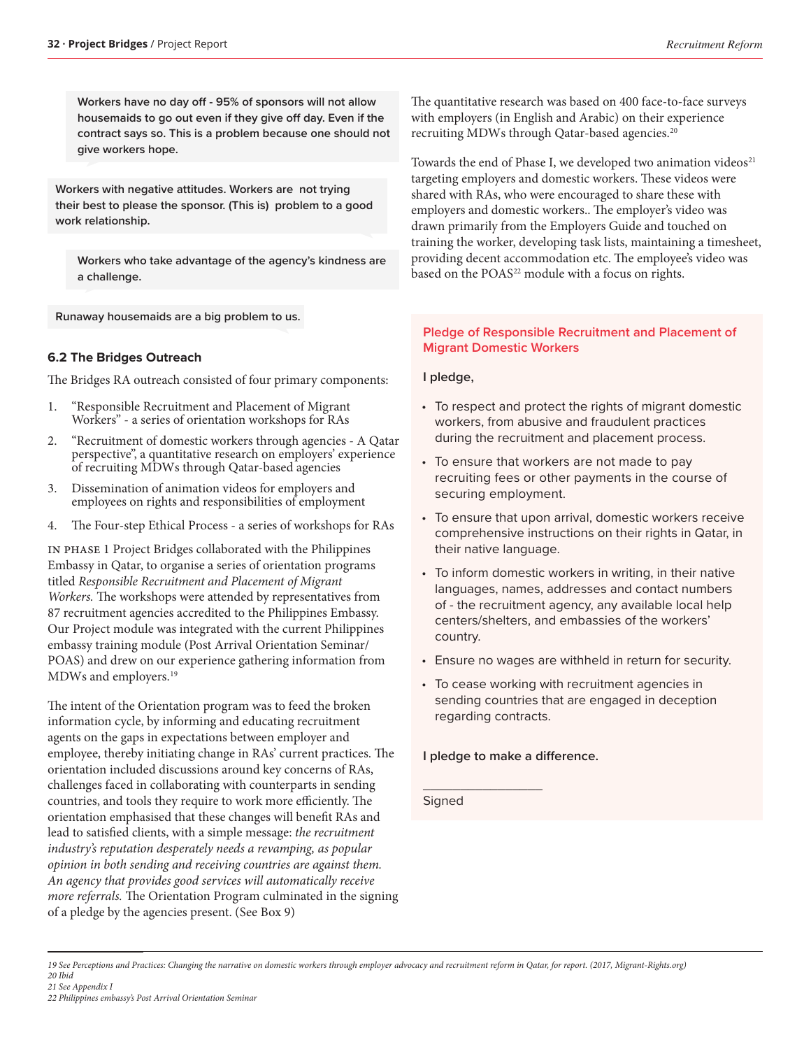Workers have no day off - 95% of sponsors will not allow housemaids to go out even if they give off day. Even if the contract says so. This is a problem because one should not give workers hope.

Workers with negative attitudes. Workers are  not trying their best to please the sponsor. (This is)  problem to a good work relationship.

Workers who take advantage of the agency's kindness are a challenge.

Runaway housemaids are a big problem to us.

### 6.2 The Bridges Outreach

The Bridges RA outreach consisted of four primary components:

1. "Responsible Recruitment and Placement of Migrant Workers" - a series of orientation workshops for RAs
2. "Recruitment of domestic workers through agencies - A Qatar perspective", a quantitative research on employers' experience of recruiting MDWs through Qatar-based agencies
3. Dissemination of animation videos for employers and employees on rights and responsibilities of employment
4. The Four-step Ethical Process - a series of workshops for RAs

IN PHASE 1 Project Bridges collaborated with the Philippines Embassy in Qatar, to organise a series of orientation programs titled *Responsible Recruitment and Placement of Migrant Workers.* The workshops were attended by representatives from 87 recruitment agencies accredited to the Philippines Embassy. Our Project module was integrated with the current Philippines embassy training module (Post Arrival Orientation Seminar/ POAS) and drew on our experience gathering information from MDWs and employers.[19]

The intent of the Orientation program was to feed the broken information cycle, by informing and educating recruitment agents on the gaps in expectations between employer and employee, thereby initiating change in RAs' current practices. The orientation included discussions around key concerns of RAs, challenges faced in collaborating with counterparts in sending countries, and tools they require to work more efficiently. The orientation emphasised that these changes will benefit RAs and lead to satisfied clients, with a simple message: *the recruitment industry's reputation desperately needs a revamping, as popular opinion in both sending and receiving countries are against them. An agency that provides good services will automatically receive more referrals.* The Orientation Program culminated in the signing of a pledge by the agencies present. (See Box 9)

The quantitative research was based on 400 face-to-face surveys with employers (in English and Arabic) on their experience recruiting MDWs through Qatar-based agencies.[20]

Towards the end of Phase I, we developed two animation videos[21] targeting employers and domestic workers. These videos were shared with RAs, who were encouraged to share these with employers and domestic workers.. The employer's video was drawn primarily from the Employers Guide and touched on training the worker, developing task lists, maintaining a timesheet, providing decent accommodation etc. The employee's video was based on the POAS[22] module with a focus on rights.

**Pledge of Responsible Recruitment and Placement of Migrant Domestic Workers**

**I pledge,**

- To respect and protect the rights of migrant domestic workers, from abusive and fraudulent practices during the recruitment and placement process.
- To ensure that workers are not made to pay recruiting fees or other payments in the course of securing employment.
- To ensure that upon arrival, domestic workers receive comprehensive instructions on their rights in Qatar, in their native language.
- To inform domestic workers in writing, in their native languages, names, addresses and contact numbers of - the recruitment agency, any available local help centers/shelters, and embassies of the workers' country.
- Ensure no wages are withheld in return for security.
- To cease working with recruitment agencies in sending countries that are engaged in deception regarding contracts.

**I pledge to make a difference.**

_________________

Signed

---

19 *See Perceptions and Practices: Changing the narrative on domestic workers through employer advocacy and recruitment reform in Qatar, for report. (2017, Migrant-Rights.org)*
20 *Ibid*
21 *See Appendix I*
22 *Philippines embassy's Post Arrival Orientation Seminar*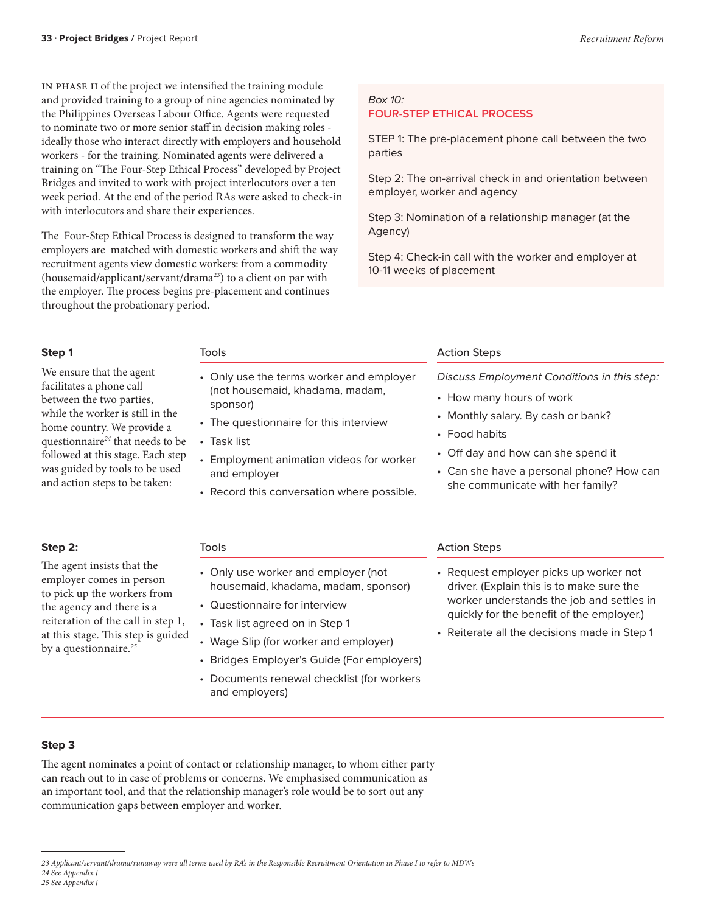IN PHASE II of the project we intensified the training module and provided training to a group of nine agencies nominated by the Philippines Overseas Labour Office. Agents were requested to nominate two or more senior staff in decision making roles - ideally those who interact directly with employers and household workers - for the training. Nominated agents were delivered a training on "The Four-Step Ethical Process" developed by Project Bridges and invited to work with project interlocutors over a ten week period. At the end of the period RAs were asked to check-in with interlocutors and share their experiences.

The Four-Step Ethical Process is designed to transform the way employers are matched with domestic workers and shift the way recruitment agents view domestic workers: from a commodity (housemaid/applicant/servant/drama[23]) to a client on par with the employer. The process begins pre-placement and continues throughout the probationary period.

> *Box 10:*
> **FOUR-STEP ETHICAL PROCESS**
>
> STEP 1: The pre-placement phone call between the two parties
>
> Step 2: The on-arrival check in and orientation between employer, worker and agency
>
> Step 3: Nomination of a relationship manager (at the Agency)
>
> Step 4: Check-in call with the worker and employer at 10-11 weeks of placement

### Step 1

We ensure that the agent facilitates a phone call between the two parties, while the worker is still in the home country. We provide a questionnaire[24] that needs to be followed at this stage. Each step was guided by tools to be used and action steps to be taken:

**Tools**

- Only use the terms worker and employer (not housemaid, khadama, madam, sponsor)
- The questionnaire for this interview
- Task list
- Employment animation videos for worker and employer
- Record this conversation where possible.

**Action Steps**

*Discuss Employment Conditions in this step:*

- How many hours of work
- Monthly salary. By cash or bank?
- Food habits
- Off day and how can she spend it
- Can she have a personal phone? How can she communicate with her family?

### Step 2:

The agent insists that the employer comes in person to pick up the workers from the agency and there is a reiteration of the call in step 1, at this stage. This step is guided by a questionnaire.[25]

**Tools**

- Only use worker and employer (not housemaid, khadama, madam, sponsor)
- Questionnaire for interview
- Task list agreed on in Step 1
- Wage Slip (for worker and employer)
- Bridges Employer's Guide (For employers)
- Documents renewal checklist (for workers and employers)

**Action Steps**

- Request employer picks up worker not driver. (Explain this is to make sure the worker understands the job and settles in quickly for the benefit of the employer.)
- Reiterate all the decisions made in Step 1

### Step 3

The agent nominates a point of contact or relationship manager, to whom either party can reach out to in case of problems or concerns. We emphasised communication as an important tool, and that the relationship manager's role would be to sort out any communication gaps between employer and worker.

---

*23 Applicant/servant/drama/runaway were all terms used by RA's in the Responsible Recruitment Orientation in Phase I to refer to MDWs*
*24 See Appendix J*
*25 See Appendix J*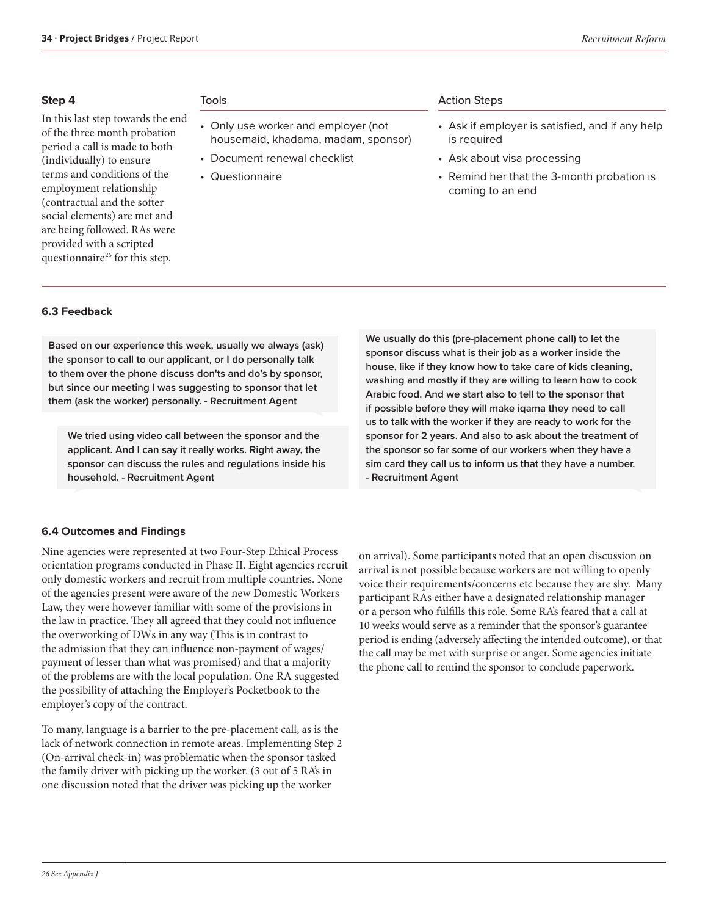### Step 4

In this last step towards the end of the three month probation period a call is made to both (individually) to ensure terms and conditions of the employment relationship (contractual and the softer social elements) are met and are being followed. RAs were provided with a scripted questionnaire[26] for this step.

| Tools | Action Steps |
|---|---|
| • Only use worker and employer (not housemaid, khadama, madam, sponsor)<br>• Document renewal checklist<br>• Questionnaire | • Ask if employer is satisfied, and if any help is required<br>• Ask about visa processing<br>• Remind her that the 3-month probation is coming to an end |

### 6.3 Feedback

> **Based on our experience this week, usually we always (ask) the sponsor to call to our applicant, or I do personally talk to them over the phone discuss don't and do's by sponsor, but since our meeting I was suggesting to sponsor that let them (ask the worker) personally. - Recruitment Agent**

> **We tried using video call between the sponsor and the applicant. And I can say it really works. Right away, the sponsor can discuss the rules and regulations inside his household. - Recruitment Agent**

> **We usually do this (pre-placement phone call) to let the sponsor discuss what is their job as a worker inside the house, like if they know how to take care of kids cleaning, washing and mostly if they are willing to learn how to cook Arabic food. And we start also to tell to the sponsor that if possible before they will make iqama they need to call us to talk with the worker if they are ready to work for the sponsor for 2 years. And also to ask about the treatment of the sponsor so far some of our workers when they have a sim card they call us to inform us that they have a number. - Recruitment Agent**

### 6.4 Outcomes and Findings

Nine agencies were represented at two Four-Step Ethical Process orientation programs conducted in Phase II. Eight agencies recruit only domestic workers and recruit from multiple countries. None of the agencies present were aware of the new Domestic Workers Law, they were however familiar with some of the provisions in the law in practice. They all agreed that they could not influence the overworking of DWs in any way (This is in contrast to the admission that they can influence non-payment of wages/ payment of lesser than what was promised) and that a majority of the problems are with the local population. One RA suggested the possibility of attaching the Employer's Pocketbook to the employer's copy of the contract.

To many, language is a barrier to the pre-placement call, as is the lack of network connection in remote areas. Implementing Step 2 (On-arrival check-in) was problematic when the sponsor tasked the family driver with picking up the worker. (3 out of 5 RA's in one discussion noted that the driver was picking up the worker on arrival). Some participants noted that an open discussion on arrival is not possible because workers are not willing to openly voice their requirements/concerns etc because they are shy. Many participant RAs either have a designated relationship manager or a person who fulfills this role. Some RA's feared that a call at 10 weeks would serve as a reminder that the sponsor's guarantee period is ending (adversely affecting the intended outcome), or that the call may be met with surprise or anger. Some agencies initiate the phone call to remind the sponsor to conclude paperwork.

26 See Appendix J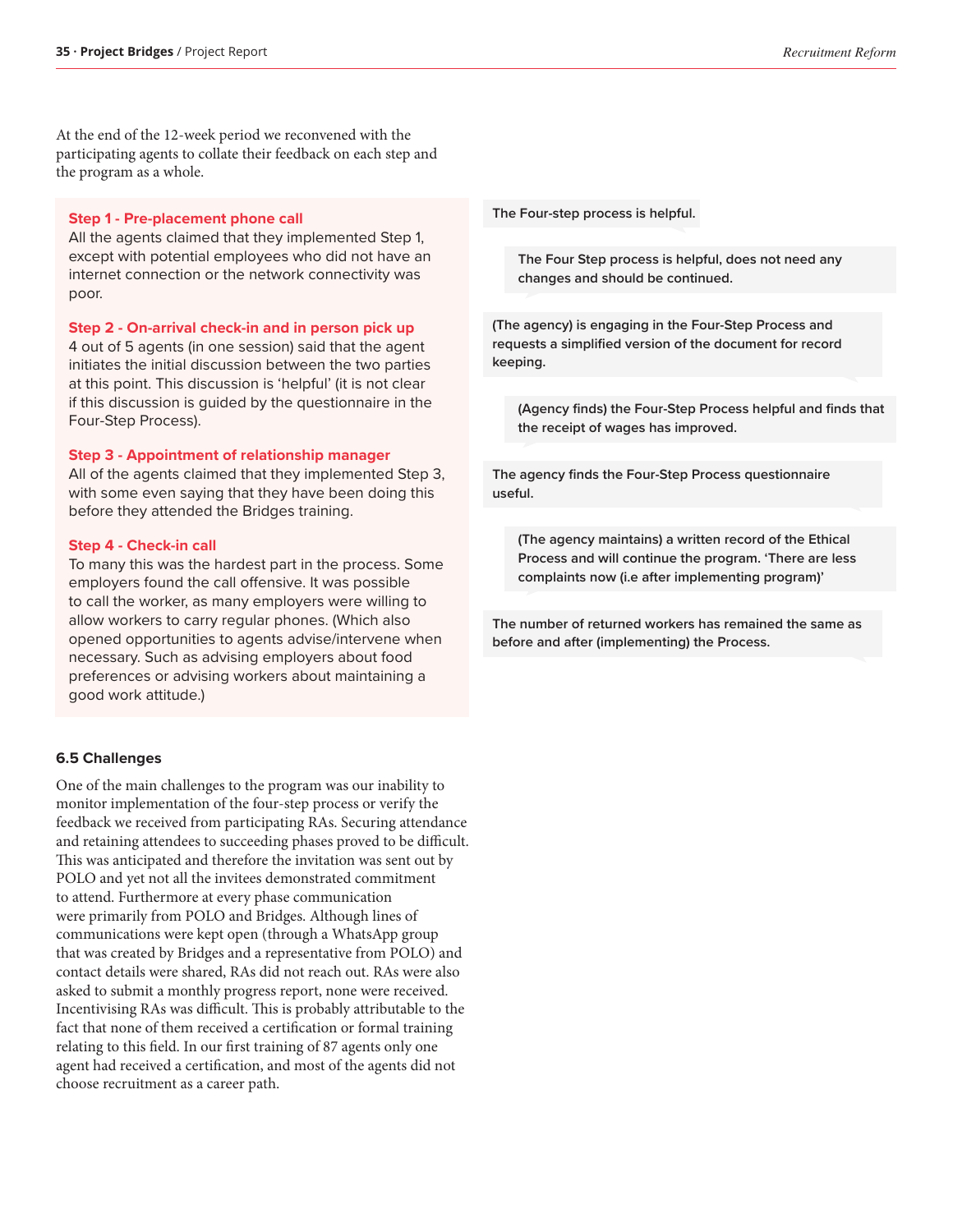At the end of the 12-week period we reconvened with the participating agents to collate their feedback on each step and the program as a whole.

**Step 1 - Pre-placement phone call**
All the agents claimed that they implemented Step 1, except with potential employees who did not have an internet connection or the network connectivity was poor.

**Step 2 - On-arrival check-in and in person pick up**
4 out of 5 agents (in one session) said that the agent initiates the initial discussion between the two parties at this point. This discussion is 'helpful' (it is not clear if this discussion is guided by the questionnaire in the Four-Step Process).

**Step 3 - Appointment of relationship manager**
All of the agents claimed that they implemented Step 3, with some even saying that they have been doing this before they attended the Bridges training.

**Step 4 - Check-in call**
To many this was the hardest part in the process. Some employers found the call offensive. It was possible to call the worker, as many employers were willing to allow workers to carry regular phones. (Which also opened opportunities to agents advise/intervene when necessary. Such as advising employers about food preferences or advising workers about maintaining a good work attitude.)

> The Four-step process is helpful.

> The Four Step process is helpful, does not need any changes and should be continued.

> (The agency) is engaging in the Four-Step Process and requests a simplified version of the document for record keeping.

> (Agency finds) the Four-Step Process helpful and finds that the receipt of wages has improved.

> The agency finds the Four-Step Process questionnaire useful.

> (The agency maintains) a written record of the Ethical Process and will continue the program. 'There are less complaints now (i.e after implementing program)'

> The number of returned workers has remained the same as before and after (implementing) the Process.

### 6.5 Challenges

One of the main challenges to the program was our inability to monitor implementation of the four-step process or verify the feedback we received from participating RAs. Securing attendance and retaining attendees to succeeding phases proved to be difficult. This was anticipated and therefore the invitation was sent out by POLO and yet not all the invitees demonstrated commitment to attend. Furthermore at every phase communication were primarily from POLO and Bridges. Although lines of communications were kept open (through a WhatsApp group that was created by Bridges and a representative from POLO) and contact details were shared, RAs did not reach out. RAs were also asked to submit a monthly progress report, none were received. Incentivising RAs was difficult. This is probably attributable to the fact that none of them received a certification or formal training relating to this field. In our first training of 87 agents only one agent had received a certification, and most of the agents did not choose recruitment as a career path.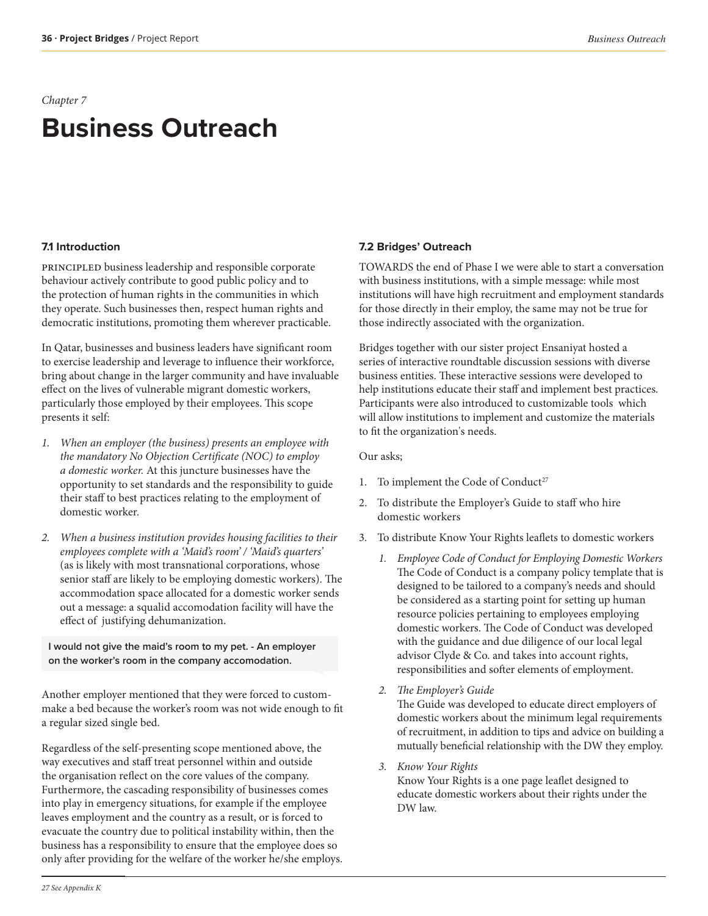*Chapter 7*

# Business Outreach

### 7.1 Introduction

PRINCIPLED business leadership and responsible corporate behaviour actively contribute to good public policy and to the protection of human rights in the communities in which they operate. Such businesses then, respect human rights and democratic institutions, promoting them wherever practicable.

In Qatar, businesses and business leaders have significant room to exercise leadership and leverage to influence their workforce, bring about change in the larger community and have invaluable effect on the lives of vulnerable migrant domestic workers, particularly those employed by their employees. This scope presents it self:

1. *When an employer (the business) presents an employee with the mandatory No Objection Certificate (NOC) to employ a domestic worker.* At this juncture businesses have the opportunity to set standards and the responsibility to guide their staff to best practices relating to the employment of domestic worker.
2. *When a business institution provides housing facilities to their employees complete with a 'Maid's room' / 'Maid's quarters'* (as is likely with most transnational corporations, whose senior staff are likely to be employing domestic workers). The accommodation space allocated for a domestic worker sends out a message: a squalid accomodation facility will have the effect of justifying dehumanization.

> **I would not give the maid's room to my pet. - An employer on the worker's room in the company accomodation.**

Another employer mentioned that they were forced to custom-make a bed because the worker's room was not wide enough to fit a regular sized single bed.

Regardless of the self-presenting scope mentioned above, the way executives and staff treat personnel within and outside the organisation reflect on the core values of the company. Furthermore, the cascading responsibility of businesses comes into play in emergency situations, for example if the employee leaves employment and the country as a result, or is forced to evacuate the country due to political instability within, then the business has a responsibility to ensure that the employee does so only after providing for the welfare of the worker he/she employs.

### 7.2 Bridges' Outreach

TOWARDS the end of Phase I we were able to start a conversation with business institutions, with a simple message: while most institutions will have high recruitment and employment standards for those directly in their employ, the same may not be true for those indirectly associated with the organization.

Bridges together with our sister project Ensaniyat hosted a series of interactive roundtable discussion sessions with diverse business entities. These interactive sessions were developed to help institutions educate their staff and implement best practices. Participants were also introduced to customizable tools which will allow institutions to implement and customize the materials to fit the organization's needs.

Our asks;

1. To implement the Code of Conduct[27]
2. To distribute the Employer's Guide to staff who hire domestic workers
3. To distribute Know Your Rights leaflets to domestic workers
    1. *Employee Code of Conduct for Employing Domestic Workers*
    The Code of Conduct is a company policy template that is designed to be tailored to a company's needs and should be considered as a starting point for setting up human resource policies pertaining to employees employing domestic workers. The Code of Conduct was developed with the guidance and due diligence of our local legal advisor Clyde & Co. and takes into account rights, responsibilities and softer elements of employment.
    2. *The Employer's Guide*
    The Guide was developed to educate direct employers of domestic workers about the minimum legal requirements of recruitment, in addition to tips and advice on building a mutually beneficial relationship with the DW they employ.
    3. *Know Your Rights*
    Know Your Rights is a one page leaflet designed to educate domestic workers about their rights under the DW law.

---

*27 See Appendix K*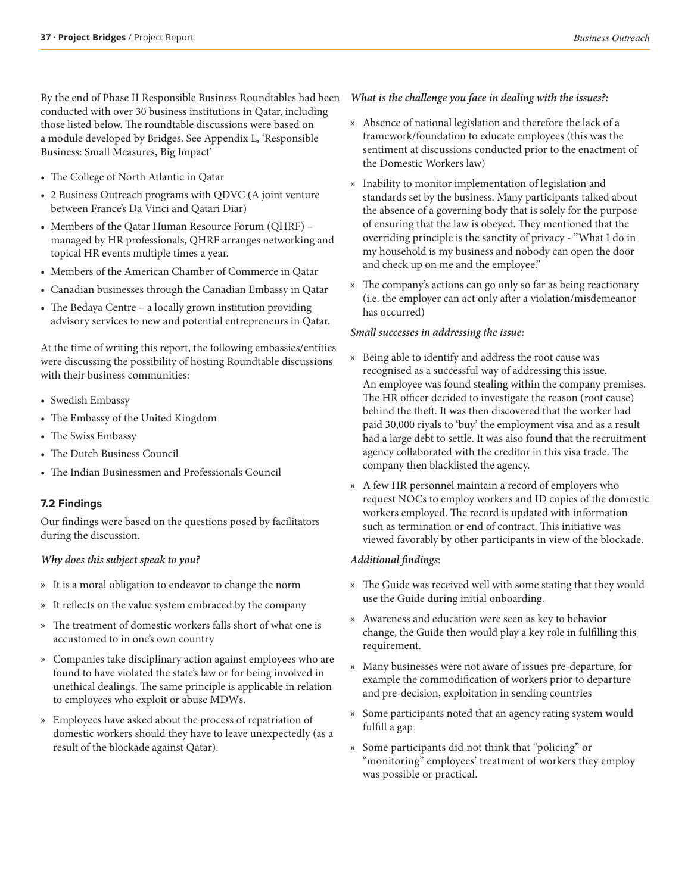By the end of Phase II Responsible Business Roundtables had been conducted with over 30 business institutions in Qatar, including those listed below. The roundtable discussions were based on a module developed by Bridges. See Appendix L, 'Responsible Business: Small Measures, Big Impact'

- The College of North Atlantic in Qatar
- 2 Business Outreach programs with QDVC (A joint venture between France's Da Vinci and Qatari Diar)
- Members of the Qatar Human Resource Forum (QHRF) – managed by HR professionals, QHRF arranges networking and topical HR events multiple times a year.
- Members of the American Chamber of Commerce in Qatar
- Canadian businesses through the Canadian Embassy in Qatar
- The Bedaya Centre – a locally grown institution providing advisory services to new and potential entrepreneurs in Qatar.

At the time of writing this report, the following embassies/entities were discussing the possibility of hosting Roundtable discussions with their business communities:

- Swedish Embassy
- The Embassy of the United Kingdom
- The Swiss Embassy
- The Dutch Business Council
- The Indian Businessmen and Professionals Council

### 7.2 Findings

Our findings were based on the questions posed by facilitators during the discussion.

***Why does this subject speak to you?***

» It is a moral obligation to endeavor to change the norm

» It reflects on the value system embraced by the company

» The treatment of domestic workers falls short of what one is accustomed to in one's own country

» Companies take disciplinary action against employees who are found to have violated the state's law or for being involved in unethical dealings. The same principle is applicable in relation to employees who exploit or abuse MDWs.

» Employees have asked about the process of repatriation of domestic workers should they have to leave unexpectedly (as a result of the blockade against Qatar).

***What is the challenge you face in dealing with the issues?:***

» Absence of national legislation and therefore the lack of a framework/foundation to educate employees (this was the sentiment at discussions conducted prior to the enactment of the Domestic Workers law)

» Inability to monitor implementation of legislation and standards set by the business. Many participants talked about the absence of a governing body that is solely for the purpose of ensuring that the law is obeyed. They mentioned that the overriding principle is the sanctity of privacy - "What I do in my household is my business and nobody can open the door and check up on me and the employee."

» The company's actions can go only so far as being reactionary (i.e. the employer can act only after a violation/misdemeanor has occurred)

***Small successes in addressing the issue:***

» Being able to identify and address the root cause was recognised as a successful way of addressing this issue. An employee was found stealing within the company premises. The HR officer decided to investigate the reason (root cause) behind the theft. It was then discovered that the worker had paid 30,000 riyals to 'buy' the employment visa and as a result had a large debt to settle. It was also found that the recruitment agency collaborated with the creditor in this visa trade. The company then blacklisted the agency.

» A few HR personnel maintain a record of employers who request NOCs to employ workers and ID copies of the domestic workers employed. The record is updated with information such as termination or end of contract. This initiative was viewed favorably by other participants in view of the blockade.

***Additional findings***:

» The Guide was received well with some stating that they would use the Guide during initial onboarding.

» Awareness and education were seen as key to behavior change, the Guide then would play a key role in fulfilling this requirement.

» Many businesses were not aware of issues pre-departure, for example the commodification of workers prior to departure and pre-decision, exploitation in sending countries

» Some participants noted that an agency rating system would fulfill a gap

» Some participants did not think that "policing" or "monitoring" employees' treatment of workers they employ was possible or practical.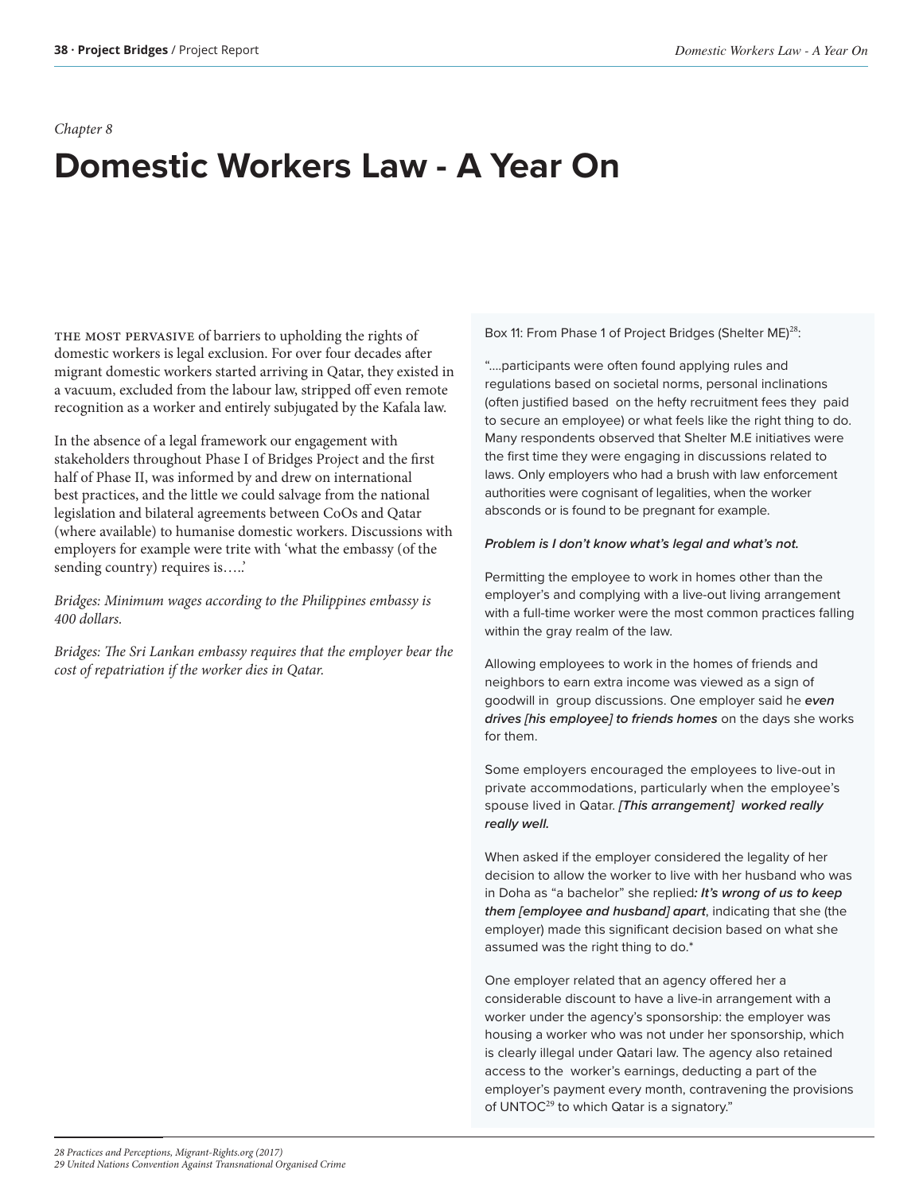*Chapter 8*

# Domestic Workers Law - A Year On

THE MOST PERVASIVE of barriers to upholding the rights of domestic workers is legal exclusion. For over four decades after migrant domestic workers started arriving in Qatar, they existed in a vacuum, excluded from the labour law, stripped off even remote recognition as a worker and entirely subjugated by the Kafala law.

In the absence of a legal framework our engagement with stakeholders throughout Phase I of Bridges Project and the first half of Phase II, was informed by and drew on international best practices, and the little we could salvage from the national legislation and bilateral agreements between CoOs and Qatar (where available) to humanise domestic workers. Discussions with employers for example were trite with 'what the embassy (of the sending country) requires is…..'

*Bridges: Minimum wages according to the Philippines embassy is 400 dollars.*

*Bridges: The Sri Lankan embassy requires that the employer bear the cost of repatriation if the worker dies in Qatar.*

Box 11: From Phase 1 of Project Bridges (Shelter ME)[28]:

"….participants were often found applying rules and regulations based on societal norms, personal inclinations (often justified based on the hefty recruitment fees they paid to secure an employee) or what feels like the right thing to do. Many respondents observed that Shelter M.E initiatives were the first time they were engaging in discussions related to laws. Only employers who had a brush with law enforcement authorities were cognisant of legalities, when the worker absconds or is found to be pregnant for example.

***Problem is I don't know what's legal and what's not.***

Permitting the employee to work in homes other than the employer's and complying with a live-out living arrangement with a full-time worker were the most common practices falling within the gray realm of the law.

Allowing employees to work in the homes of friends and neighbors to earn extra income was viewed as a sign of goodwill in group discussions. One employer said he ***even drives [his employee] to friends homes*** on the days she works for them.

Some employers encouraged the employees to live-out in private accommodations, particularly when the employee's spouse lived in Qatar. ***[This arrangement] worked really really well.***

When asked if the employer considered the legality of her decision to allow the worker to live with her husband who was in Doha as "a bachelor" she replied***: It's wrong of us to keep them [employee and husband] apart***, indicating that she (the employer) made this significant decision based on what she assumed was the right thing to do.*

One employer related that an agency offered her a considerable discount to have a live-in arrangement with a worker under the agency's sponsorship: the employer was housing a worker who was not under her sponsorship, which is clearly illegal under Qatari law. The agency also retained access to the worker's earnings, deducting a part of the employer's payment every month, contravening the provisions of UNTOC[29] to which Qatar is a signatory."

---

*28 Practices and Perceptions, Migrant-Rights.org (2017)*
*29 United Nations Convention Against Transnational Organised Crime*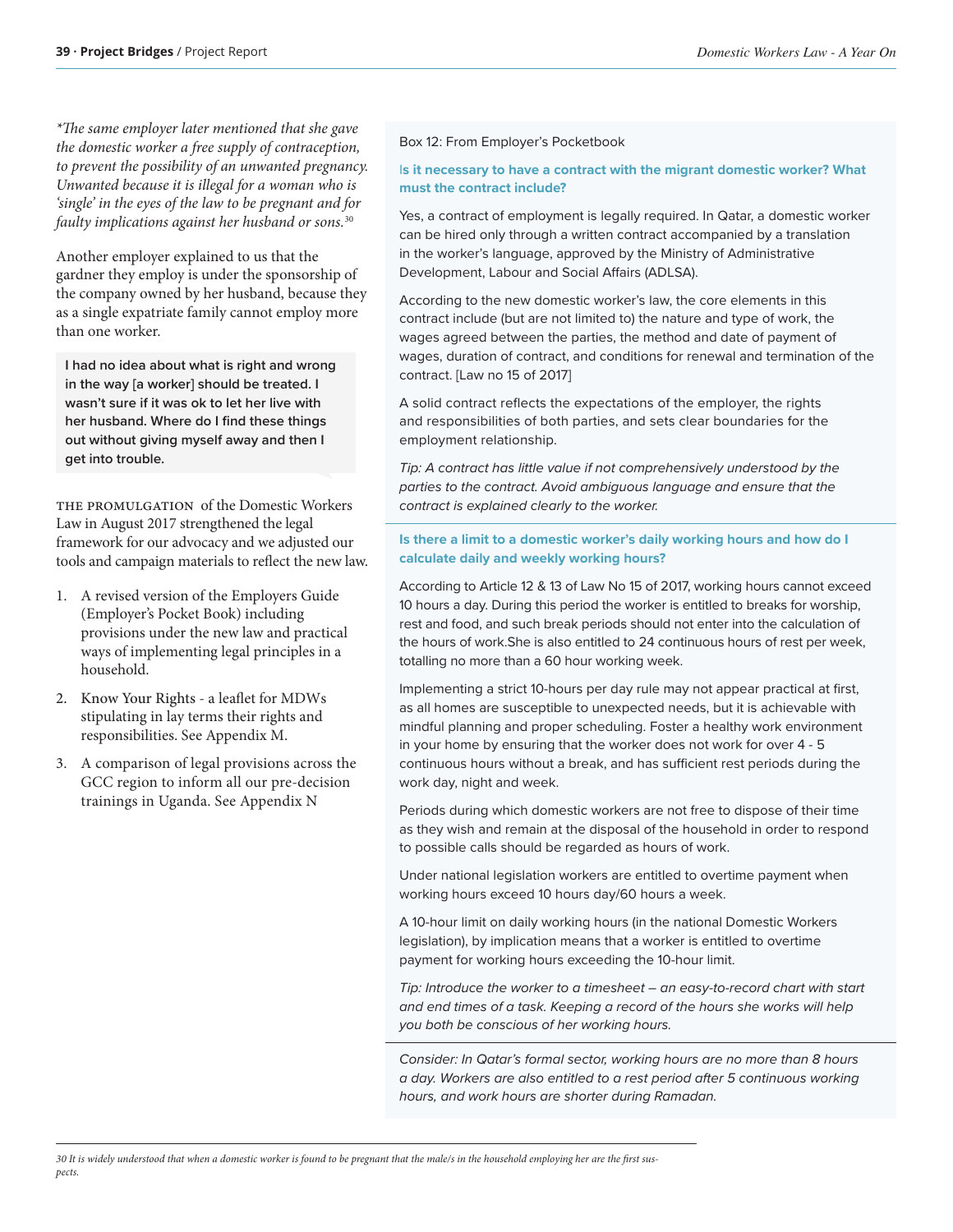*\*The same employer later mentioned that she gave the domestic worker a free supply of contraception, to prevent the possibility of an unwanted pregnancy. Unwanted because it is illegal for a woman who is 'single' in the eyes of the law to be pregnant and for faulty implications against her husband or sons.*[30]

Another employer explained to us that the gardner they employ is under the sponsorship of the company owned by her husband, because they as a single expatriate family cannot employ more than one worker.

> **I had no idea about what is right and wrong in the way [a worker] should be treated. I wasn't sure if it was ok to let her live with her husband. Where do I find these things out without giving myself away and then I get into trouble.**

THE PROMULGATION of the Domestic Workers Law in August 2017 strengthened the legal framework for our advocacy and we adjusted our tools and campaign materials to reflect the new law.

1. A revised version of the Employers Guide (Employer's Pocket Book) including provisions under the new law and practical ways of implementing legal principles in a household.
2. Know Your Rights - a leaflet for MDWs stipulating in lay terms their rights and responsibilities. See Appendix M.
3. A comparison of legal provisions across the GCC region to inform all our pre-decision trainings in Uganda. See Appendix N

Box 12: From Employer's Pocketbook

**Is it necessary to have a contract with the migrant domestic worker? What must the contract include?**

Yes, a contract of employment is legally required. In Qatar, a domestic worker can be hired only through a written contract accompanied by a translation in the worker's language, approved by the Ministry of Administrative Development, Labour and Social Affairs (ADLSA).

According to the new domestic worker's law, the core elements in this contract include (but are not limited to) the nature and type of work, the wages agreed between the parties, the method and date of payment of wages, duration of contract, and conditions for renewal and termination of the contract. [Law no 15 of 2017]

A solid contract reflects the expectations of the employer, the rights and responsibilities of both parties, and sets clear boundaries for the employment relationship.

*Tip: A contract has little value if not comprehensively understood by the parties to the contract. Avoid ambiguous language and ensure that the contract is explained clearly to the worker.*

**Is there a limit to a domestic worker's daily working hours and how do I calculate daily and weekly working hours?**

According to Article 12 & 13 of Law No 15 of 2017, working hours cannot exceed 10 hours a day. During this period the worker is entitled to breaks for worship, rest and food, and such break periods should not enter into the calculation of the hours of work.She is also entitled to 24 continuous hours of rest per week, totalling no more than a 60 hour working week.

Implementing a strict 10-hours per day rule may not appear practical at first, as all homes are susceptible to unexpected needs, but it is achievable with mindful planning and proper scheduling. Foster a healthy work environment in your home by ensuring that the worker does not work for over 4 - 5 continuous hours without a break, and has sufficient rest periods during the work day, night and week.

Periods during which domestic workers are not free to dispose of their time as they wish and remain at the disposal of the household in order to respond to possible calls should be regarded as hours of work.

Under national legislation workers are entitled to overtime payment when working hours exceed 10 hours day/60 hours a week.

A 10-hour limit on daily working hours (in the national Domestic Workers legislation), by implication means that a worker is entitled to overtime payment for working hours exceeding the 10-hour limit.

*Tip: Introduce the worker to a timesheet – an easy-to-record chart with start and end times of a task. Keeping a record of the hours she works will help you both be conscious of her working hours.*

*Consider: In Qatar's formal sector, working hours are no more than 8 hours a day. Workers are also entitled to a rest period after 5 continuous working hours, and work hours are shorter during Ramadan.*

*30 It is widely understood that when a domestic worker is found to be pregnant that the male/s in the household employing her are the first suspects.*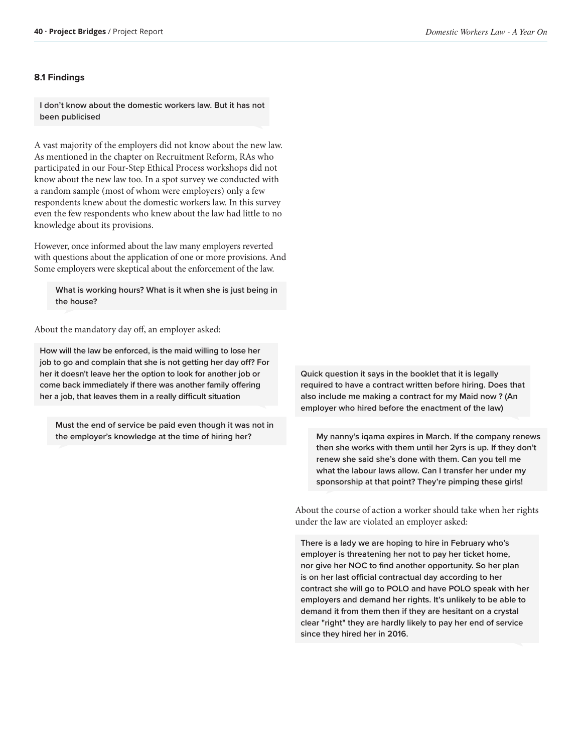### 8.1 Findings

> **I don't know about the domestic workers law. But it has not been publicised**

A vast majority of the employers did not know about the new law. As mentioned in the chapter on Recruitment Reform, RAs who participated in our Four-Step Ethical Process workshops did not know about the new law too. In a spot survey we conducted with a random sample (most of whom were employers) only a few respondents knew about the domestic workers law. In this survey even the few respondents who knew about the law had little to no knowledge about its provisions.

However, once informed about the law many employers reverted with questions about the application of one or more provisions. And Some employers were skeptical about the enforcement of the law.

> **What is working hours? What is it when she is just being in the house?**

About the mandatory day off, an employer asked:

> **How will the law be enforced, is the maid willing to lose her job to go and complain that she is not getting her day off? For her it doesn't leave her the option to look for another job or come back immediately if there was another family offering her a job, that leaves them in a really difficult situation**

> **Must the end of service be paid even though it was not in the employer's knowledge at the time of hiring her?**

> **Quick question it says in the booklet that it is legally required to have a contract written before hiring. Does that also include me making a contract for my Maid now ? (An employer who hired before the enactment of the law)**

> **My nanny's iqama expires in March. If the company renews then she works with them until her 2yrs is up. If they don't renew she said she's done with them. Can you tell me what the labour laws allow. Can I transfer her under my sponsorship at that point? They're pimping these girls!**

About the course of action a worker should take when her rights under the law are violated an employer asked:

> **There is a lady we are hoping to hire in February who's employer is threatening her not to pay her ticket home, nor give her NOC to find another opportunity. So her plan is on her last official contractual day according to her contract she will go to POLO and have POLO speak with her employers and demand her rights. It's unlikely to be able to demand it from them then if they are hesitant on a crystal clear "right" they are hardly likely to pay her end of service since they hired her in 2016.**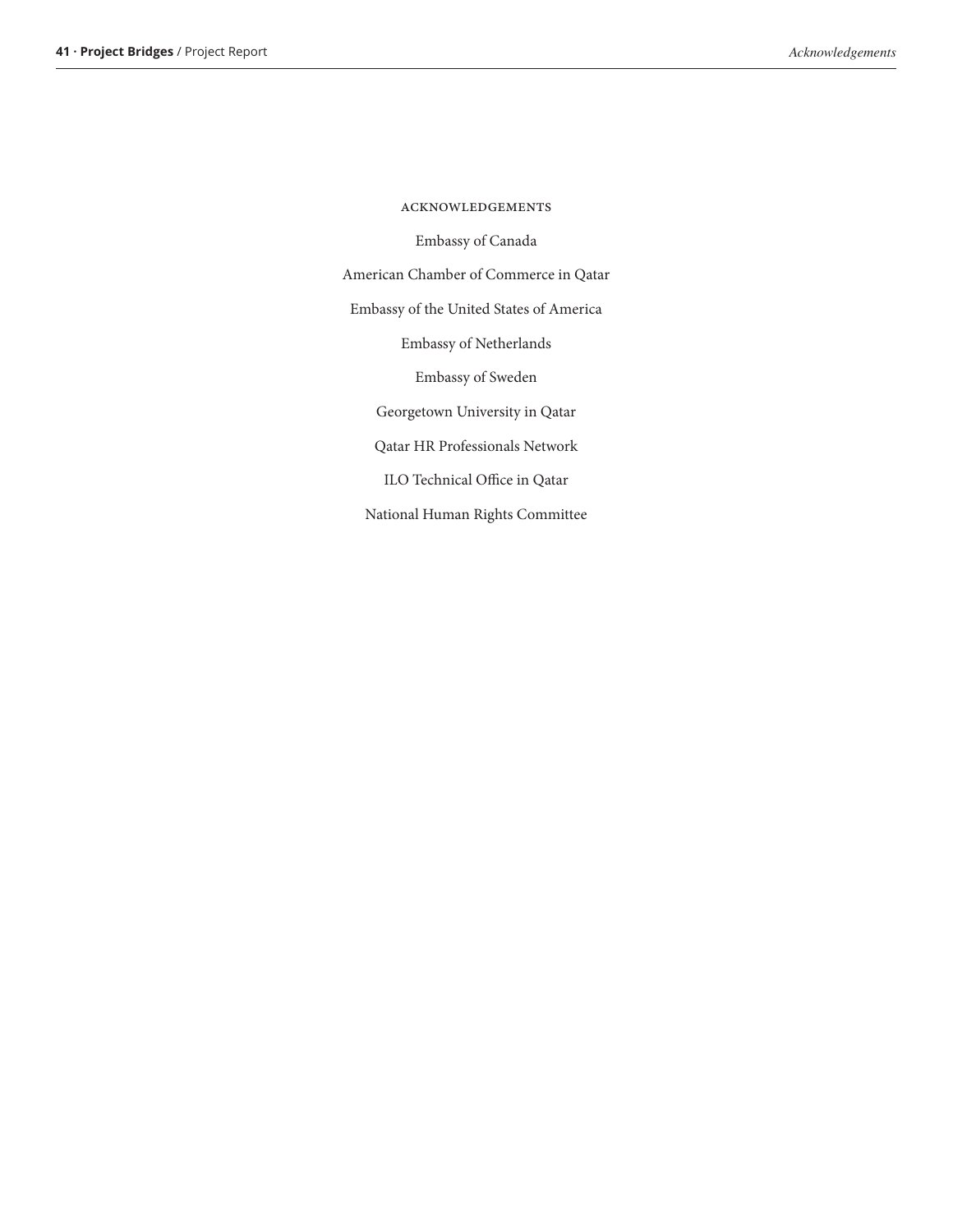## ACKNOWLEDGEMENTS

Embassy of Canada

American Chamber of Commerce in Qatar

Embassy of the United States of America

Embassy of Netherlands

Embassy of Sweden

Georgetown University in Qatar

Qatar HR Professionals Network

ILO Technical Office in Qatar

National Human Rights Committee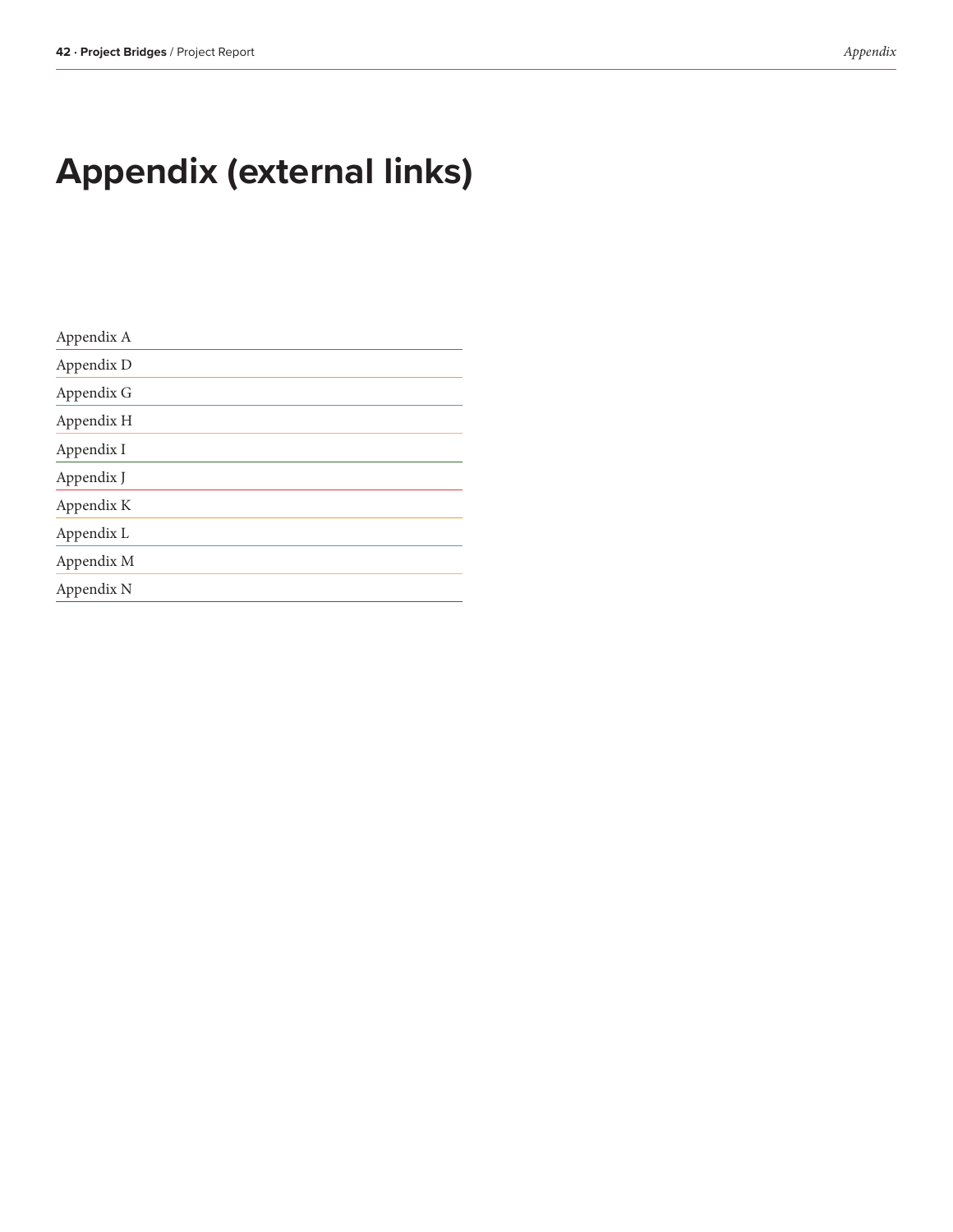# Appendix (external links)

Appendix A

Appendix D

Appendix G

Appendix H

Appendix I

Appendix J

Appendix K

Appendix L

Appendix M

Appendix N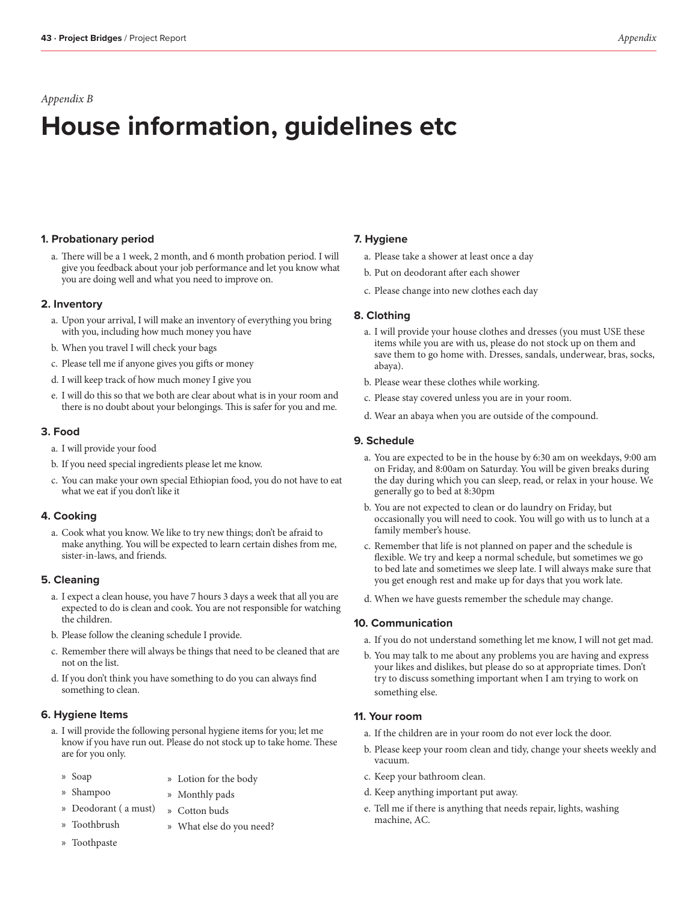*Appendix B*

# House information, guidelines etc

### 1. Probationary period

a. There will be a 1 week, 2 month, and 6 month probation period. I will give you feedback about your job performance and let you know what you are doing well and what you need to improve on.

### 2. Inventory

a. Upon your arrival, I will make an inventory of everything you bring with you, including how much money you have
b. When you travel I will check your bags
c. Please tell me if anyone gives you gifts or money
d. I will keep track of how much money I give you
e. I will do this so that we both are clear about what is in your room and there is no doubt about your belongings. This is safer for you and me.

### 3. Food

a. I will provide your food
b. If you need special ingredients please let me know.
c. You can make your own special Ethiopian food, you do not have to eat what we eat if you don't like it

### 4. Cooking

a. Cook what you know. We like to try new things; don't be afraid to make anything. You will be expected to learn certain dishes from me, sister-in-laws, and friends.

### 5. Cleaning

a. I expect a clean house, you have 7 hours 3 days a week that all you are expected to do is clean and cook. You are not responsible for watching the children.
b. Please follow the cleaning schedule I provide.
c. Remember there will always be things that need to be cleaned that are not on the list.
d. If you don't think you have something to do you can always find something to clean.

### 6. Hygiene Items

a. I will provide the following personal hygiene items for you; let me know if you have run out. Please do not stock up to take home. These are for you only.

- Soap
- Shampoo
- Deodorant ( a must)
- Toothbrush
- Toothpaste
- Lotion for the body
- Monthly pads
- Cotton buds
- What else do you need?

### 7. Hygiene

a. Please take a shower at least once a day
b. Put on deodorant after each shower
c. Please change into new clothes each day

### 8. Clothing

a. I will provide your house clothes and dresses (you must USE these items while you are with us, please do not stock up on them and save them to go home with. Dresses, sandals, underwear, bras, socks, abaya).
b. Please wear these clothes while working.
c. Please stay covered unless you are in your room.
d. Wear an abaya when you are outside of the compound.

### 9. Schedule

a. You are expected to be in the house by 6:30 am on weekdays, 9:00 am on Friday, and 8:00am on Saturday. You will be given breaks during the day during which you can sleep, read, or relax in your house. We generally go to bed at 8:30pm
b. You are not expected to clean or do laundry on Friday, but occasionally you will need to cook. You will go with us to lunch at a family member's house.
c. Remember that life is not planned on paper and the schedule is flexible. We try and keep a normal schedule, but sometimes we go to bed late and sometimes we sleep late. I will always make sure that you get enough rest and make up for days that you work late.
d. When we have guests remember the schedule may change.

### 10. Communication

a. If you do not understand something let me know, I will not get mad.
b. You may talk to me about any problems you are having and express your likes and dislikes, but please do so at appropriate times. Don't try to discuss something important when I am trying to work on something else.

### 11. Your room

a. If the children are in your room do not ever lock the door.
b. Please keep your room clean and tidy, change your sheets weekly and vacuum.
c. Keep your bathroom clean.
d. Keep anything important put away.
e. Tell me if there is anything that needs repair, lights, washing machine, AC.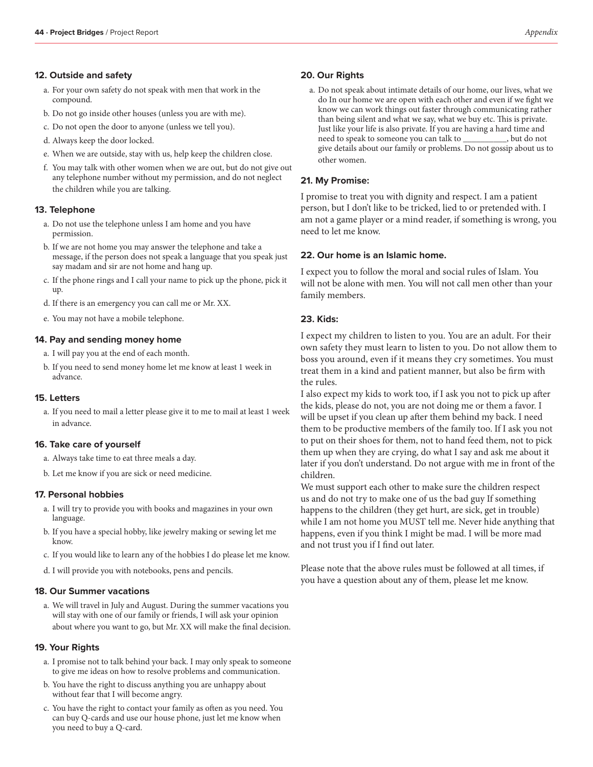### 12. Outside and safety

a. For your own safety do not speak with men that work in the compound.
b. Do not go inside other houses (unless you are with me).
c. Do not open the door to anyone (unless we tell you).
d. Always keep the door locked.
e. When we are outside, stay with us, help keep the children close.
f. You may talk with other women when we are out, but do not give out any telephone number without my permission, and do not neglect the children while you are talking.

### 13. Telephone

a. Do not use the telephone unless I am home and you have permission.
b. If we are not home you may answer the telephone and take a message, if the person does not speak a language that you speak just say madam and sir are not home and hang up.
c. If the phone rings and I call your name to pick up the phone, pick it up.
d. If there is an emergency you can call me or Mr. XX.
e. You may not have a mobile telephone.

### 14. Pay and sending money home

a. I will pay you at the end of each month.
b. If you need to send money home let me know at least 1 week in advance.

### 15. Letters

a. If you need to mail a letter please give it to me to mail at least 1 week in advance.

### 16. Take care of yourself

a. Always take time to eat three meals a day.
b. Let me know if you are sick or need medicine.

### 17. Personal hobbies

a. I will try to provide you with books and magazines in your own language.
b. If you have a special hobby, like jewelry making or sewing let me know.
c. If you would like to learn any of the hobbies I do please let me know.
d. I will provide you with notebooks, pens and pencils.

### 18. Our Summer vacations

a. We will travel in July and August. During the summer vacations you will stay with one of our family or friends, I will ask your opinion about where you want to go, but Mr. XX will make the final decision.

### 19. Your Rights

a. I promise not to talk behind your back. I may only speak to someone to give me ideas on how to resolve problems and communication.
b. You have the right to discuss anything you are unhappy about without fear that I will become angry.
c. You have the right to contact your family as often as you need. You can buy Q-cards and use our house phone, just let me know when you need to buy a Q-card.

### 20. Our Rights

a. Do not speak about intimate details of our home, our lives, what we do In our home we are open with each other and even if we fight we know we can work things out faster through communicating rather than being silent and what we say, what we buy etc. This is private. Just like your life is also private. If you are having a hard time and need to speak to someone you can talk to __________, but do not give details about our family or problems. Do not gossip about us to other women.

### 21. My Promise:

I promise to treat you with dignity and respect. I am a patient person, but I don't like to be tricked, lied to or pretended with. I am not a game player or a mind reader, if something is wrong, you need to let me know.

### 22. Our home is an Islamic home.

I expect you to follow the moral and social rules of Islam. You will not be alone with men. You will not call men other than your family members.

### 23. Kids:

I expect my children to listen to you. You are an adult. For their own safety they must learn to listen to you. Do not allow them to boss you around, even if it means they cry sometimes. You must treat them in a kind and patient manner, but also be firm with the rules.
I also expect my kids to work too, if I ask you not to pick up after the kids, please do not, you are not doing me or them a favor. I will be upset if you clean up after them behind my back. I need them to be productive members of the family too. If I ask you not to put on their shoes for them, not to hand feed them, not to pick them up when they are crying, do what I say and ask me about it later if you don't understand. Do not argue with me in front of the children.
We must support each other to make sure the children respect us and do not try to make one of us the bad guy If something happens to the children (they get hurt, are sick, get in trouble) while I am not home you MUST tell me. Never hide anything that happens, even if you think I might be mad. I will be more mad and not trust you if I find out later.

Please note that the above rules must be followed at all times, if you have a question about any of them, please let me know.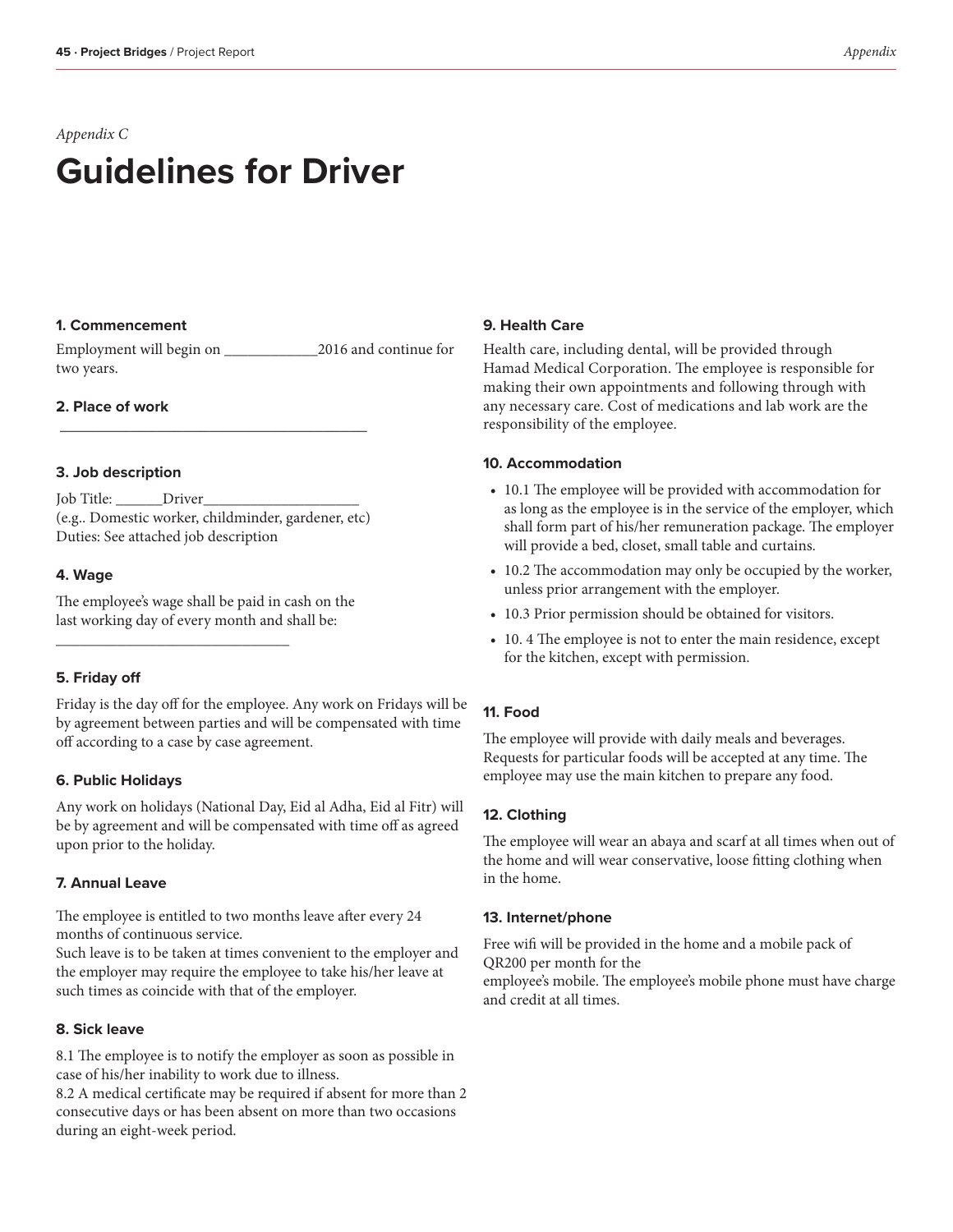*Appendix C*

# Guidelines for Driver

### 1. Commencement

Employment will begin on ____________2016 and continue for two years.

### 2. Place of work

_______________________________________

### 3. Job description

Job Title: ______Driver____________________
(e.g.. Domestic worker, childminder, gardener, etc)
Duties: See attached job description

### 4. Wage

The employee's wage shall be paid in cash on the last working day of every month and shall be:

______________________________

### 5. Friday off

Friday is the day off for the employee. Any work on Fridays will be by agreement between parties and will be compensated with time off according to a case by case agreement.

### 6. Public Holidays

Any work on holidays (National Day, Eid al Adha, Eid al Fitr) will be by agreement and will be compensated with time off as agreed upon prior to the holiday.

### 7. Annual Leave

The employee is entitled to two months leave after every 24 months of continuous service.
Such leave is to be taken at times convenient to the employer and the employer may require the employee to take his/her leave at such times as coincide with that of the employer.

### 8. Sick leave

8.1 The employee is to notify the employer as soon as possible in case of his/her inability to work due to illness.
8.2 A medical certificate may be required if absent for more than 2 consecutive days or has been absent on more than two occasions during an eight-week period.

### 9. Health Care

Health care, including dental, will be provided through Hamad Medical Corporation. The employee is responsible for making their own appointments and following through with any necessary care. Cost of medications and lab work are the responsibility of the employee.

### 10. Accommodation

- 10.1 The employee will be provided with accommodation for as long as the employee is in the service of the employer, which shall form part of his/her remuneration package. The employer will provide a bed, closet, small table and curtains.
- 10.2 The accommodation may only be occupied by the worker, unless prior arrangement with the employer.
- 10.3 Prior permission should be obtained for visitors.
- 10. 4 The employee is not to enter the main residence, except for the kitchen, except with permission.

### 11. Food

The employee will provide with daily meals and beverages. Requests for particular foods will be accepted at any time. The employee may use the main kitchen to prepare any food.

### 12. Clothing

The employee will wear an abaya and scarf at all times when out of the home and will wear conservative, loose fitting clothing when in the home.

### 13. Internet/phone

Free wifi will be provided in the home and a mobile pack of QR200 per month for the
employee's mobile. The employee's mobile phone must have charge and credit at all times.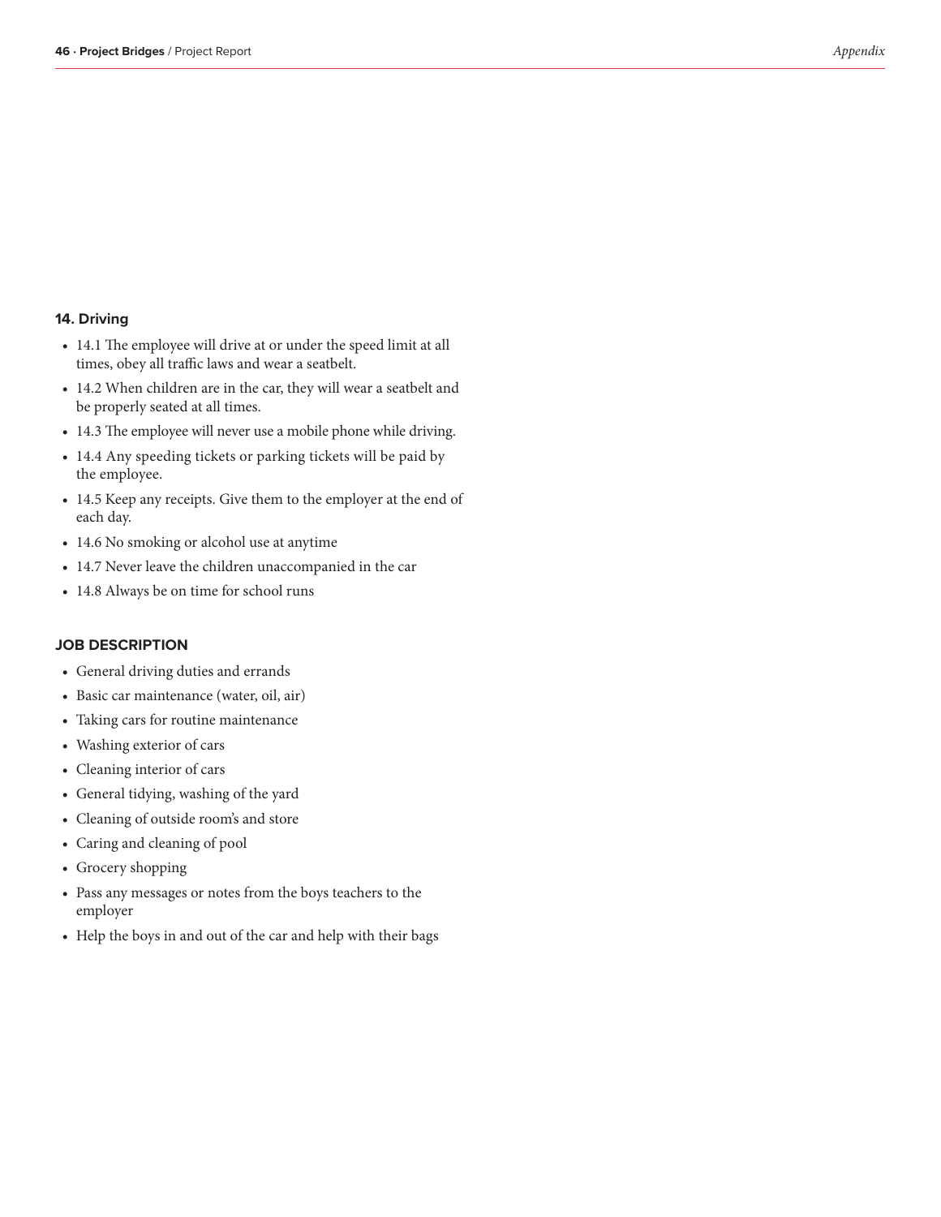## 14. Driving

- 14.1 The employee will drive at or under the speed limit at all times, obey all traffic laws and wear a seatbelt.
- 14.2 When children are in the car, they will wear a seatbelt and be properly seated at all times.
- 14.3 The employee will never use a mobile phone while driving.
- 14.4 Any speeding tickets or parking tickets will be paid by the employee.
- 14.5 Keep any receipts. Give them to the employer at the end of each day.
- 14.6 No smoking or alcohol use at anytime
- 14.7 Never leave the children unaccompanied in the car
- 14.8 Always be on time for school runs

## JOB DESCRIPTION

- General driving duties and errands
- Basic car maintenance (water, oil, air)
- Taking cars for routine maintenance
- Washing exterior of cars
- Cleaning interior of cars
- General tidying, washing of the yard
- Cleaning of outside room's and store
- Caring and cleaning of pool
- Grocery shopping
- Pass any messages or notes from the boys teachers to the employer
- Help the boys in and out of the car and help with their bags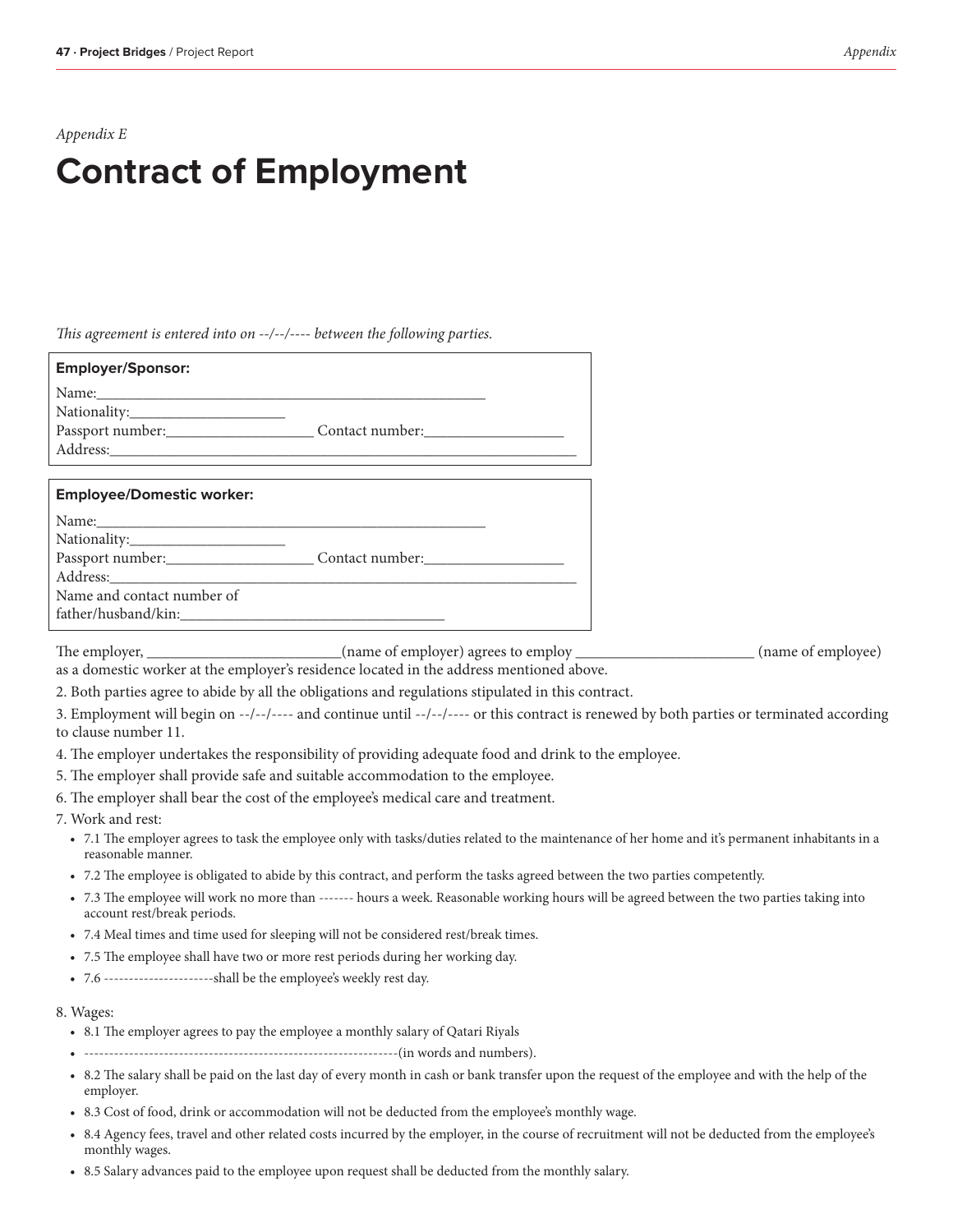*Appendix E*

# Contract of Employment

*This agreement is entered into on --/--/---- between the following parties.*

**Employer/Sponsor:**

Name:___________________________________________________
Nationality:_____________________
Passport number:____________________ Contact number:___________________
Address:_______________________________________________________________

**Employee/Domestic worker:**

Name:___________________________________________________
Nationality:_____________________
Passport number:____________________ Contact number:___________________
Address:_______________________________________________________________
Name and contact number of
father/husband/kin:____________________________________

The employer, ___________________________(name of employer) agrees to employ ________________________ (name of employee) as a domestic worker at the employer's residence located in the address mentioned above.

2. Both parties agree to abide by all the obligations and regulations stipulated in this contract.

3. Employment will begin on --/--/---- and continue until --/--/---- or this contract is renewed by both parties or terminated according to clause number 11.

4. The employer undertakes the responsibility of providing adequate food and drink to the employee.

5. The employer shall provide safe and suitable accommodation to the employee.

6. The employer shall bear the cost of the employee's medical care and treatment.

7. Work and rest:

- 7.1 The employer agrees to task the employee only with tasks/duties related to the maintenance of her home and it's permanent inhabitants in a reasonable manner.
- 7.2 The employee is obligated to abide by this contract, and perform the tasks agreed between the two parties competently.
- 7.3 The employee will work no more than ------- hours a week. Reasonable working hours will be agreed between the two parties taking into account rest/break periods.
- 7.4 Meal times and time used for sleeping will not be considered rest/break times.
- 7.5 The employee shall have two or more rest periods during her working day.
- 7.6 ----------------------shall be the employee's weekly rest day.

8. Wages:

- 8.1 The employer agrees to pay the employee a monthly salary of Qatari Riyals
- --------------------------------------------------------------(in words and numbers).
- 8.2 The salary shall be paid on the last day of every month in cash or bank transfer upon the request of the employee and with the help of the employer.
- 8.3 Cost of food, drink or accommodation will not be deducted from the employee's monthly wage.
- 8.4 Agency fees, travel and other related costs incurred by the employer, in the course of recruitment will not be deducted from the employee's monthly wages.
- 8.5 Salary advances paid to the employee upon request shall be deducted from the monthly salary.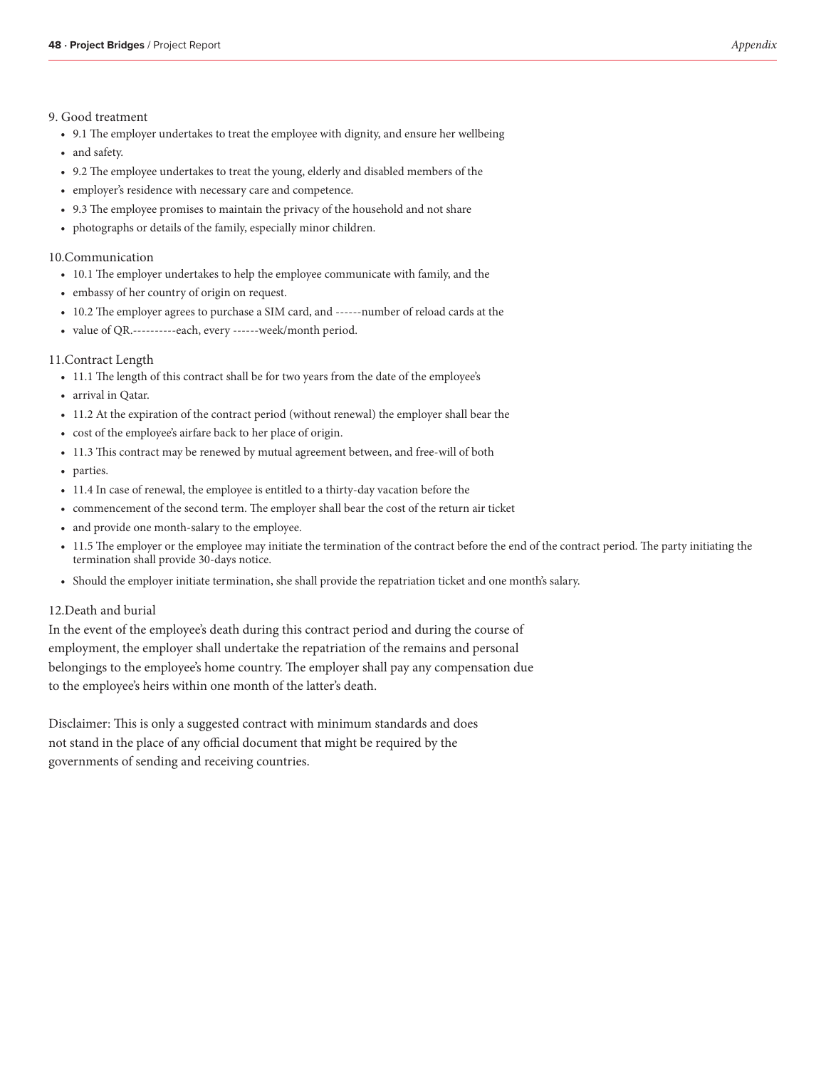9. Good treatment

- 9.1 The employer undertakes to treat the employee with dignity, and ensure her wellbeing
- and safety.
- 9.2 The employee undertakes to treat the young, elderly and disabled members of the
- employer's residence with necessary care and competence.
- 9.3 The employee promises to maintain the privacy of the household and not share
- photographs or details of the family, especially minor children.

10.Communication

- 10.1 The employer undertakes to help the employee communicate with family, and the
- embassy of her country of origin on request.
- 10.2 The employer agrees to purchase a SIM card, and ------number of reload cards at the
- value of QR.----------each, every ------week/month period.

11.Contract Length

- 11.1 The length of this contract shall be for two years from the date of the employee's
- arrival in Qatar.
- 11.2 At the expiration of the contract period (without renewal) the employer shall bear the
- cost of the employee's airfare back to her place of origin.
- 11.3 This contract may be renewed by mutual agreement between, and free-will of both
- parties.
- 11.4 In case of renewal, the employee is entitled to a thirty-day vacation before the
- commencement of the second term. The employer shall bear the cost of the return air ticket
- and provide one month-salary to the employee.
- 11.5 The employer or the employee may initiate the termination of the contract before the end of the contract period. The party initiating the termination shall provide 30-days notice.
- Should the employer initiate termination, she shall provide the repatriation ticket and one month's salary.

12.Death and burial

In the event of the employee's death during this contract period and during the course of employment, the employer shall undertake the repatriation of the remains and personal belongings to the employee's home country. The employer shall pay any compensation due to the employee's heirs within one month of the latter's death.

Disclaimer: This is only a suggested contract with minimum standards and does not stand in the place of any official document that might be required by the governments of sending and receiving countries.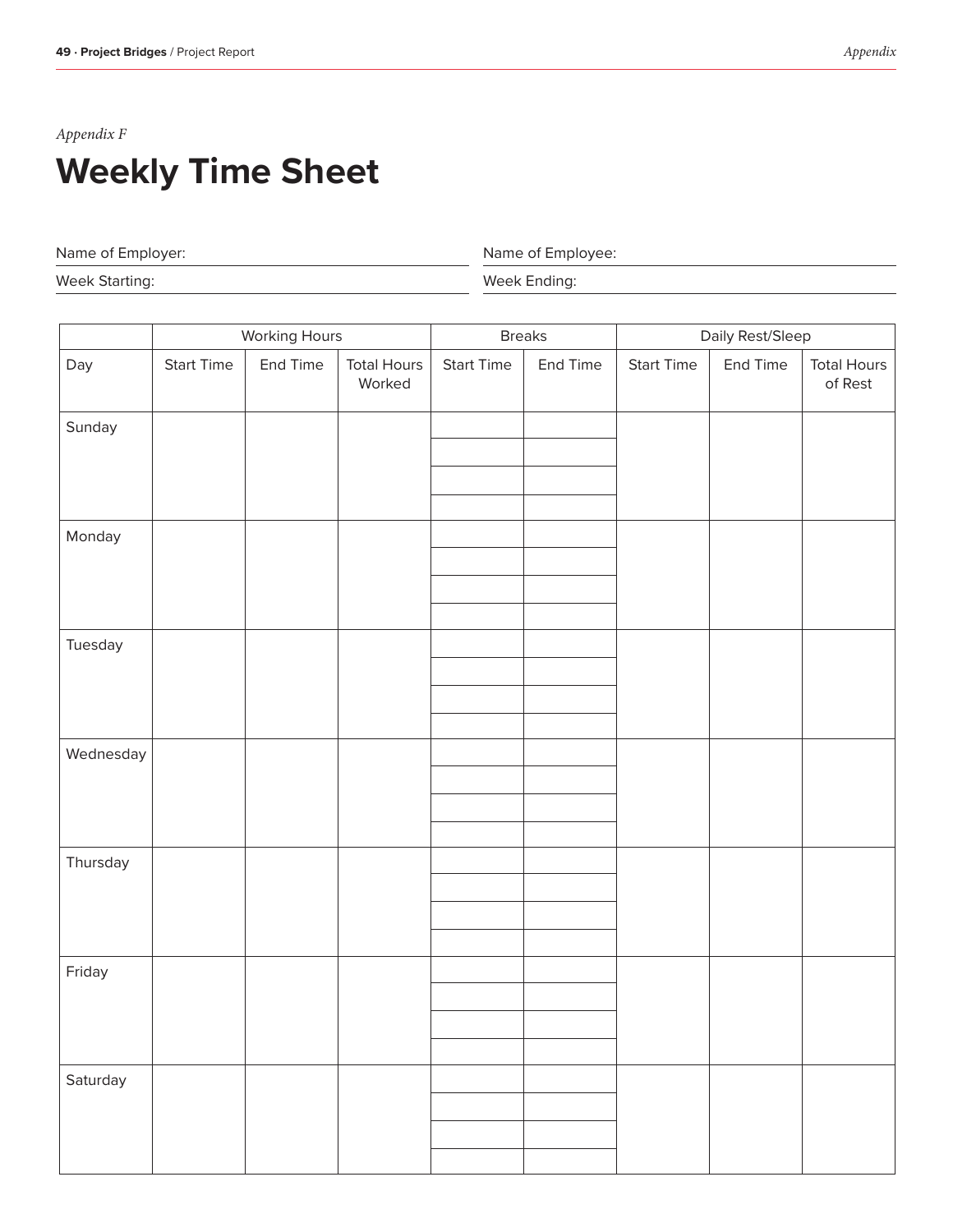*Appendix F*

# Weekly Time Sheet

Name of Employer:

Name of Employee:

Week Starting:

Week Ending:

| | Working Hours | | | Breaks | | Daily Rest/Sleep | | |
|---|---|---|---|---|---|---|---|---|
| Day | Start Time | End Time | Total Hours Worked | Start Time | End Time | Start Time | End Time | Total Hours of Rest |
| Sunday | | | | | | | | |
| Monday | | | | | | | | |
| Tuesday | | | | | | | | |
| Wednesday | | | | | | | | |
| Thursday | | | | | | | | |
| Friday | | | | | | | | |
| Saturday | | | | | | | | |